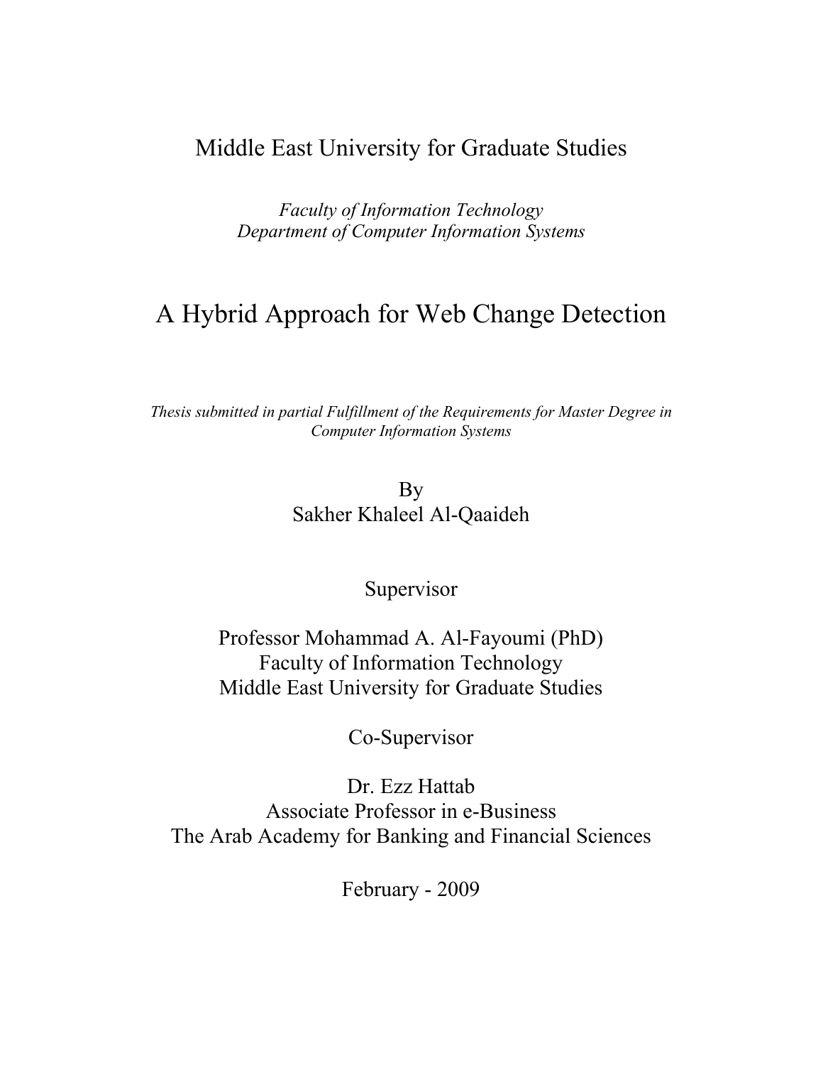Middle East University for Graduate Studies

*Faculty of Information Technology*
*Department of Computer Information Systems*

# A Hybrid Approach for Web Change Detection

*Thesis submitted in partial Fulfillment of the Requirements for Master Degree in Computer Information Systems*

By
Sakher Khaleel Al-Qaaideh

Supervisor

Professor Mohammad A. Al-Fayoumi (PhD)
Faculty of Information Technology
Middle East University for Graduate Studies

Co-Supervisor

Dr. Ezz Hattab
Associate Professor in e-Business
The Arab Academy for Banking and Financial Sciences

February - 2009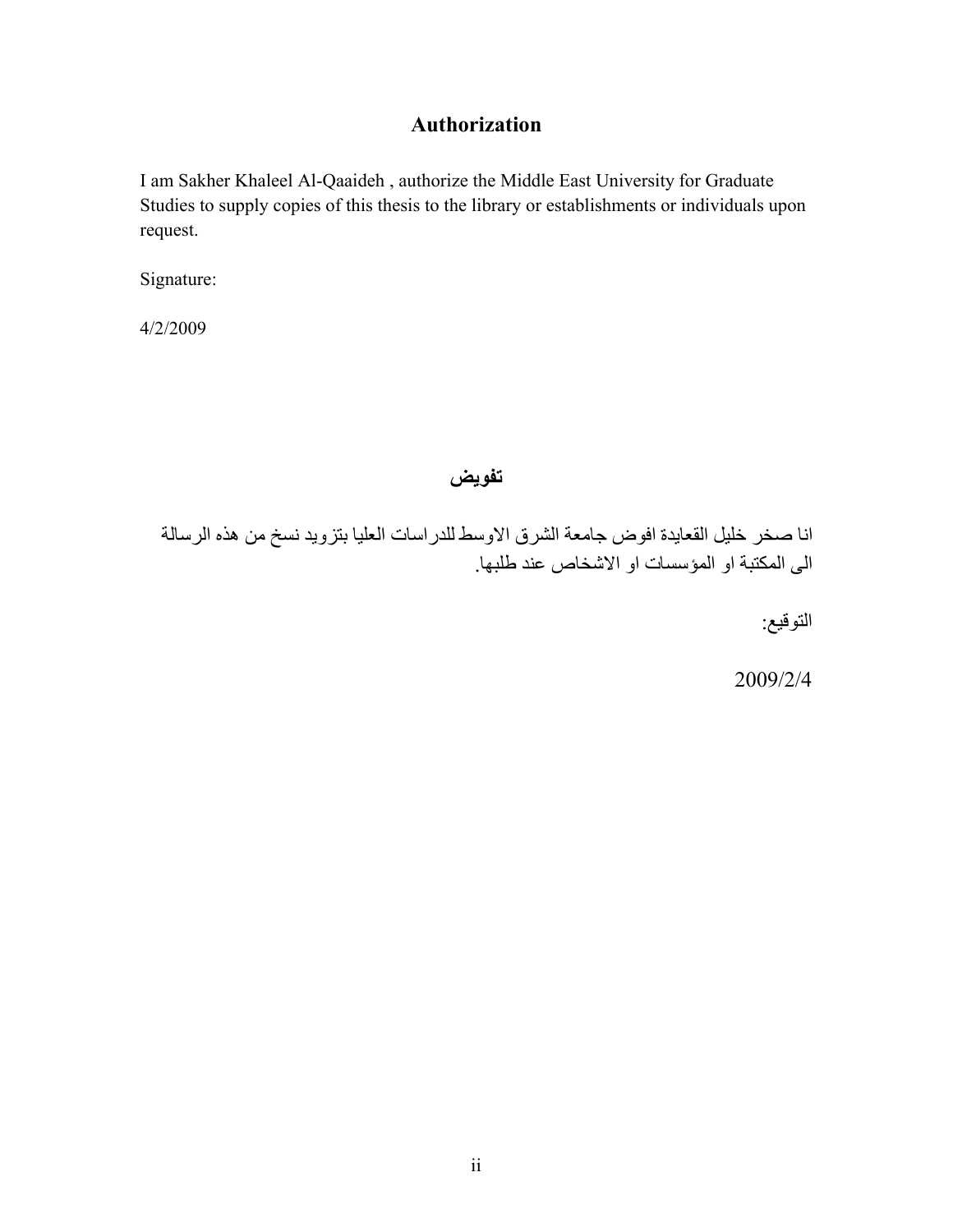# Authorization

I am Sakher Khaleel Al-Qaaideh , authorize the Middle East University for Graduate Studies to supply copies of this thesis to the library or establishments or individuals upon request.

Signature:

4/2/2009

# تفويض

انا صخر خليل القعايدة افوض جامعة الشرق الاوسط للدراسات العليا بتزويد نسخ من هذه الرسالة الى المكتبة او المؤسسات او الاشخاص عند طلبها.

التوقيع:

2009/2/4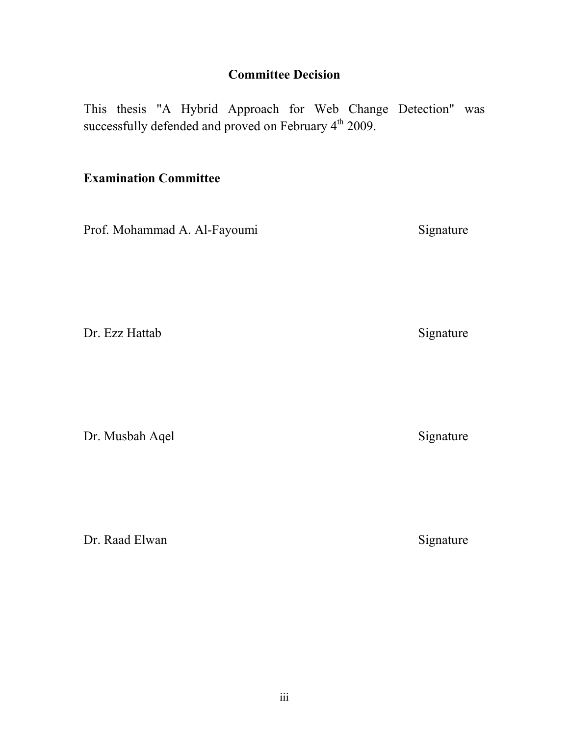## Committee Decision

This thesis "A Hybrid Approach for Web Change Detection" was successfully defended and proved on February 4th 2009.

### Examination Committee

Prof. Mohammad A. Al-Fayoumi Signature

Dr. Ezz Hattab Signature

Dr. Musbah Aqel Signature

Dr. Raad Elwan Signature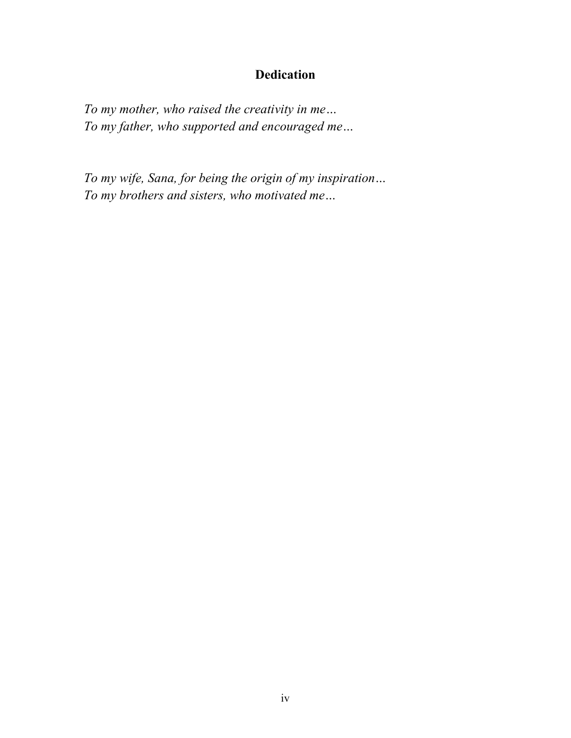# Dedication

*To my mother, who raised the creativity in me…*
*To my father, who supported and encouraged me…*

*To my wife, Sana, for being the origin of my inspiration…*
*To my brothers and sisters, who motivated me…*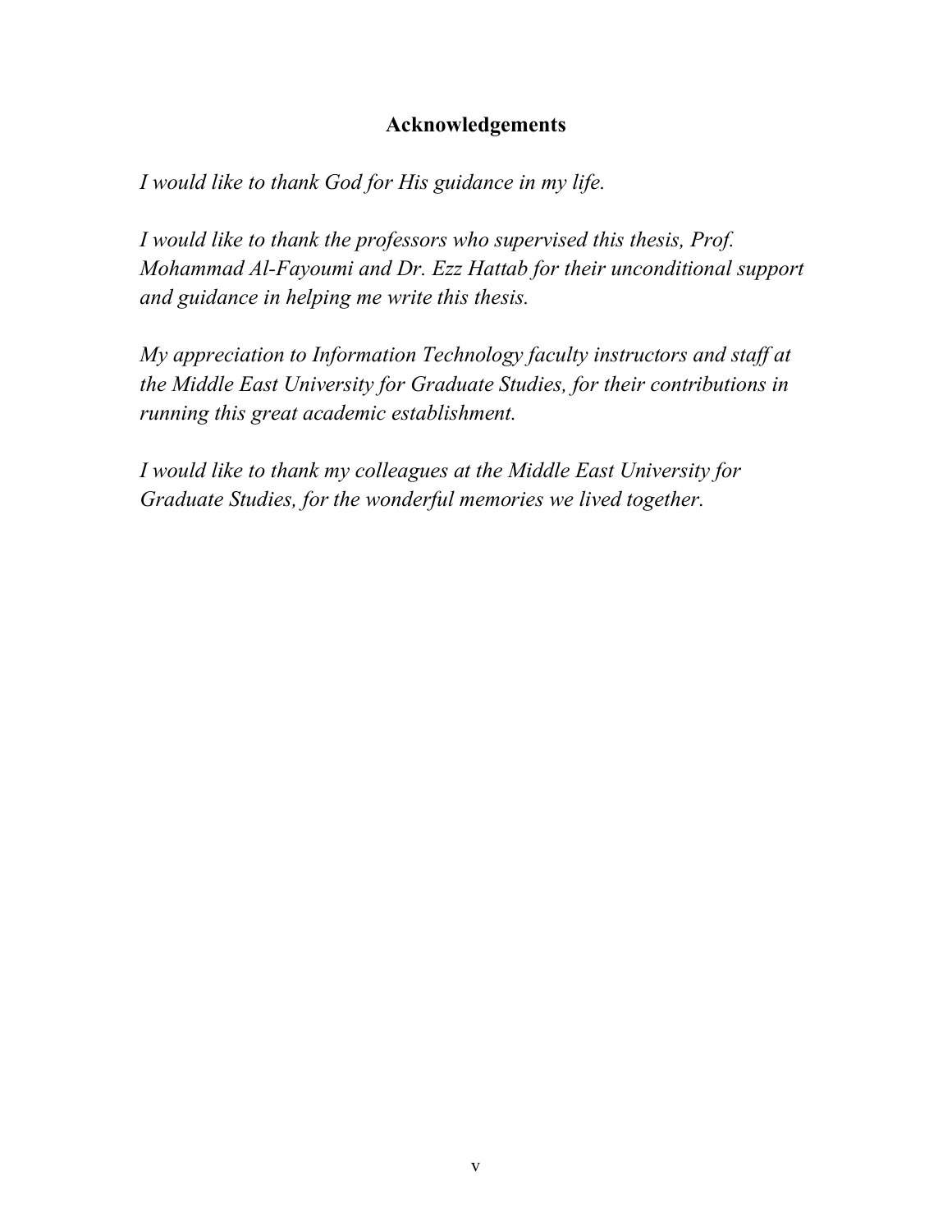## Acknowledgements

*I would like to thank God for His guidance in my life.*

*I would like to thank the professors who supervised this thesis, Prof. Mohammad Al-Fayoumi and Dr. Ezz Hattab for their unconditional support and guidance in helping me write this thesis.*

*My appreciation to Information Technology faculty instructors and staff at the Middle East University for Graduate Studies, for their contributions in running this great academic establishment.*

*I would like to thank my colleagues at the Middle East University for Graduate Studies, for the wonderful memories we lived together.*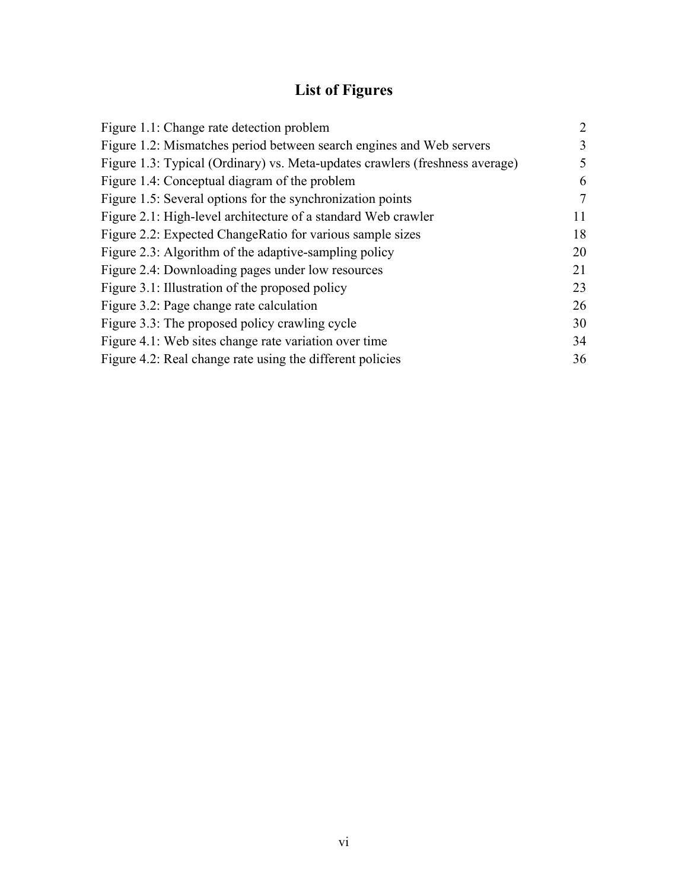# List of Figures

| | |
|---|---|
| Figure 1.1: Change rate detection problem | 2 |
| Figure 1.2: Mismatches period between search engines and Web servers | 3 |
| Figure 1.3: Typical (Ordinary) vs. Meta-updates crawlers (freshness average) | 5 |
| Figure 1.4: Conceptual diagram of the problem | 6 |
| Figure 1.5: Several options for the synchronization points | 7 |
| Figure 2.1: High-level architecture of a standard Web crawler | 11 |
| Figure 2.2: Expected ChangeRatio for various sample sizes | 18 |
| Figure 2.3: Algorithm of the adaptive-sampling policy | 20 |
| Figure 2.4: Downloading pages under low resources | 21 |
| Figure 3.1: Illustration of the proposed policy | 23 |
| Figure 3.2: Page change rate calculation | 26 |
| Figure 3.3: The proposed policy crawling cycle | 30 |
| Figure 4.1: Web sites change rate variation over time | 34 |
| Figure 4.2: Real change rate using the different policies | 36 |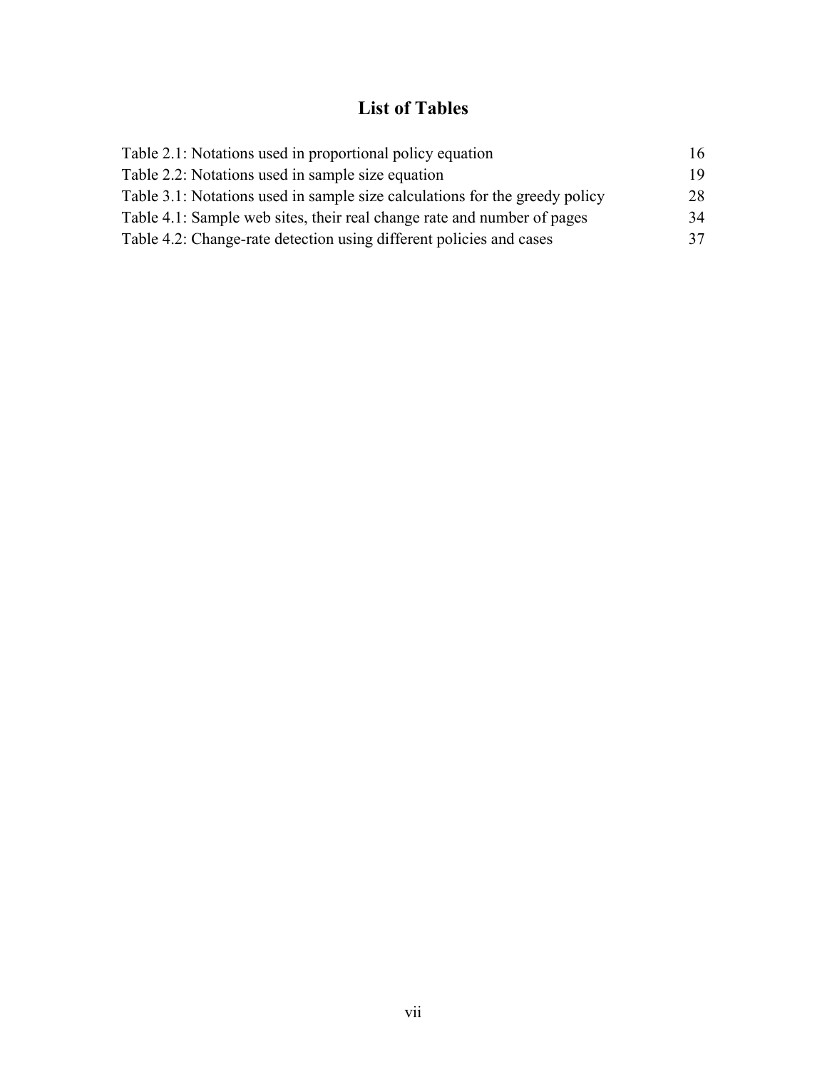# List of Tables

Table 2.1: Notations used in proportional policy equation 16
Table 2.2: Notations used in sample size equation 19
Table 3.1: Notations used in sample size calculations for the greedy policy 28
Table 4.1: Sample web sites, their real change rate and number of pages 34
Table 4.2: Change-rate detection using different policies and cases 37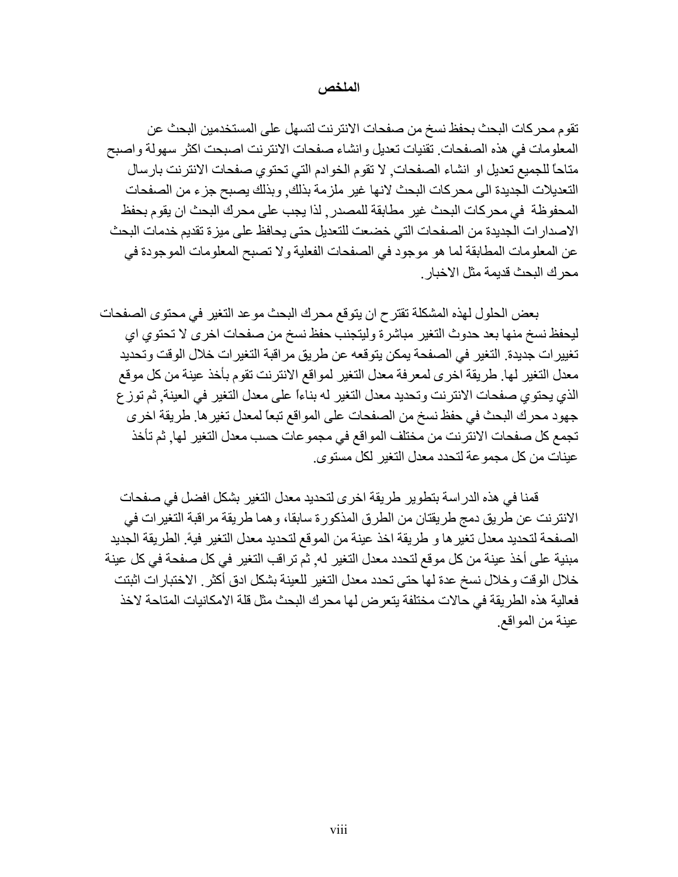# الملخص

تقوم محركات البحث بحفظ نسخ من صفحات الانترنت لتسهل على المستخدمين البحث عن المعلومات في هذه الصفحات. تقنيات تعديل وانشاء صفحات الانترنت اصبحت اكثر سهولة واصبح متاحاً للجميع تعديل او انشاء الصفحات, لا تقوم الخوادم التي تحتوي صفحات الانترنت بارسال التعديلات الجديدة الى محركات البحث لانها غير ملزمة بذلك, وبذلك يصبح جزء من الصفحات المحفوظة في محركات البحث غير مطابقة للمصدر, لذا يجب على محرك البحث ان يقوم بحفظ الاصدارات الجديدة من الصفحات التي خضعت للتعديل حتى يحافظ على ميزة تقديم خدمات البحث عن المعلومات المطابقة لما هو موجود في الصفحات الفعلية ولا تصبح المعلومات الموجودة في محرك البحث قديمة مثل الاخبار.

بعض الحلول لهذه المشكلة تقترح ان يتوقع محرك البحث موعد التغير في محتوى الصفحات ليحفظ نسخ منها بعد حدوث التغير مباشرة وليتجنب حفظ نسخ من صفحات اخرى لا تحتوي اي تغييرات جديدة. التغير في الصفحة يمكن يتوقعه عن طريق مراقبة التغيرات خلال الوقت وتحديد معدل التغير لها. طريقة اخرى لمعرفة معدل التغير لمواقع الانترنت تقوم بأخذ عينة من كل موقع الذي يحتوي صفحات الانترنت وتحديد معدل التغير له بناءاً على معدل التغير في العينة, ثم توزع جهود محرك البحث في حفظ نسخ من الصفحات على المواقع تبعاً لمعدل تغيرها. طريقة اخرى تجمع كل صفحات الانترنت من مختلف المواقع في مجموعات حسب معدل التغير لها, ثم تأخذ عينات من كل مجموعة لتحدد معدل التغير لكل مستوى.

قمنا في هذه الدراسة بتطوير طريقة اخرى لتحديد معدل التغير بشكل افضل في صفحات الانترنت عن طريق دمج طريقتان من الطرق المذكورة سابقا، وهما طريقة مراقبة التغيرات في الصفحة لتحديد معدل تغيرها و طريقة اخذ عينة من الموقع لتحديد معدل التغير فيهً. الطريقة الجديد مبنية على أخذ عينة من كل موقع لتحدد معدل التغير له, ثم تراقب التغير في كل صفحة في كل عينة خلال الوقت وخلال نسخ عدة لها حتى تحدد معدل التغير للعينة بشكل ادق أكثر. الاختبارات اثبتت فعالية هذه الطريقة في حالات مختلفة يتعرض لها محرك البحث مثل قلة الامكانيات المتاحة لاخذ عينة من المواقع.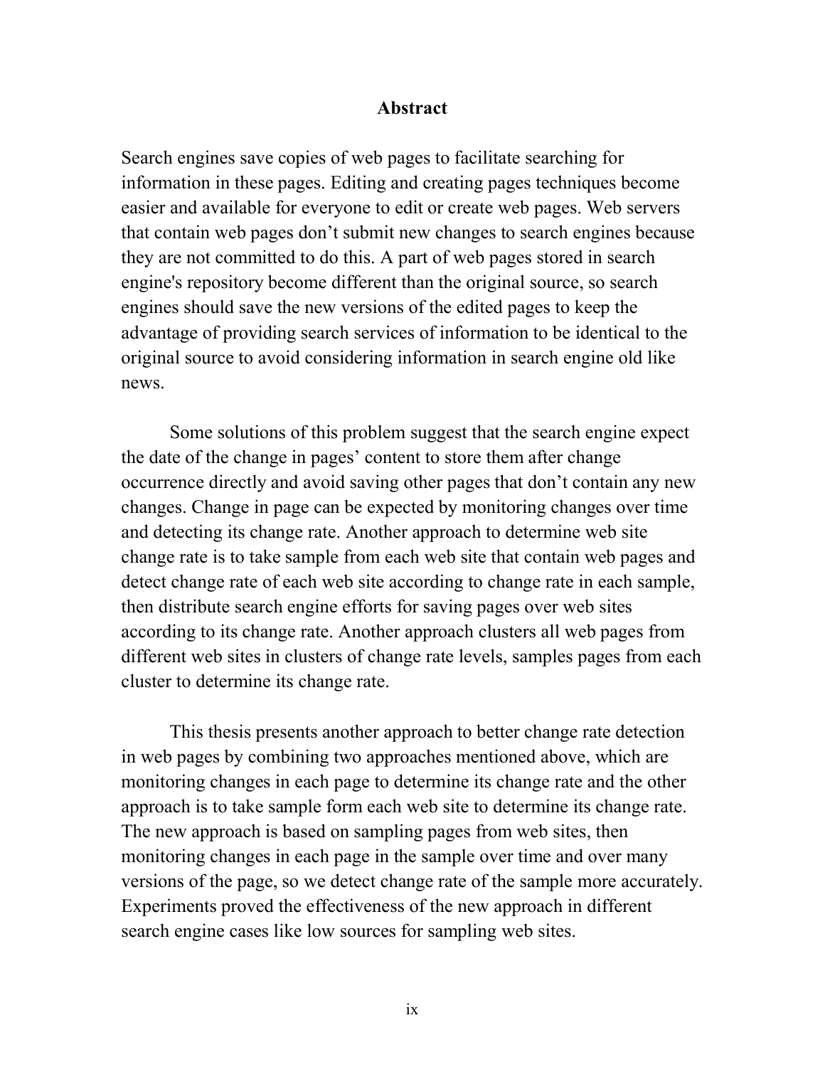# Abstract

Search engines save copies of web pages to facilitate searching for information in these pages. Editing and creating pages techniques become easier and available for everyone to edit or create web pages. Web servers that contain web pages don't submit new changes to search engines because they are not committed to do this. A part of web pages stored in search engine's repository become different than the original source, so search engines should save the new versions of the edited pages to keep the advantage of providing search services of information to be identical to the original source to avoid considering information in search engine old like news.

Some solutions of this problem suggest that the search engine expect the date of the change in pages' content to store them after change occurrence directly and avoid saving other pages that don't contain any new changes. Change in page can be expected by monitoring changes over time and detecting its change rate. Another approach to determine web site change rate is to take sample from each web site that contain web pages and detect change rate of each web site according to change rate in each sample, then distribute search engine efforts for saving pages over web sites according to its change rate. Another approach clusters all web pages from different web sites in clusters of change rate levels, samples pages from each cluster to determine its change rate.

This thesis presents another approach to better change rate detection in web pages by combining two approaches mentioned above, which are monitoring changes in each page to determine its change rate and the other approach is to take sample form each web site to determine its change rate. The new approach is based on sampling pages from web sites, then monitoring changes in each page in the sample over time and over many versions of the page, so we detect change rate of the sample more accurately. Experiments proved the effectiveness of the new approach in different search engine cases like low sources for sampling web sites.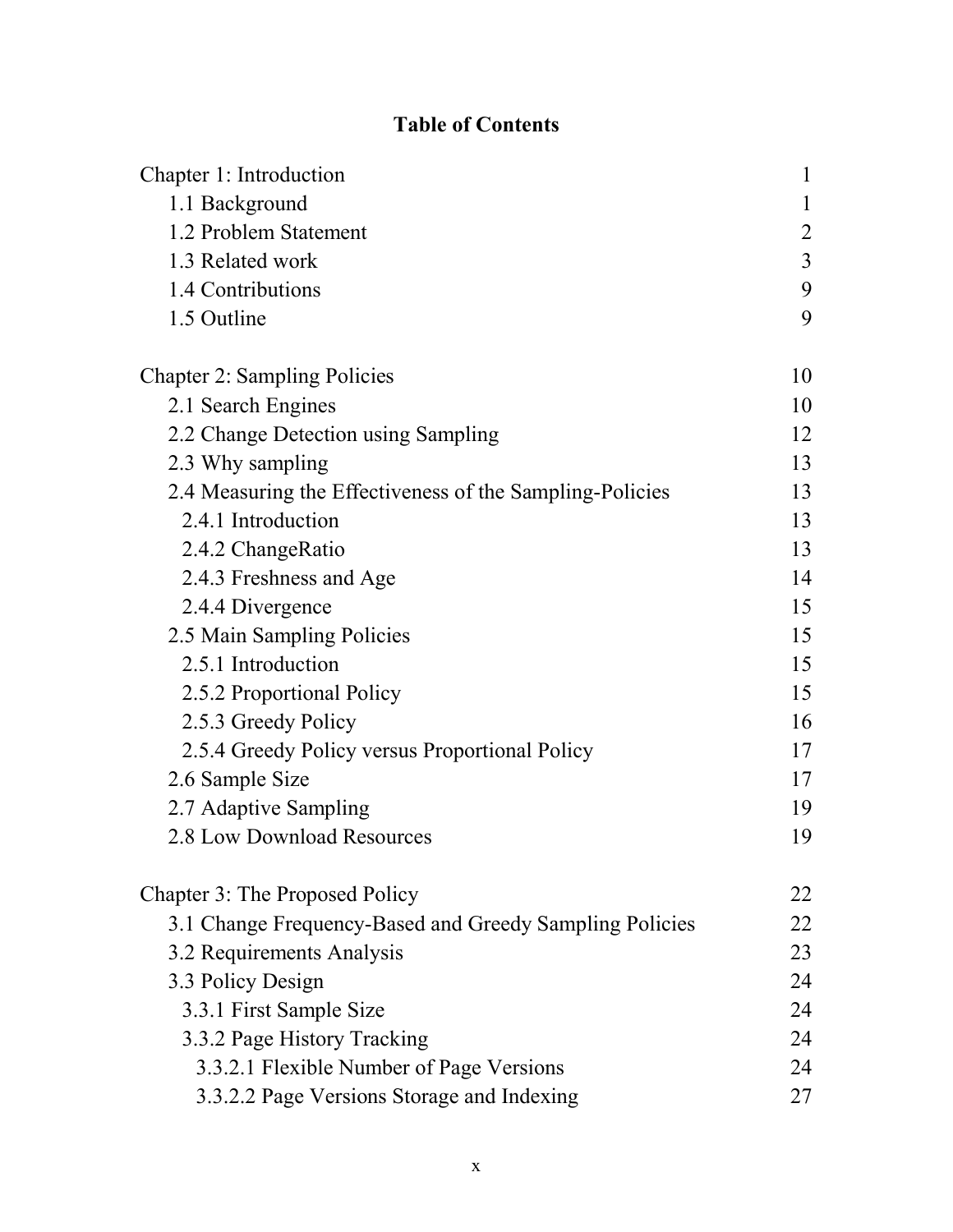# Table of Contents

| | |
|---|---|
| Chapter 1: Introduction | 1 |
| 1.1 Background | 1 |
| 1.2 Problem Statement | 2 |
| 1.3 Related work | 3 |
| 1.4 Contributions | 9 |
| 1.5 Outline | 9 |
| | |
| Chapter 2: Sampling Policies | 10 |
| 2.1 Search Engines | 10 |
| 2.2 Change Detection using Sampling | 12 |
| 2.3 Why sampling | 13 |
| 2.4 Measuring the Effectiveness of the Sampling-Policies | 13 |
| 2.4.1 Introduction | 13 |
| 2.4.2 ChangeRatio | 13 |
| 2.4.3 Freshness and Age | 14 |
| 2.4.4 Divergence | 15 |
| 2.5 Main Sampling Policies | 15 |
| 2.5.1 Introduction | 15 |
| 2.5.2 Proportional Policy | 15 |
| 2.5.3 Greedy Policy | 16 |
| 2.5.4 Greedy Policy versus Proportional Policy | 17 |
| 2.6 Sample Size | 17 |
| 2.7 Adaptive Sampling | 19 |
| 2.8 Low Download Resources | 19 |
| | |
| Chapter 3: The Proposed Policy | 22 |
| 3.1 Change Frequency-Based and Greedy Sampling Policies | 22 |
| 3.2 Requirements Analysis | 23 |
| 3.3 Policy Design | 24 |
| 3.3.1 First Sample Size | 24 |
| 3.3.2 Page History Tracking | 24 |
| 3.3.2.1 Flexible Number of Page Versions | 24 |
| 3.3.2.2 Page Versions Storage and Indexing | 27 |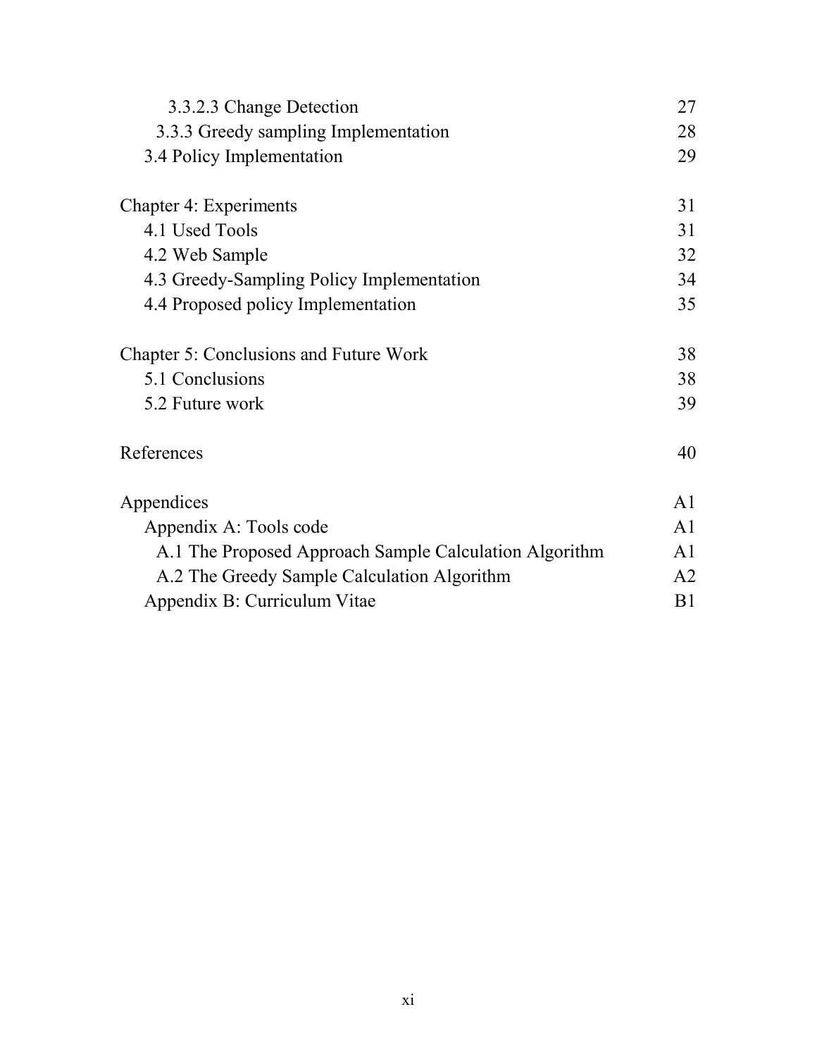| | |
|---|---|
| 3.3.2.3 Change Detection | 27 |
| 3.3.3 Greedy sampling Implementation | 28 |
| 3.4 Policy Implementation | 29 |
| | |
| Chapter 4: Experiments | 31 |
| 4.1 Used Tools | 31 |
| 4.2 Web Sample | 32 |
| 4.3 Greedy-Sampling Policy Implementation | 34 |
| 4.4 Proposed policy Implementation | 35 |
| | |
| Chapter 5: Conclusions and Future Work | 38 |
| 5.1 Conclusions | 38 |
| 5.2 Future work | 39 |
| | |
| References | 40 |
| | |
| Appendices | A1 |
| Appendix A: Tools code | A1 |
| A.1 The Proposed Approach Sample Calculation Algorithm | A1 |
| A.2 The Greedy Sample Calculation Algorithm | A2 |
| Appendix B: Curriculum Vitae | B1 |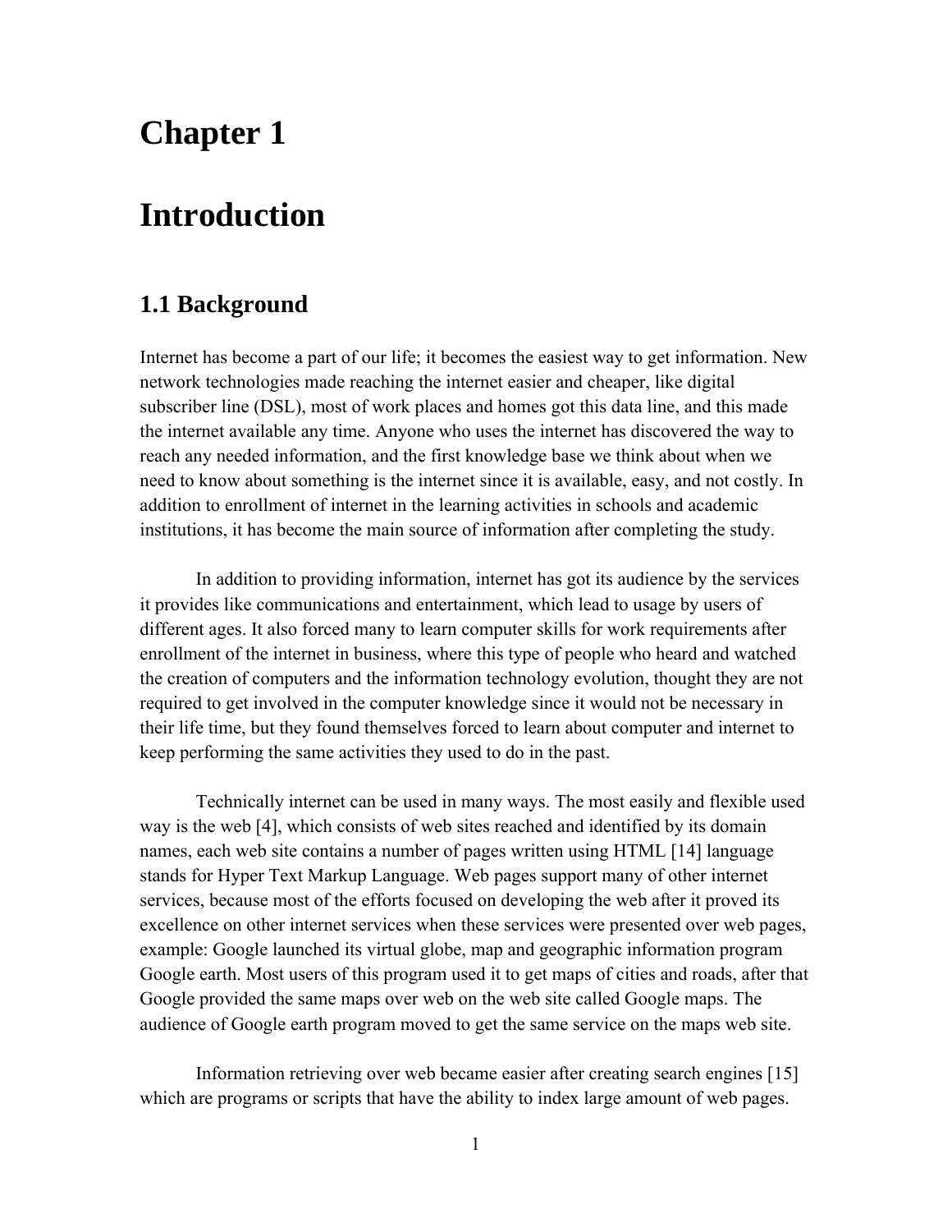# Chapter 1

# Introduction

## 1.1 Background

Internet has become a part of our life; it becomes the easiest way to get information. New network technologies made reaching the internet easier and cheaper, like digital subscriber line (DSL), most of work places and homes got this data line, and this made the internet available any time. Anyone who uses the internet has discovered the way to reach any needed information, and the first knowledge base we think about when we need to know about something is the internet since it is available, easy, and not costly. In addition to enrollment of internet in the learning activities in schools and academic institutions, it has become the main source of information after completing the study.

In addition to providing information, internet has got its audience by the services it provides like communications and entertainment, which lead to usage by users of different ages. It also forced many to learn computer skills for work requirements after enrollment of the internet in business, where this type of people who heard and watched the creation of computers and the information technology evolution, thought they are not required to get involved in the computer knowledge since it would not be necessary in their life time, but they found themselves forced to learn about computer and internet to keep performing the same activities they used to do in the past.

Technically internet can be used in many ways. The most easily and flexible used way is the web [4], which consists of web sites reached and identified by its domain names, each web site contains a number of pages written using HTML [14] language stands for Hyper Text Markup Language. Web pages support many of other internet services, because most of the efforts focused on developing the web after it proved its excellence on other internet services when these services were presented over web pages, example: Google launched its virtual globe, map and geographic information program Google earth. Most users of this program used it to get maps of cities and roads, after that Google provided the same maps over web on the web site called Google maps. The audience of Google earth program moved to get the same service on the maps web site.

Information retrieving over web became easier after creating search engines [15] which are programs or scripts that have the ability to index large amount of web pages.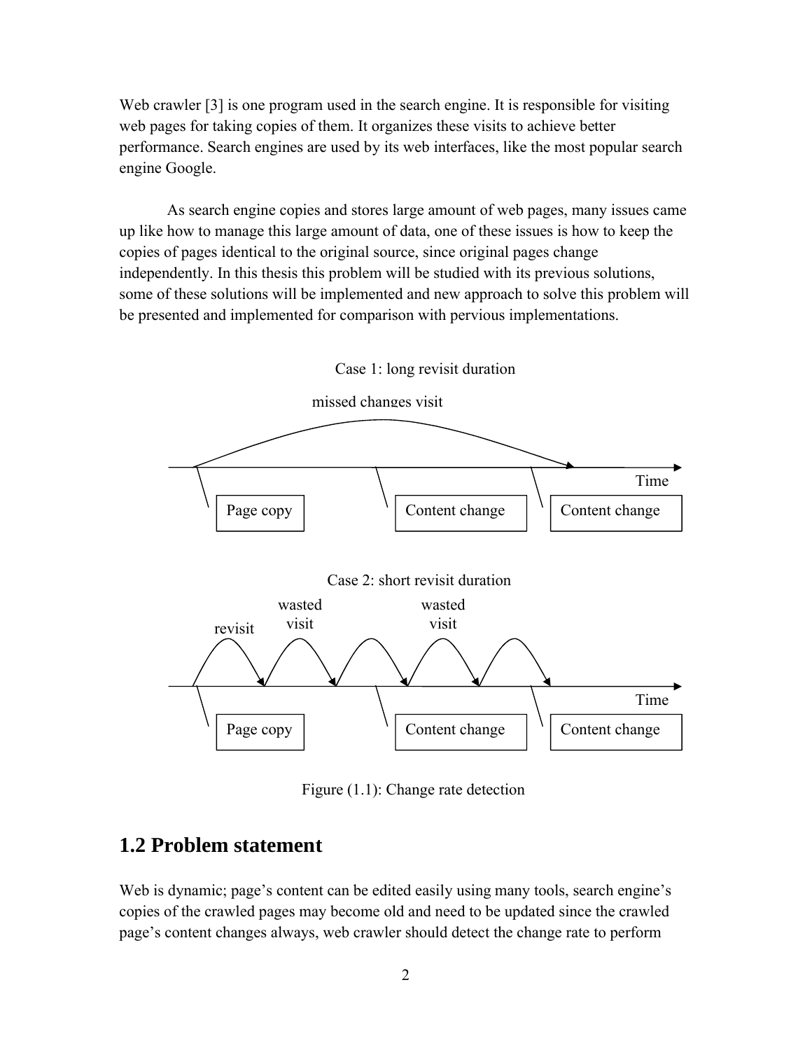Web crawler [3] is one program used in the search engine. It is responsible for visiting web pages for taking copies of them. It organizes these visits to achieve better performance. Search engines are used by its web interfaces, like the most popular search engine Google.

As search engine copies and stores large amount of web pages, many issues came up like how to manage this large amount of data, one of these issues is how to keep the copies of pages identical to the original source, since original pages change independently. In this thesis this problem will be studied with its previous solutions, some of these solutions will be implemented and new approach to solve this problem will be presented and implemented for comparison with pervious implementations.

Case 1: long revisit duration

missed changes visit

Time

Page copy | Content change | Content change

Case 2: short revisit duration

revisit | wasted visit | wasted visit

Time

Page copy | Content change | Content change

Figure (1.1): Change rate detection

## 1.2 Problem statement

Web is dynamic; page's content can be edited easily using many tools, search engine's copies of the crawled pages may become old and need to be updated since the crawled page's content changes always, web crawler should detect the change rate to perform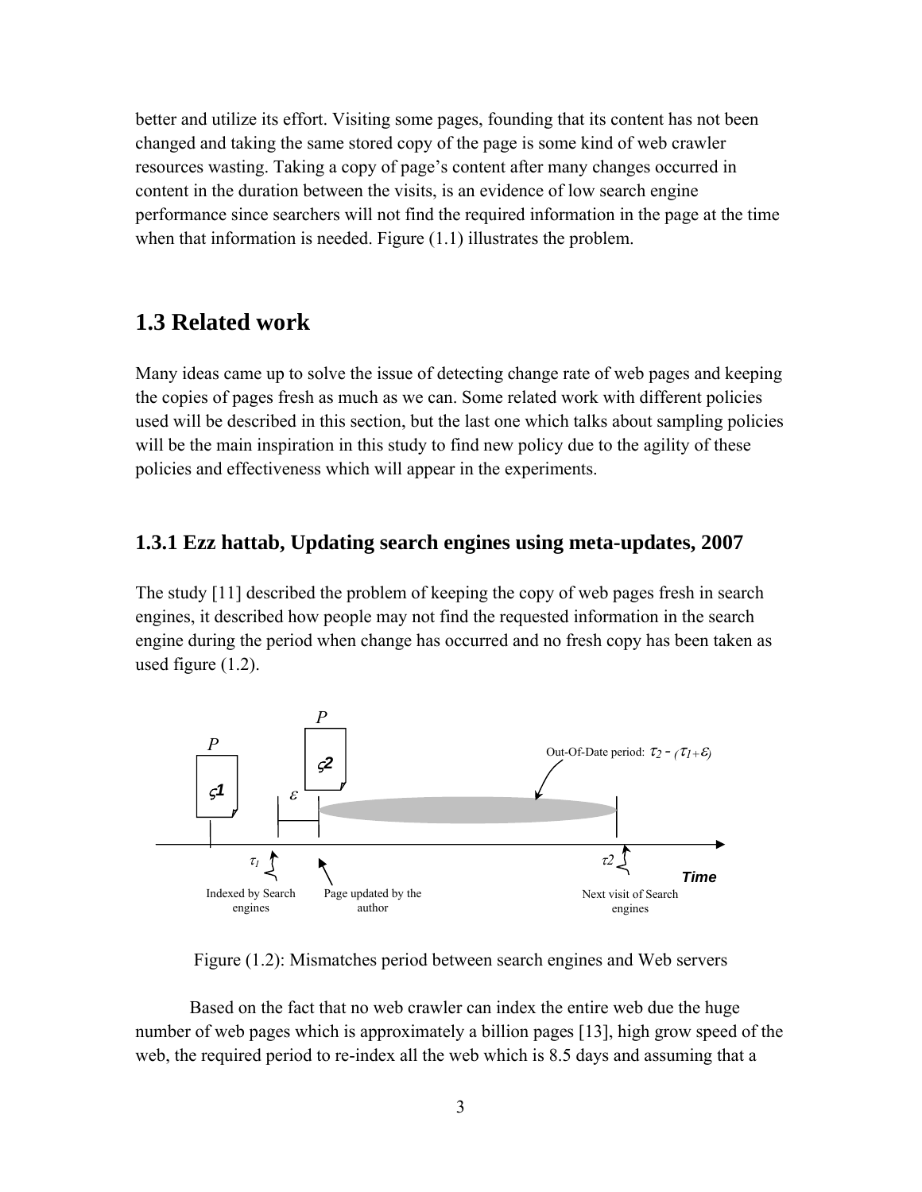better and utilize its effort. Visiting some pages, founding that its content has not been changed and taking the same stored copy of the page is some kind of web crawler resources wasting. Taking a copy of page's content after many changes occurred in content in the duration between the visits, is an evidence of low search engine performance since searchers will not find the required information in the page at the time when that information is needed. Figure (1.1) illustrates the problem.

## 1.3 Related work

Many ideas came up to solve the issue of detecting change rate of web pages and keeping the copies of pages fresh as much as we can. Some related work with different policies used will be described in this section, but the last one which talks about sampling policies will be the main inspiration in this study to find new policy due to the agility of these policies and effectiveness which will appear in the experiments.

### 1.3.1 Ezz hattab, Updating search engines using meta-updates, 2007

The study [11] described the problem of keeping the copy of web pages fresh in search engines, it described how people may not find the requested information in the search engine during the period when change has occurred and no fresh copy has been taken as used figure (1.2).

Figure (1.2): Mismatches period between search engines and Web servers

Based on the fact that no web crawler can index the entire web due the huge number of web pages which is approximately a billion pages [13], high grow speed of the web, the required period to re-index all the web which is 8.5 days and assuming that a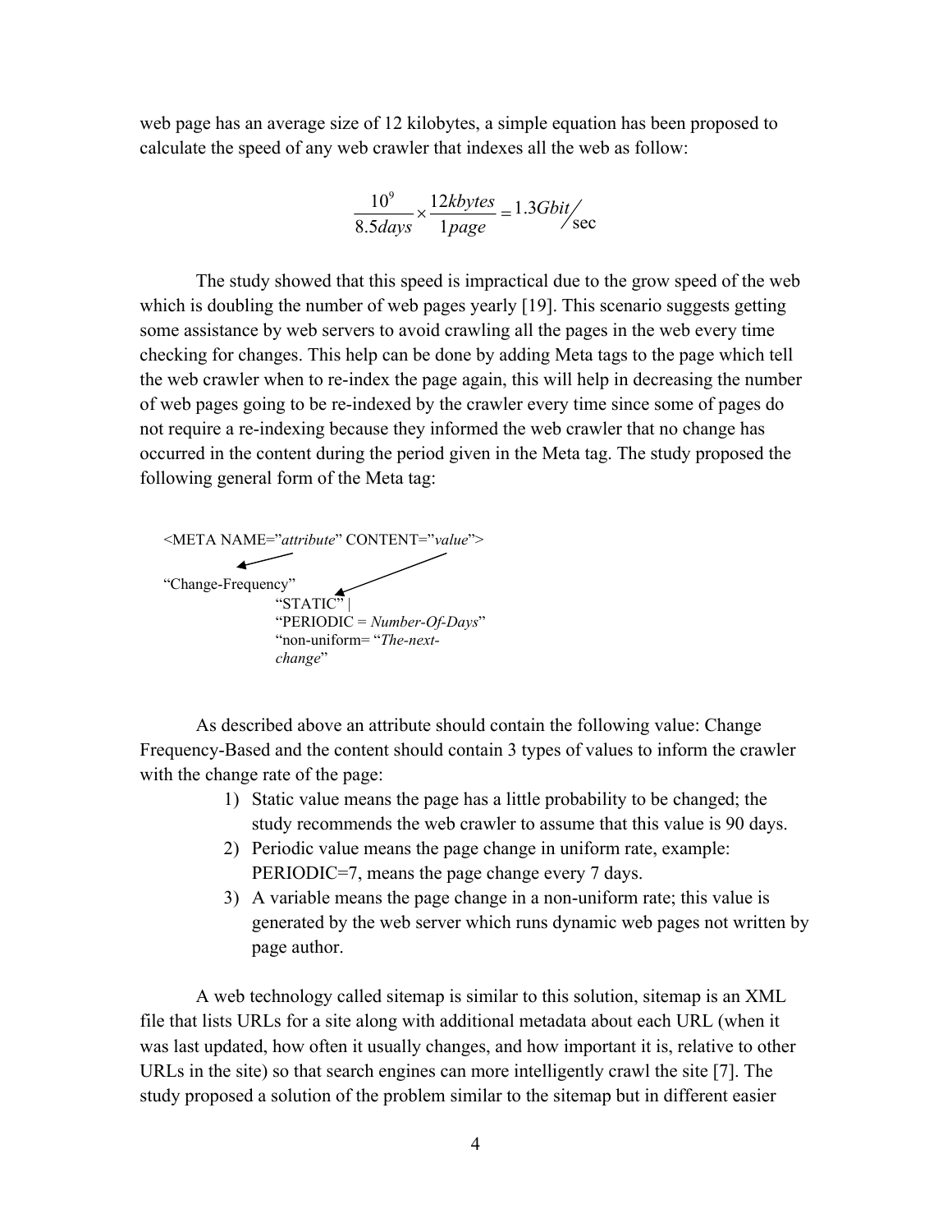web page has an average size of 12 kilobytes, a simple equation has been proposed to calculate the speed of any web crawler that indexes all the web as follow:

$$\frac{10^9}{8.5days} \times \frac{12kbytes}{1page} = 1.3Gbit/_{\sec}$$

The study showed that this speed is impractical due to the grow speed of the web which is doubling the number of web pages yearly [19]. This scenario suggests getting some assistance by web servers to avoid crawling all the pages in the web every time checking for changes. This help can be done by adding Meta tags to the page which tell the web crawler when to re-index the page again, this will help in decreasing the number of web pages going to be re-indexed by the crawler every time since some of pages do not require a re-indexing because they informed the web crawler that no change has occurred in the content during the period given in the Meta tag. The study proposed the following general form of the Meta tag:

```
<META NAME="attribute" CONTENT="value">

"Change-Frequency"
                "STATIC" |
                "PERIODIC = Number-Of-Days"
                "non-uniform= "The-next-
                change"
```

As described above an attribute should contain the following value: Change Frequency-Based and the content should contain 3 types of values to inform the crawler with the change rate of the page:

1) Static value means the page has a little probability to be changed; the study recommends the web crawler to assume that this value is 90 days.
2) Periodic value means the page change in uniform rate, example: PERIODIC=7, means the page change every 7 days.
3) A variable means the page change in a non-uniform rate; this value is generated by the web server which runs dynamic web pages not written by page author.

A web technology called sitemap is similar to this solution, sitemap is an XML file that lists URLs for a site along with additional metadata about each URL (when it was last updated, how often it usually changes, and how important it is, relative to other URLs in the site) so that search engines can more intelligently crawl the site [7]. The study proposed a solution of the problem similar to the sitemap but in different easier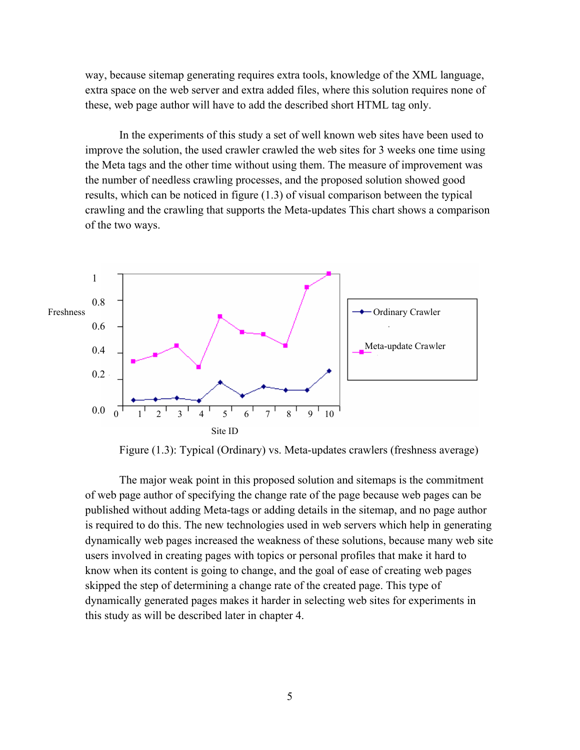way, because sitemap generating requires extra tools, knowledge of the XML language, extra space on the web server and extra added files, where this solution requires none of these, web page author will have to add the described short HTML tag only.

In the experiments of this study a set of well known web sites have been used to improve the solution, the used crawler crawled the web sites for 3 weeks one time using the Meta tags and the other time without using them. The measure of improvement was the number of needless crawling processes, and the proposed solution showed good results, which can be noticed in figure (1.3) of visual comparison between the typical crawling and the crawling that supports the Meta-updates This chart shows a comparison of the two ways.

Figure (1.3): Typical (Ordinary) vs. Meta-updates crawlers (freshness average)

The major weak point in this proposed solution and sitemaps is the commitment of web page author of specifying the change rate of the page because web pages can be published without adding Meta-tags or adding details in the sitemap, and no page author is required to do this. The new technologies used in web servers which help in generating dynamically web pages increased the weakness of these solutions, because many web site users involved in creating pages with topics or personal profiles that make it hard to know when its content is going to change, and the goal of ease of creating web pages skipped the step of determining a change rate of the created page. This type of dynamically generated pages makes it harder in selecting web sites for experiments in this study as will be described later in chapter 4.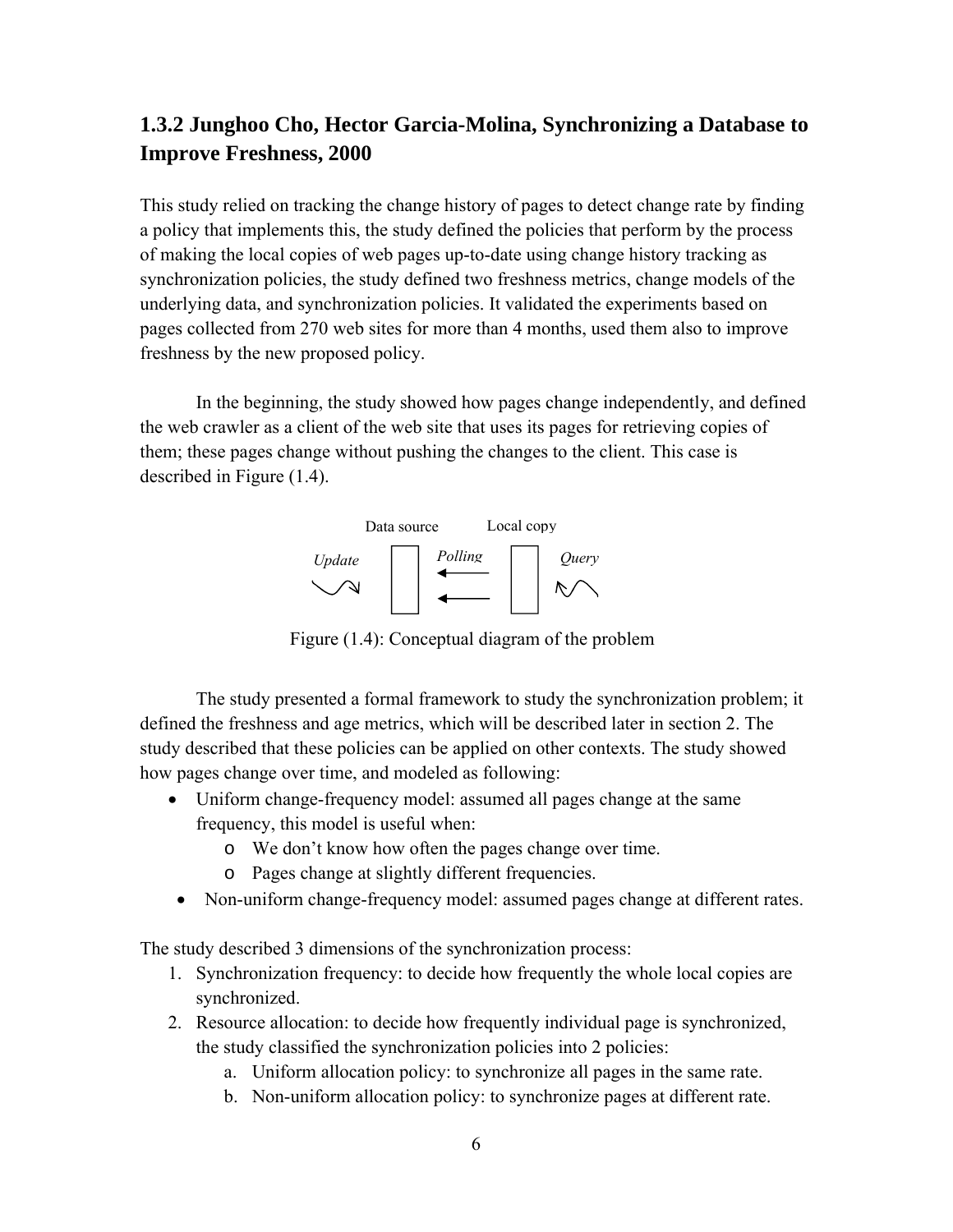## 1.3.2 Junghoo Cho, Hector Garcia-Molina, Synchronizing a Database to Improve Freshness, 2000

This study relied on tracking the change history of pages to detect change rate by finding a policy that implements this, the study defined the policies that perform by the process of making the local copies of web pages up-to-date using change history tracking as synchronization policies, the study defined two freshness metrics, change models of the underlying data, and synchronization policies. It validated the experiments based on pages collected from 270 web sites for more than 4 months, used them also to improve freshness by the new proposed policy.

In the beginning, the study showed how pages change independently, and defined the web crawler as a client of the web site that uses its pages for retrieving copies of them; these pages change without pushing the changes to the client. This case is described in Figure (1.4).

Data source    Local copy

*Update*    *Polling*    *Query*

Figure (1.4): Conceptual diagram of the problem

The study presented a formal framework to study the synchronization problem; it defined the freshness and age metrics, which will be described later in section 2. The study described that these policies can be applied on other contexts. The study showed how pages change over time, and modeled as following:

- Uniform change-frequency model: assumed all pages change at the same frequency, this model is useful when:
    - We don't know how often the pages change over time.
    - Pages change at slightly different frequencies.
- Non-uniform change-frequency model: assumed pages change at different rates.

The study described 3 dimensions of the synchronization process:

1. Synchronization frequency: to decide how frequently the whole local copies are synchronized.
2. Resource allocation: to decide how frequently individual page is synchronized, the study classified the synchronization policies into 2 policies:
    a. Uniform allocation policy: to synchronize all pages in the same rate.
    b. Non-uniform allocation policy: to synchronize pages at different rate.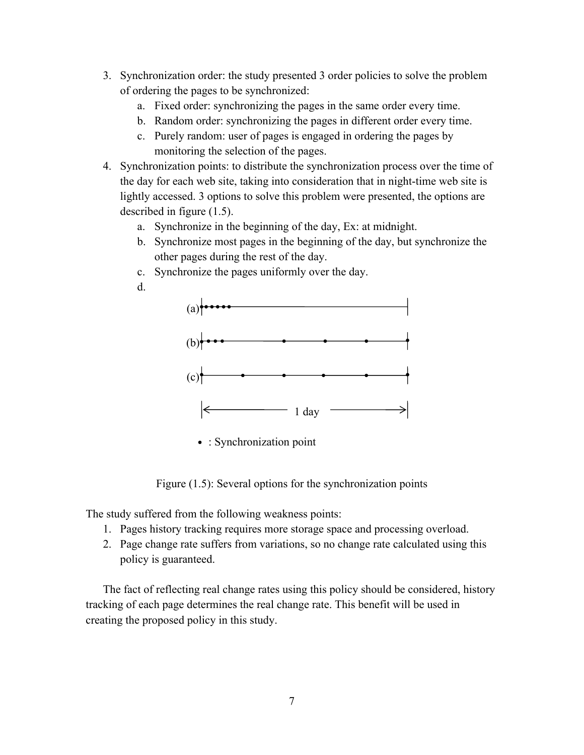3. Synchronization order: the study presented 3 order policies to solve the problem of ordering the pages to be synchronized:
    a. Fixed order: synchronizing the pages in the same order every time.
    b. Random order: synchronizing the pages in different order every time.
    c. Purely random: user of pages is engaged in ordering the pages by monitoring the selection of the pages.
4. Synchronization points: to distribute the synchronization process over the time of the day for each web site, taking into consideration that in night-time web site is lightly accessed. 3 options to solve this problem were presented, the options are described in figure (1.5).
    a. Synchronize in the beginning of the day, Ex: at midnight.
    b. Synchronize most pages in the beginning of the day, but synchronize the other pages during the rest of the day.
    c. Synchronize the pages uniformly over the day.
    d.

(a)

(b)

(c)

1 day

• : Synchronization point

Figure (1.5): Several options for the synchronization points

The study suffered from the following weakness points:

1. Pages history tracking requires more storage space and processing overload.
2. Page change rate suffers from variations, so no change rate calculated using this policy is guaranteed.

The fact of reflecting real change rates using this policy should be considered, history tracking of each page determines the real change rate. This benefit will be used in creating the proposed policy in this study.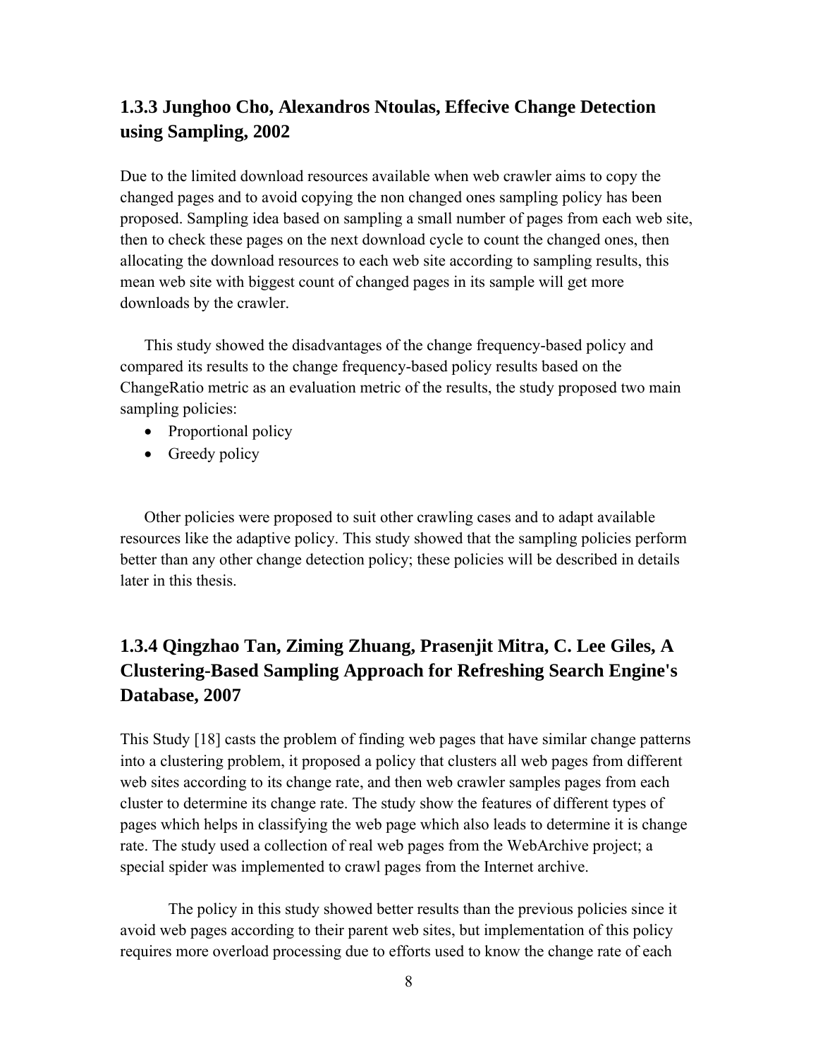### 1.3.3 Junghoo Cho, Alexandros Ntoulas, Effecive Change Detection using Sampling, 2002

Due to the limited download resources available when web crawler aims to copy the changed pages and to avoid copying the non changed ones sampling policy has been proposed. Sampling idea based on sampling a small number of pages from each web site, then to check these pages on the next download cycle to count the changed ones, then allocating the download resources to each web site according to sampling results, this mean web site with biggest count of changed pages in its sample will get more downloads by the crawler.

This study showed the disadvantages of the change frequency-based policy and compared its results to the change frequency-based policy results based on the ChangeRatio metric as an evaluation metric of the results, the study proposed two main sampling policies:

- Proportional policy
- Greedy policy

Other policies were proposed to suit other crawling cases and to adapt available resources like the adaptive policy. This study showed that the sampling policies perform better than any other change detection policy; these policies will be described in details later in this thesis.

### 1.3.4 Qingzhao Tan, Ziming Zhuang, Prasenjit Mitra, C. Lee Giles, A Clustering-Based Sampling Approach for Refreshing Search Engine's Database, 2007

This Study [18] casts the problem of finding web pages that have similar change patterns into a clustering problem, it proposed a policy that clusters all web pages from different web sites according to its change rate, and then web crawler samples pages from each cluster to determine its change rate. The study show the features of different types of pages which helps in classifying the web page which also leads to determine it is change rate. The study used a collection of real web pages from the WebArchive project; a special spider was implemented to crawl pages from the Internet archive.

The policy in this study showed better results than the previous policies since it avoid web pages according to their parent web sites, but implementation of this policy requires more overload processing due to efforts used to know the change rate of each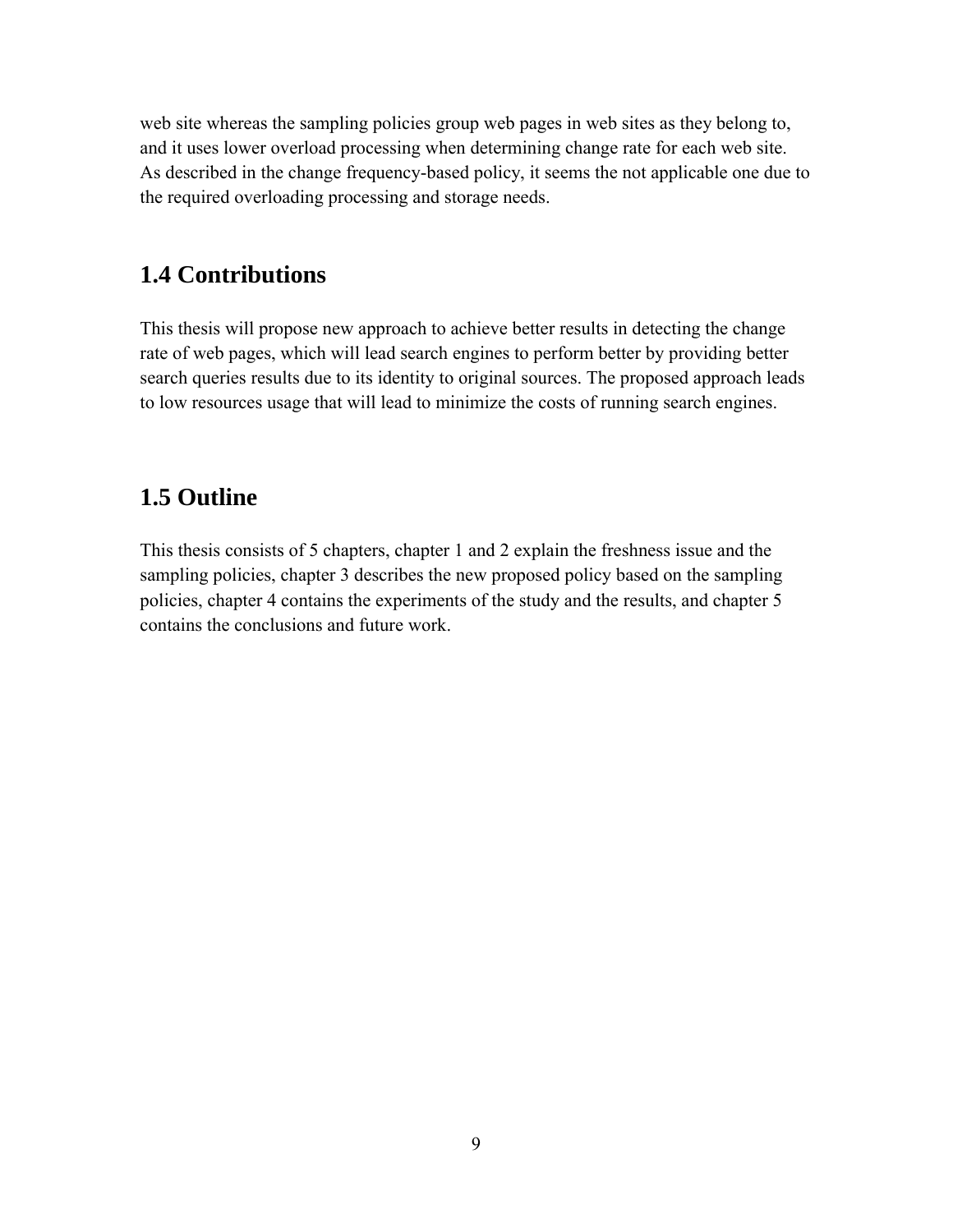web site whereas the sampling policies group web pages in web sites as they belong to, and it uses lower overload processing when determining change rate for each web site. As described in the change frequency-based policy, it seems the not applicable one due to the required overloading processing and storage needs.

## 1.4 Contributions

This thesis will propose new approach to achieve better results in detecting the change rate of web pages, which will lead search engines to perform better by providing better search queries results due to its identity to original sources. The proposed approach leads to low resources usage that will lead to minimize the costs of running search engines.

## 1.5 Outline

This thesis consists of 5 chapters, chapter 1 and 2 explain the freshness issue and the sampling policies, chapter 3 describes the new proposed policy based on the sampling policies, chapter 4 contains the experiments of the study and the results, and chapter 5 contains the conclusions and future work.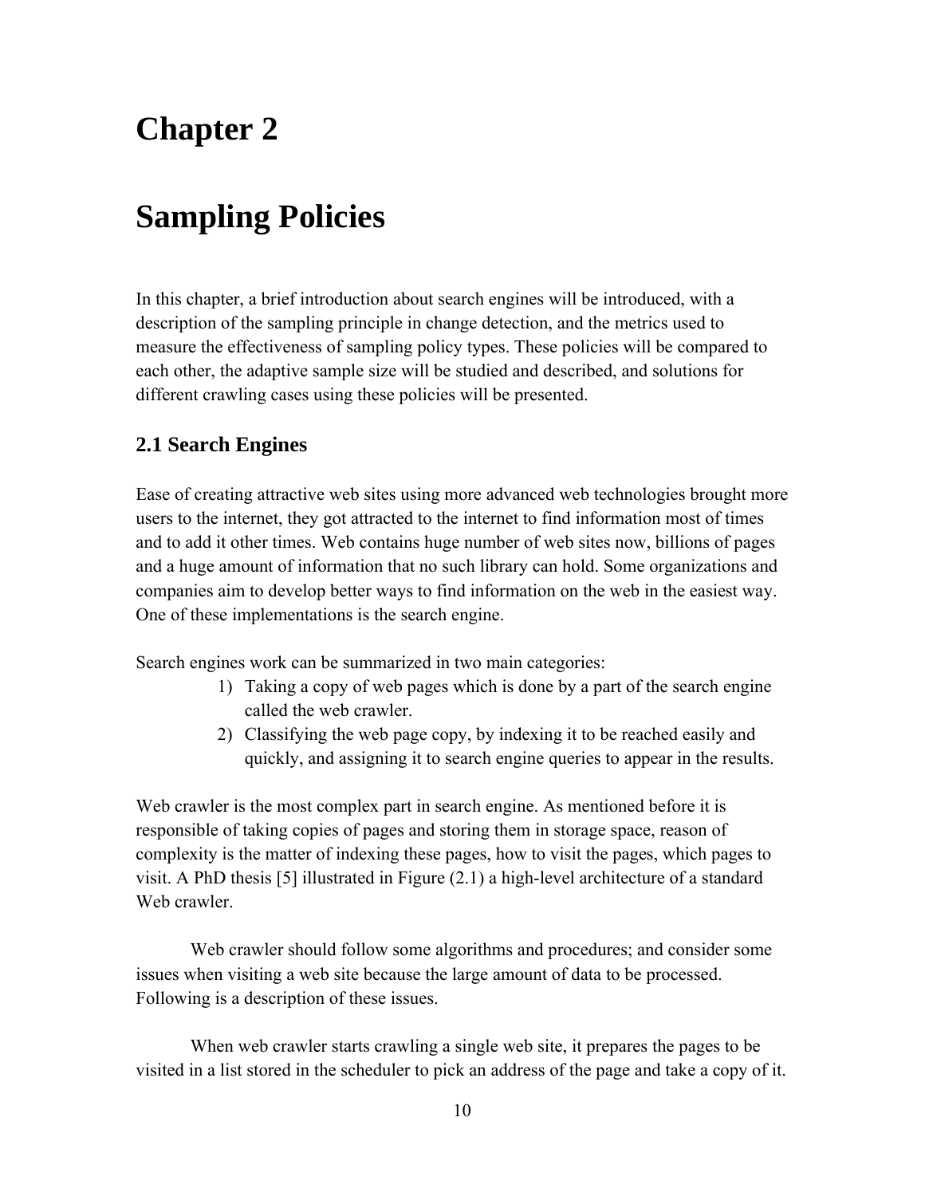# Chapter 2

# Sampling Policies

In this chapter, a brief introduction about search engines will be introduced, with a description of the sampling principle in change detection, and the metrics used to measure the effectiveness of sampling policy types. These policies will be compared to each other, the adaptive sample size will be studied and described, and solutions for different crawling cases using these policies will be presented.

## 2.1 Search Engines

Ease of creating attractive web sites using more advanced web technologies brought more users to the internet, they got attracted to the internet to find information most of times and to add it other times. Web contains huge number of web sites now, billions of pages and a huge amount of information that no such library can hold. Some organizations and companies aim to develop better ways to find information on the web in the easiest way. One of these implementations is the search engine.

Search engines work can be summarized in two main categories:

1) Taking a copy of web pages which is done by a part of the search engine called the web crawler.
2) Classifying the web page copy, by indexing it to be reached easily and quickly, and assigning it to search engine queries to appear in the results.

Web crawler is the most complex part in search engine. As mentioned before it is responsible of taking copies of pages and storing them in storage space, reason of complexity is the matter of indexing these pages, how to visit the pages, which pages to visit. A PhD thesis [5] illustrated in Figure (2.1) a high-level architecture of a standard Web crawler.

Web crawler should follow some algorithms and procedures; and consider some issues when visiting a web site because the large amount of data to be processed. Following is a description of these issues.

When web crawler starts crawling a single web site, it prepares the pages to be visited in a list stored in the scheduler to pick an address of the page and take a copy of it.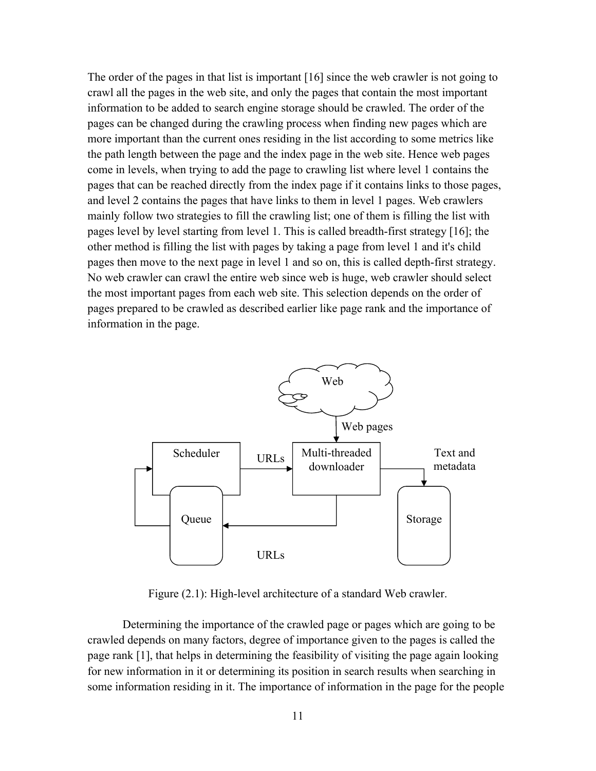The order of the pages in that list is important [16] since the web crawler is not going to crawl all the pages in the web site, and only the pages that contain the most important information to be added to search engine storage should be crawled. The order of the pages can be changed during the crawling process when finding new pages which are more important than the current ones residing in the list according to some metrics like the path length between the page and the index page in the web site. Hence web pages come in levels, when trying to add the page to crawling list where level 1 contains the pages that can be reached directly from the index page if it contains links to those pages, and level 2 contains the pages that have links to them in level 1 pages. Web crawlers mainly follow two strategies to fill the crawling list; one of them is filling the list with pages level by level starting from level 1. This is called breadth-first strategy [16]; the other method is filling the list with pages by taking a page from level 1 and it's child pages then move to the next page in level 1 and so on, this is called depth-first strategy. No web crawler can crawl the entire web since web is huge, web crawler should select the most important pages from each web site. This selection depends on the order of pages prepared to be crawled as described earlier like page rank and the importance of information in the page.

Figure (2.1): High-level architecture of a standard Web crawler.

Determining the importance of the crawled page or pages which are going to be crawled depends on many factors, degree of importance given to the pages is called the page rank [1], that helps in determining the feasibility of visiting the page again looking for new information in it or determining its position in search results when searching in some information residing in it. The importance of information in the page for the people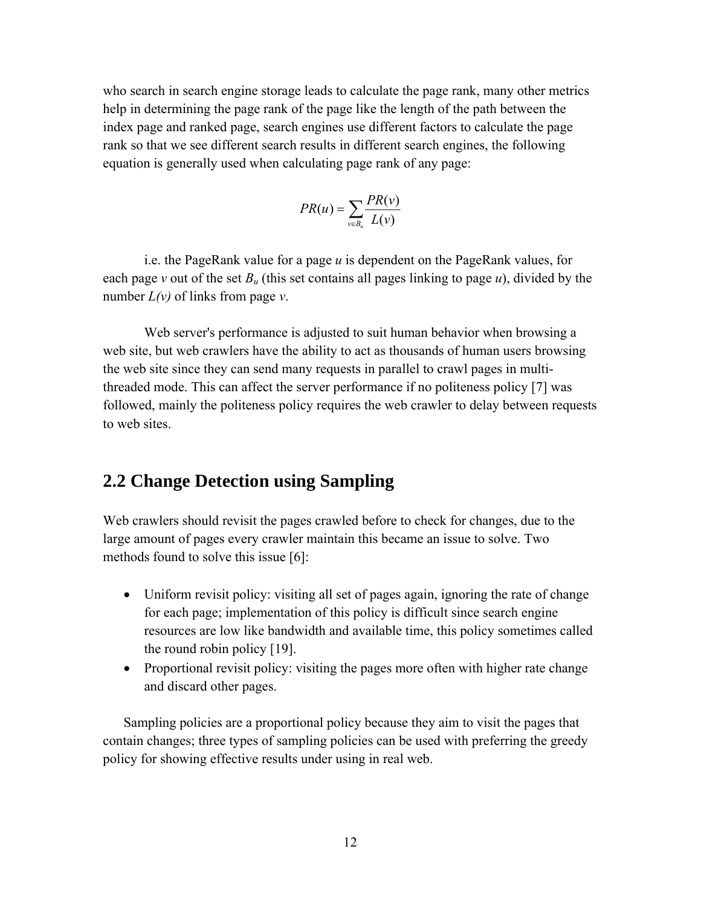who search in search engine storage leads to calculate the page rank, many other metrics help in determining the page rank of the page like the length of the path between the index page and ranked page, search engines use different factors to calculate the page rank so that we see different search results in different search engines, the following equation is generally used when calculating page rank of any page:

$$PR(u) = \sum_{v \in B_u} \frac{PR(v)}{L(v)}$$

i.e. the PageRank value for a page $u$ is dependent on the PageRank values, for each page $v$ out of the set $B_u$ (this set contains all pages linking to page $u$), divided by the number $L(v)$ of links from page $v$.

Web server's performance is adjusted to suit human behavior when browsing a web site, but web crawlers have the ability to act as thousands of human users browsing the web site since they can send many requests in parallel to crawl pages in multi-threaded mode. This can affect the server performance if no politeness policy [7] was followed, mainly the politeness policy requires the web crawler to delay between requests to web sites.

## 2.2 Change Detection using Sampling

Web crawlers should revisit the pages crawled before to check for changes, due to the large amount of pages every crawler maintain this became an issue to solve. Two methods found to solve this issue [6]:

- Uniform revisit policy: visiting all set of pages again, ignoring the rate of change for each page; implementation of this policy is difficult since search engine resources are low like bandwidth and available time, this policy sometimes called the round robin policy [19].
- Proportional revisit policy: visiting the pages more often with higher rate change and discard other pages.

Sampling policies are a proportional policy because they aim to visit the pages that contain changes; three types of sampling policies can be used with preferring the greedy policy for showing effective results under using in real web.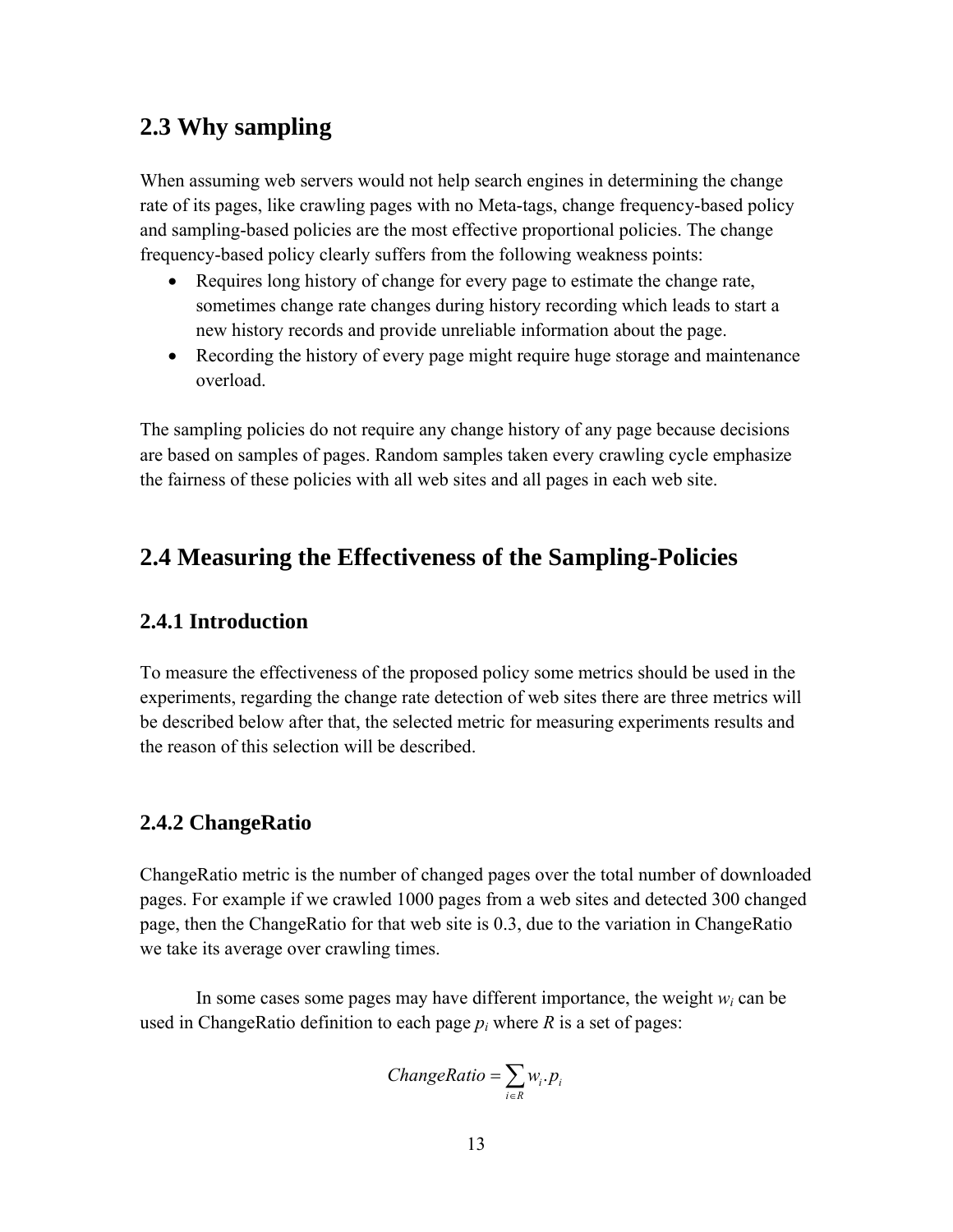## 2.3 Why sampling

When assuming web servers would not help search engines in determining the change rate of its pages, like crawling pages with no Meta-tags, change frequency-based policy and sampling-based policies are the most effective proportional policies. The change frequency-based policy clearly suffers from the following weakness points:

- Requires long history of change for every page to estimate the change rate, sometimes change rate changes during history recording which leads to start a new history records and provide unreliable information about the page.
- Recording the history of every page might require huge storage and maintenance overload.

The sampling policies do not require any change history of any page because decisions are based on samples of pages. Random samples taken every crawling cycle emphasize the fairness of these policies with all web sites and all pages in each web site.

## 2.4 Measuring the Effectiveness of the Sampling-Policies

### 2.4.1 Introduction

To measure the effectiveness of the proposed policy some metrics should be used in the experiments, regarding the change rate detection of web sites there are three metrics will be described below after that, the selected metric for measuring experiments results and the reason of this selection will be described.

### 2.4.2 ChangeRatio

ChangeRatio metric is the number of changed pages over the total number of downloaded pages. For example if we crawled 1000 pages from a web sites and detected 300 changed page, then the ChangeRatio for that web site is 0.3, due to the variation in ChangeRatio we take its average over crawling times.

In some cases some pages may have different importance, the weight $w_i$ can be used in ChangeRatio definition to each page $p_i$ where $R$ is a set of pages:

$$ChangeRatio = \sum_{i \in R} w_i . p_i$$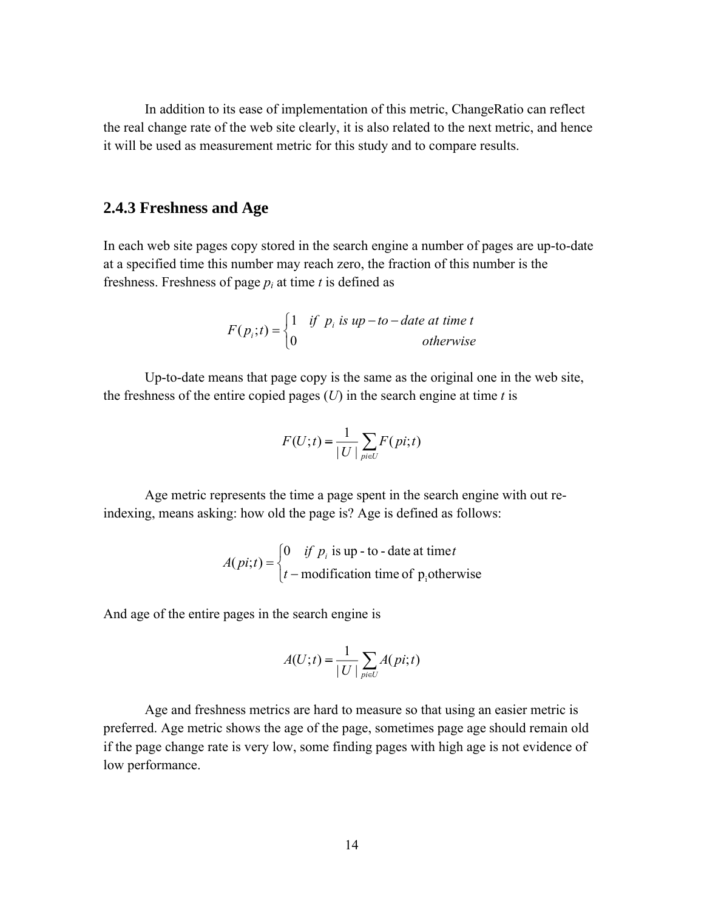In addition to its ease of implementation of this metric, ChangeRatio can reflect the real change rate of the web site clearly, it is also related to the next metric, and hence it will be used as measurement metric for this study and to compare results.

### 2.4.3 Freshness and Age

In each web site pages copy stored in the search engine a number of pages are up-to-date at a specified time this number may reach zero, the fraction of this number is the freshness. Freshness of page $p_i$ at time $t$ is defined as

$$F(p_i;t) = \begin{cases} 1 & if \;\; p_i \; is \; up-to-date \; at \; time \; t \\ 0 & otherwise \end{cases}$$

Up-to-date means that page copy is the same as the original one in the web site, the freshness of the entire copied pages ($U$) in the search engine at time $t$ is

$$F(U;t) = \frac{1}{|U|} \sum_{pi \in U} F(pi;t)$$

Age metric represents the time a page spent in the search engine with out re-indexing, means asking: how old the page is? Age is defined as follows:

$$A(pi;t) = \begin{cases} 0 & if \;\; p_i \text{ is up - to - date at time} \, t \\ t - \text{modification time of } \mathrm{p_i} \text{otherwise} \end{cases}$$

And age of the entire pages in the search engine is

$$A(U;t) = \frac{1}{|U|} \sum_{pi \in U} A(pi;t)$$

Age and freshness metrics are hard to measure so that using an easier metric is preferred. Age metric shows the age of the page, sometimes page age should remain old if the page change rate is very low, some finding pages with high age is not evidence of low performance.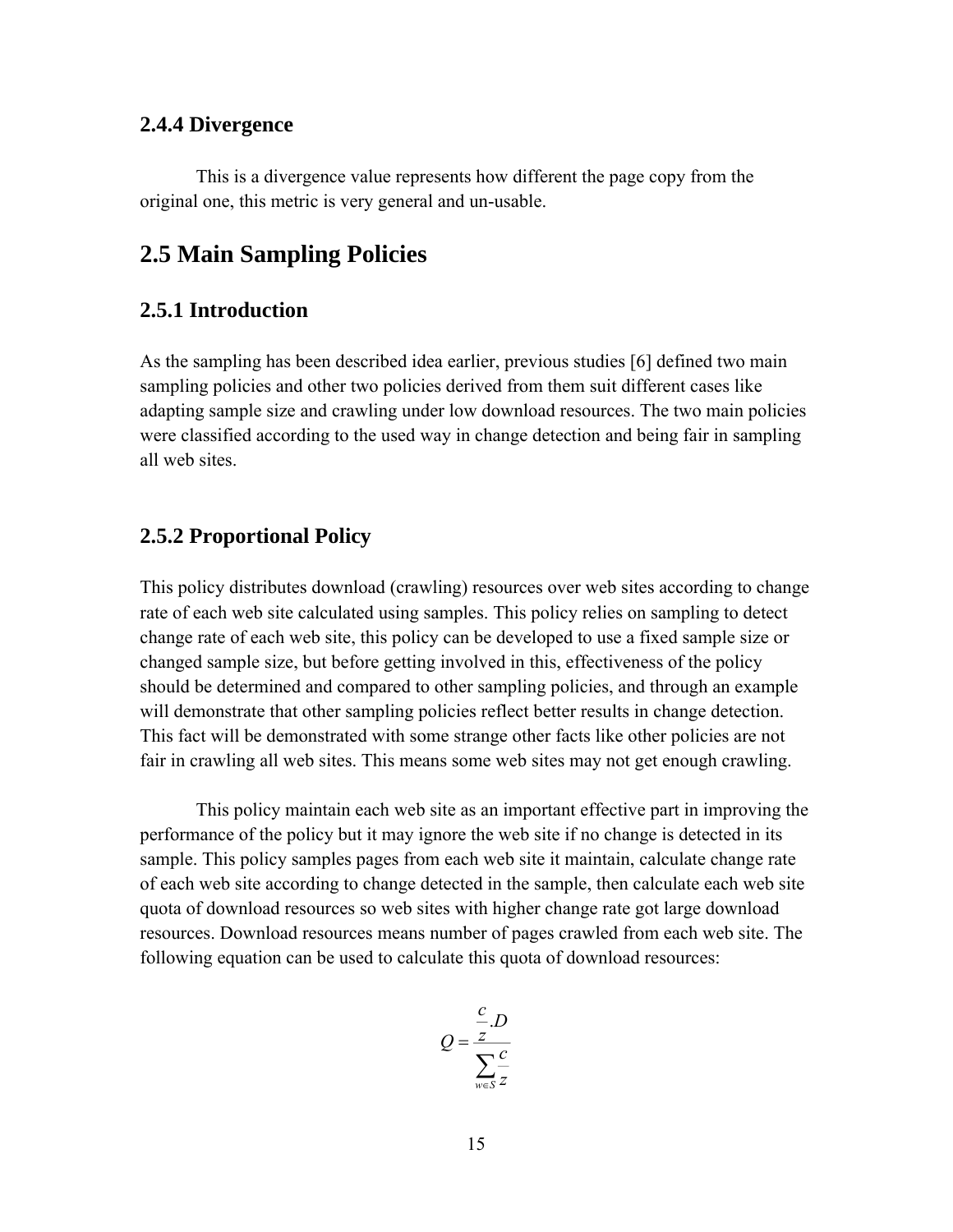### 2.4.4 Divergence

This is a divergence value represents how different the page copy from the original one, this metric is very general and un-usable.

## 2.5 Main Sampling Policies

### 2.5.1 Introduction

As the sampling has been described idea earlier, previous studies [6] defined two main sampling policies and other two policies derived from them suit different cases like adapting sample size and crawling under low download resources. The two main policies were classified according to the used way in change detection and being fair in sampling all web sites.

### 2.5.2 Proportional Policy

This policy distributes download (crawling) resources over web sites according to change rate of each web site calculated using samples. This policy relies on sampling to detect change rate of each web site, this policy can be developed to use a fixed sample size or changed sample size, but before getting involved in this, effectiveness of the policy should be determined and compared to other sampling policies, and through an example will demonstrate that other sampling policies reflect better results in change detection. This fact will be demonstrated with some strange other facts like other policies are not fair in crawling all web sites. This means some web sites may not get enough crawling.

This policy maintain each web site as an important effective part in improving the performance of the policy but it may ignore the web site if no change is detected in its sample. This policy samples pages from each web site it maintain, calculate change rate of each web site according to change detected in the sample, then calculate each web site quota of download resources so web sites with higher change rate got large download resources. Download resources means number of pages crawled from each web site. The following equation can be used to calculate this quota of download resources:

$$Q = \frac{\frac{c}{z}.D}{\sum_{w \in S} \frac{c}{z}}$$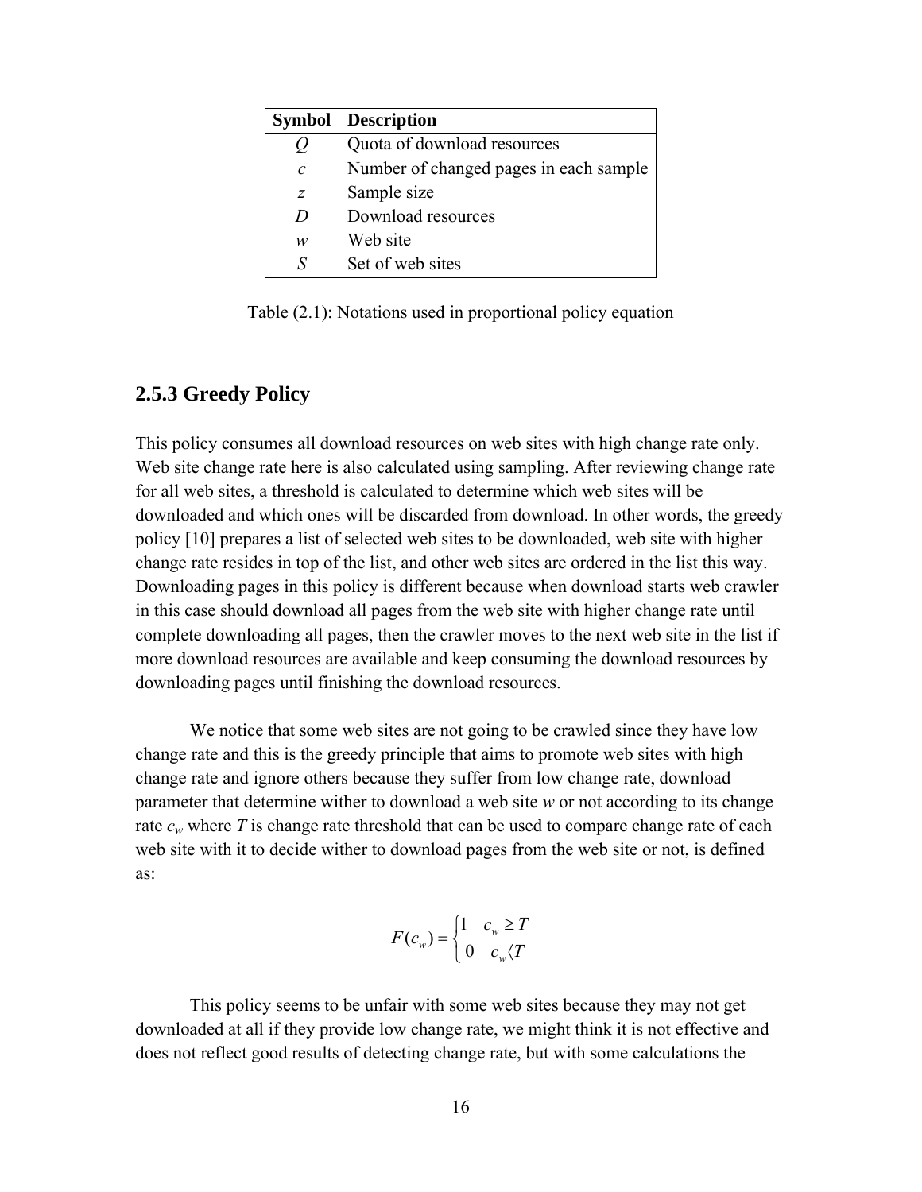| Symbol | Description |
|---|---|
| $Q$ | Quota of download resources |
| $c$ | Number of changed pages in each sample |
| $z$ | Sample size |
| $D$ | Download resources |
| $w$ | Web site |
| $S$ | Set of web sites |

Table (2.1): Notations used in proportional policy equation

### 2.5.3 Greedy Policy

This policy consumes all download resources on web sites with high change rate only. Web site change rate here is also calculated using sampling. After reviewing change rate for all web sites, a threshold is calculated to determine which web sites will be downloaded and which ones will be discarded from download. In other words, the greedy policy [10] prepares a list of selected web sites to be downloaded, web site with higher change rate resides in top of the list, and other web sites are ordered in the list this way. Downloading pages in this policy is different because when download starts web crawler in this case should download all pages from the web site with higher change rate until complete downloading all pages, then the crawler moves to the next web site in the list if more download resources are available and keep consuming the download resources by downloading pages until finishing the download resources.

We notice that some web sites are not going to be crawled since they have low change rate and this is the greedy principle that aims to promote web sites with high change rate and ignore others because they suffer from low change rate, download parameter that determine wither to download a web site *w* or not according to its change rate $c_w$ where $T$ is change rate threshold that can be used to compare change rate of each web site with it to decide wither to download pages from the web site or not, is defined as:

$$F(c_w) = \begin{cases} 1 & c_w \geq T \\ 0 & c_w < T \end{cases}$$

This policy seems to be unfair with some web sites because they may not get downloaded at all if they provide low change rate, we might think it is not effective and does not reflect good results of detecting change rate, but with some calculations the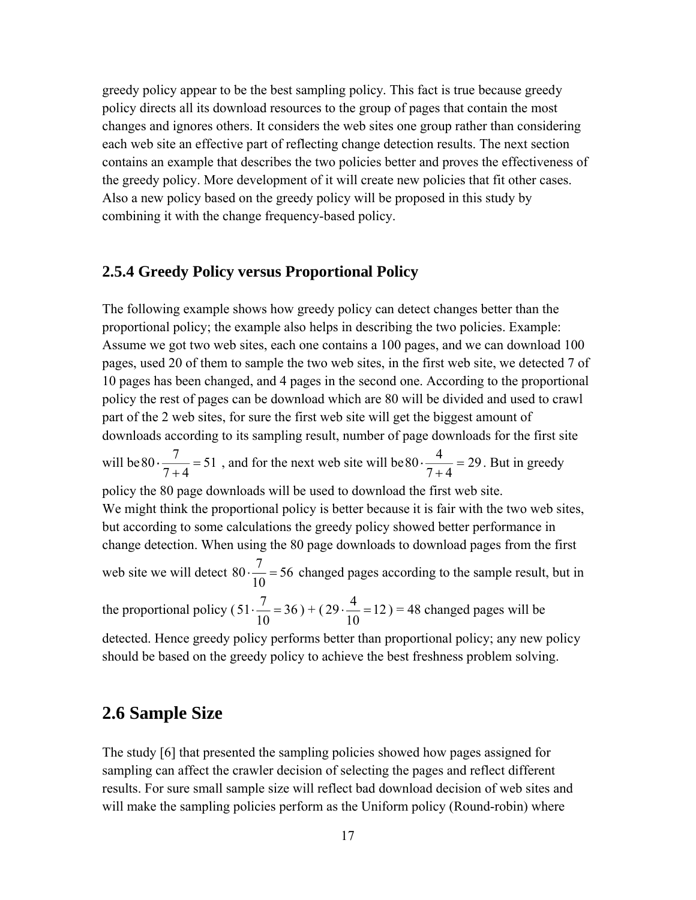greedy policy appear to be the best sampling policy. This fact is true because greedy policy directs all its download resources to the group of pages that contain the most changes and ignores others. It considers the web sites one group rather than considering each web site an effective part of reflecting change detection results. The next section contains an example that describes the two policies better and proves the effectiveness of the greedy policy. More development of it will create new policies that fit other cases. Also a new policy based on the greedy policy will be proposed in this study by combining it with the change frequency-based policy.

### 2.5.4 Greedy Policy versus Proportional Policy

The following example shows how greedy policy can detect changes better than the proportional policy; the example also helps in describing the two policies. Example: Assume we got two web sites, each one contains a 100 pages, and we can download 100 pages, used 20 of them to sample the two web sites, in the first web site, we detected 7 of 10 pages has been changed, and 4 pages in the second one. According to the proportional policy the rest of pages can be download which are 80 will be divided and used to crawl part of the 2 web sites, for sure the first web site will get the biggest amount of downloads according to its sampling result, number of page downloads for the first site will be $80 \cdot \frac{7}{7+4} = 51$ , and for the next web site will be $80 \cdot \frac{4}{7+4} = 29$. But in greedy policy the 80 page downloads will be used to download the first web site.
We might think the proportional policy is better because it is fair with the two web sites, but according to some calculations the greedy policy showed better performance in change detection. When using the 80 page downloads to download pages from the first web site we will detect $80 \cdot \frac{7}{10} = 56$ changed pages according to the sample result, but in the proportional policy ( $51 \cdot \frac{7}{10} = 36$ ) + ( $29 \cdot \frac{4}{10} = 12$ ) = 48 changed pages will be detected. Hence greedy policy performs better than proportional policy; any new policy should be based on the greedy policy to achieve the best freshness problem solving.

## 2.6 Sample Size

The study [6] that presented the sampling policies showed how pages assigned for sampling can affect the crawler decision of selecting the pages and reflect different results. For sure small sample size will reflect bad download decision of web sites and will make the sampling policies perform as the Uniform policy (Round-robin) where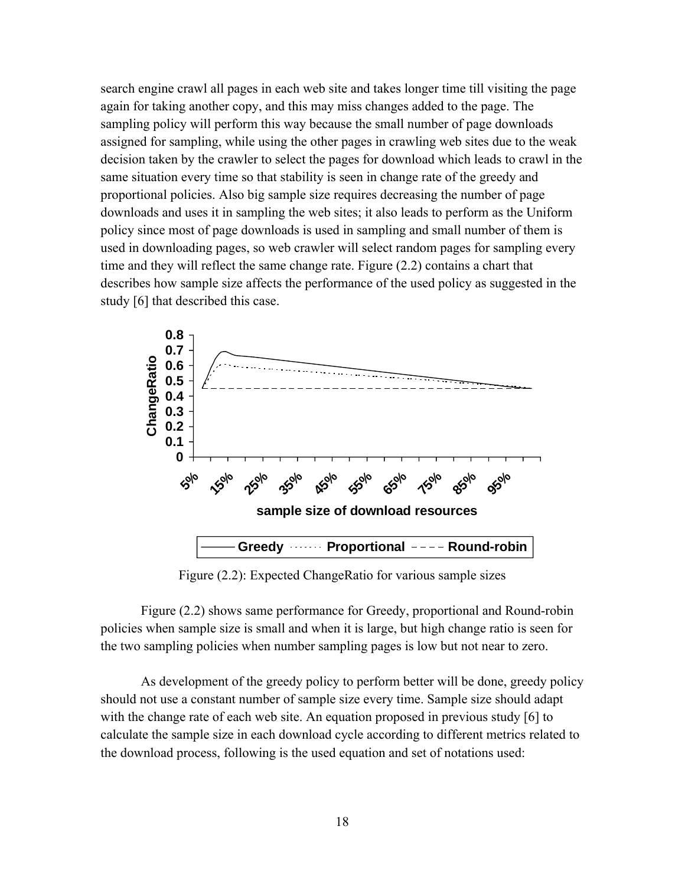search engine crawl all pages in each web site and takes longer time till visiting the page again for taking another copy, and this may miss changes added to the page. The sampling policy will perform this way because the small number of page downloads assigned for sampling, while using the other pages in crawling web sites due to the weak decision taken by the crawler to select the pages for download which leads to crawl in the same situation every time so that stability is seen in change rate of the greedy and proportional policies. Also big sample size requires decreasing the number of page downloads and uses it in sampling the web sites; it also leads to perform as the Uniform policy since most of page downloads is used in sampling and small number of them is used in downloading pages, so web crawler will select random pages for sampling every time and they will reflect the same change rate. Figure (2.2) contains a chart that describes how sample size affects the performance of the used policy as suggested in the study [6] that described this case.

Figure (2.2): Expected ChangeRatio for various sample sizes

Figure (2.2) shows same performance for Greedy, proportional and Round-robin policies when sample size is small and when it is large, but high change ratio is seen for the two sampling policies when number sampling pages is low but not near to zero.

As development of the greedy policy to perform better will be done, greedy policy should not use a constant number of sample size every time. Sample size should adapt with the change rate of each web site. An equation proposed in previous study [6] to calculate the sample size in each download cycle according to different metrics related to the download process, following is the used equation and set of notations used: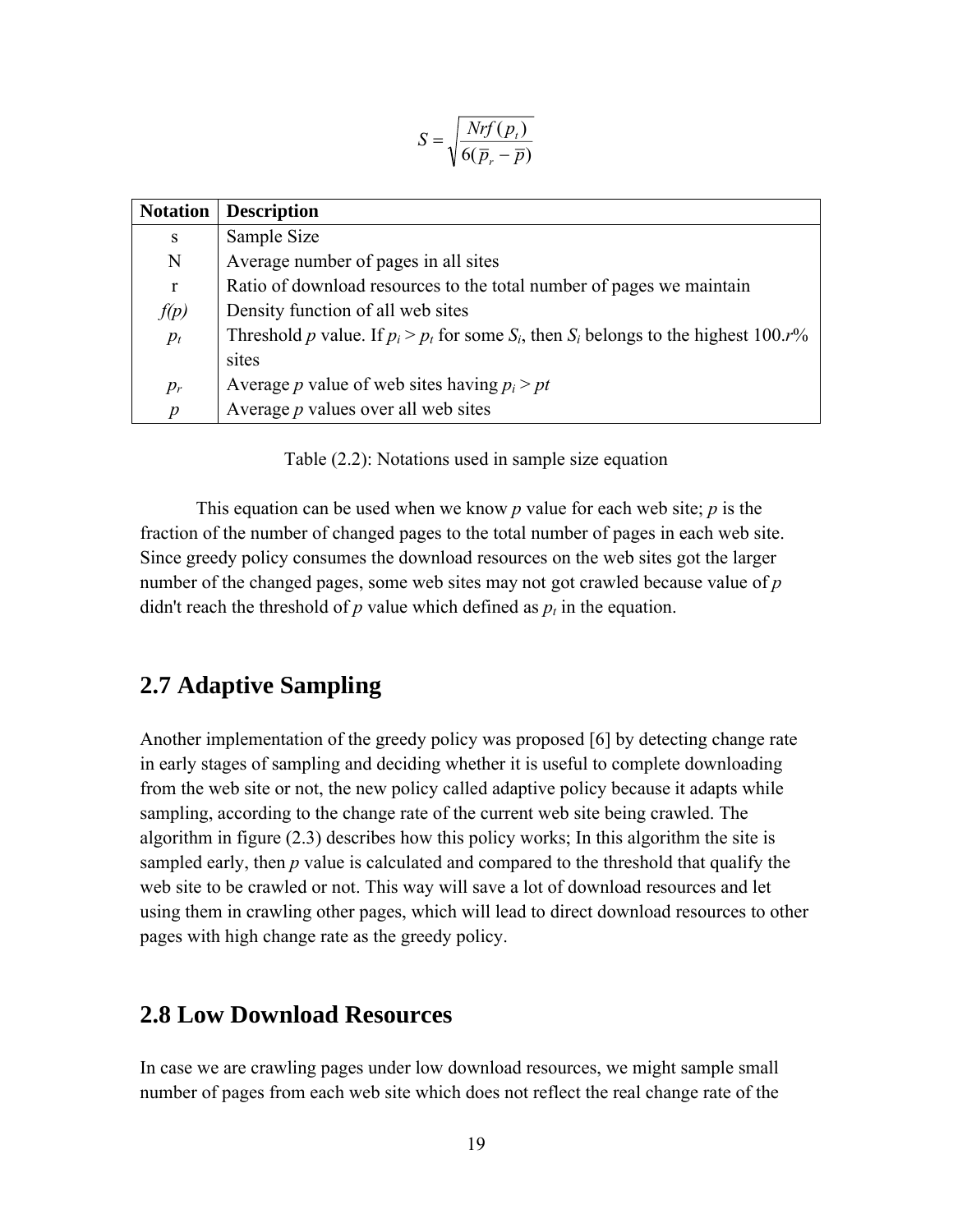$$S = \sqrt{\frac{Nrf(p_t)}{6(\overline{p}_r - \overline{p})}}$$

| Notation | Description |
|---|---|
| s | Sample Size |
| N | Average number of pages in all sites |
| r | Ratio of download resources to the total number of pages we maintain |
| $f(p)$ | Density function of all web sites |
| $p_t$ | Threshold $p$ value. If $p_i > p_t$ for some $S_i$, then $S_i$ belongs to the highest 100.$r$% sites |
| $p_r$ | Average $p$ value of web sites having $p_i > pt$ |
| $p$ | Average $p$ values over all web sites |

Table (2.2): Notations used in sample size equation

This equation can be used when we know $p$ value for each web site; $p$ is the fraction of the number of changed pages to the total number of pages in each web site. Since greedy policy consumes the download resources on the web sites got the larger number of the changed pages, some web sites may not got crawled because value of $p$ didn't reach the threshold of $p$ value which defined as $p_t$ in the equation.

## 2.7 Adaptive Sampling

Another implementation of the greedy policy was proposed [6] by detecting change rate in early stages of sampling and deciding whether it is useful to complete downloading from the web site or not, the new policy called adaptive policy because it adapts while sampling, according to the change rate of the current web site being crawled. The algorithm in figure (2.3) describes how this policy works; In this algorithm the site is sampled early, then $p$ value is calculated and compared to the threshold that qualify the web site to be crawled or not. This way will save a lot of download resources and let using them in crawling other pages, which will lead to direct download resources to other pages with high change rate as the greedy policy.

## 2.8 Low Download Resources

In case we are crawling pages under low download resources, we might sample small number of pages from each web site which does not reflect the real change rate of the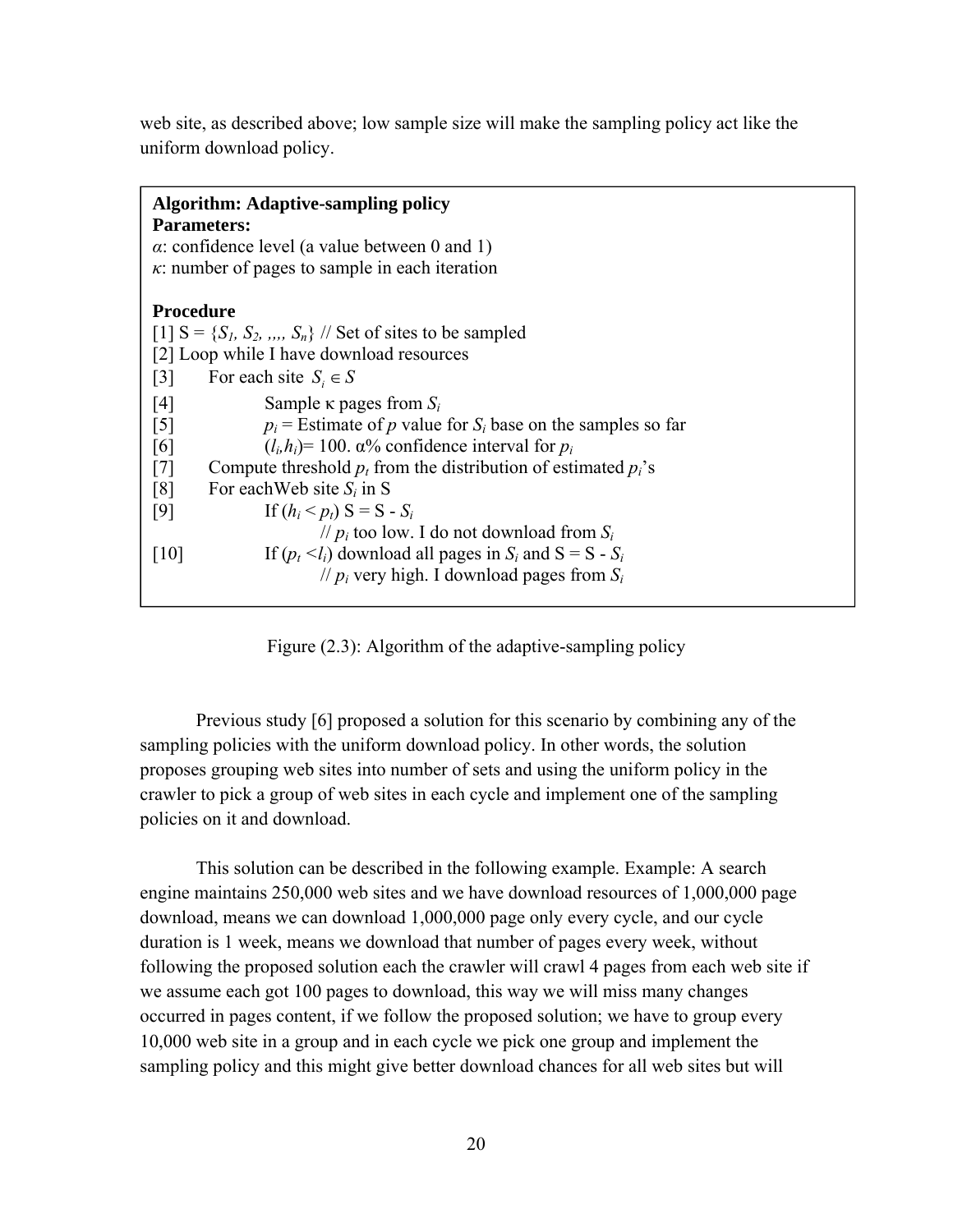web site, as described above; low sample size will make the sampling policy act like the uniform download policy.

```
Algorithm: Adaptive-sampling policy
Parameters:
α: confidence level (a value between 0 and 1)
κ: number of pages to sample in each iteration

Procedure
[1] S = {S1, S2, ,,,, Sn} // Set of sites to be sampled
[2] Loop while I have download resources
[3]     For each site Si ∈ S
[4]         Sample κ pages from Si
[5]         pi = Estimate of p value for Si base on the samples so far
[6]         (li,hi)= 100. α% confidence interval for pi
[7]     Compute threshold pt from the distribution of estimated pi's
[8]     For eachWeb site Si in S
[9]         If (hi < pt) S = S - Si
                // pi too low. I do not download from Si
[10]        If (pt <li) download all pages in Si and S = S - Si
                // pi very high. I download pages from Si
```

Figure (2.3): Algorithm of the adaptive-sampling policy

Previous study [6] proposed a solution for this scenario by combining any of the sampling policies with the uniform download policy. In other words, the solution proposes grouping web sites into number of sets and using the uniform policy in the crawler to pick a group of web sites in each cycle and implement one of the sampling policies on it and download.

This solution can be described in the following example. Example: A search engine maintains 250,000 web sites and we have download resources of 1,000,000 page download, means we can download 1,000,000 page only every cycle, and our cycle duration is 1 week, means we download that number of pages every week, without following the proposed solution each the crawler will crawl 4 pages from each web site if we assume each got 100 pages to download, this way we will miss many changes occurred in pages content, if we follow the proposed solution; we have to group every 10,000 web site in a group and in each cycle we pick one group and implement the sampling policy and this might give better download chances for all web sites but will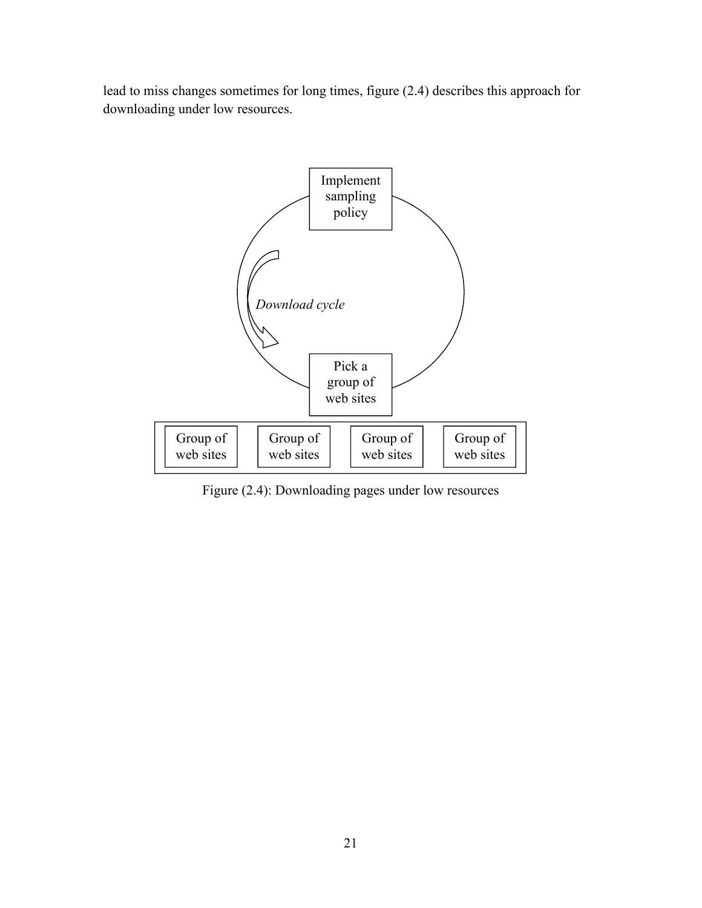lead to miss changes sometimes for long times, figure (2.4) describes this approach for downloading under low resources.

Implement sampling policy

*Download cycle*

Pick a group of web sites

Group of web sites | Group of web sites | Group of web sites | Group of web sites

Figure (2.4): Downloading pages under low resources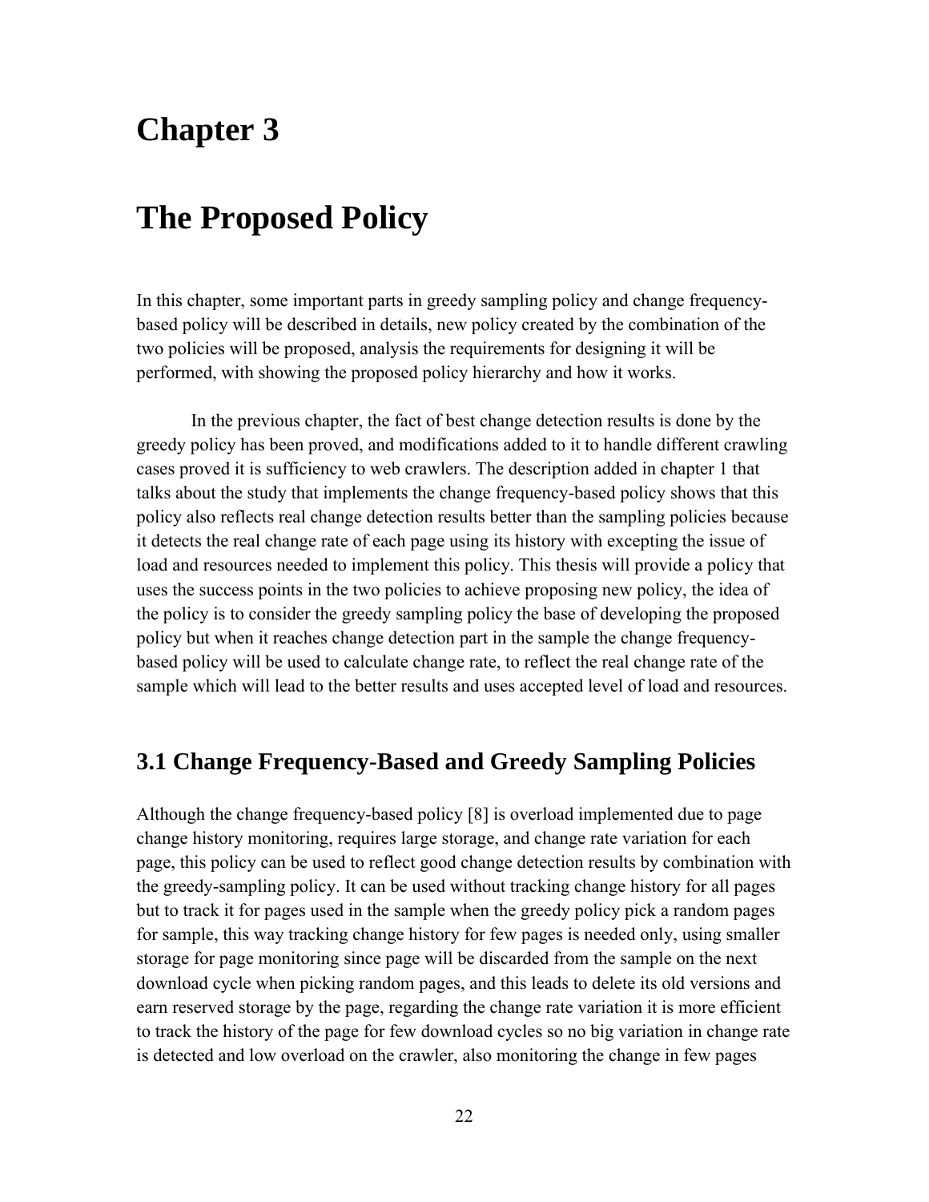# Chapter 3

# The Proposed Policy

In this chapter, some important parts in greedy sampling policy and change frequency-based policy will be described in details, new policy created by the combination of the two policies will be proposed, analysis the requirements for designing it will be performed, with showing the proposed policy hierarchy and how it works.

In the previous chapter, the fact of best change detection results is done by the greedy policy has been proved, and modifications added to it to handle different crawling cases proved it is sufficiency to web crawlers. The description added in chapter 1 that talks about the study that implements the change frequency-based policy shows that this policy also reflects real change detection results better than the sampling policies because it detects the real change rate of each page using its history with excepting the issue of load and resources needed to implement this policy. This thesis will provide a policy that uses the success points in the two policies to achieve proposing new policy, the idea of the policy is to consider the greedy sampling policy the base of developing the proposed policy but when it reaches change detection part in the sample the change frequency-based policy will be used to calculate change rate, to reflect the real change rate of the sample which will lead to the better results and uses accepted level of load and resources.

## 3.1 Change Frequency-Based and Greedy Sampling Policies

Although the change frequency-based policy [8] is overload implemented due to page change history monitoring, requires large storage, and change rate variation for each page, this policy can be used to reflect good change detection results by combination with the greedy-sampling policy. It can be used without tracking change history for all pages but to track it for pages used in the sample when the greedy policy pick a random pages for sample, this way tracking change history for few pages is needed only, using smaller storage for page monitoring since page will be discarded from the sample on the next download cycle when picking random pages, and this leads to delete its old versions and earn reserved storage by the page, regarding the change rate variation it is more efficient to track the history of the page for few download cycles so no big variation in change rate is detected and low overload on the crawler, also monitoring the change in few pages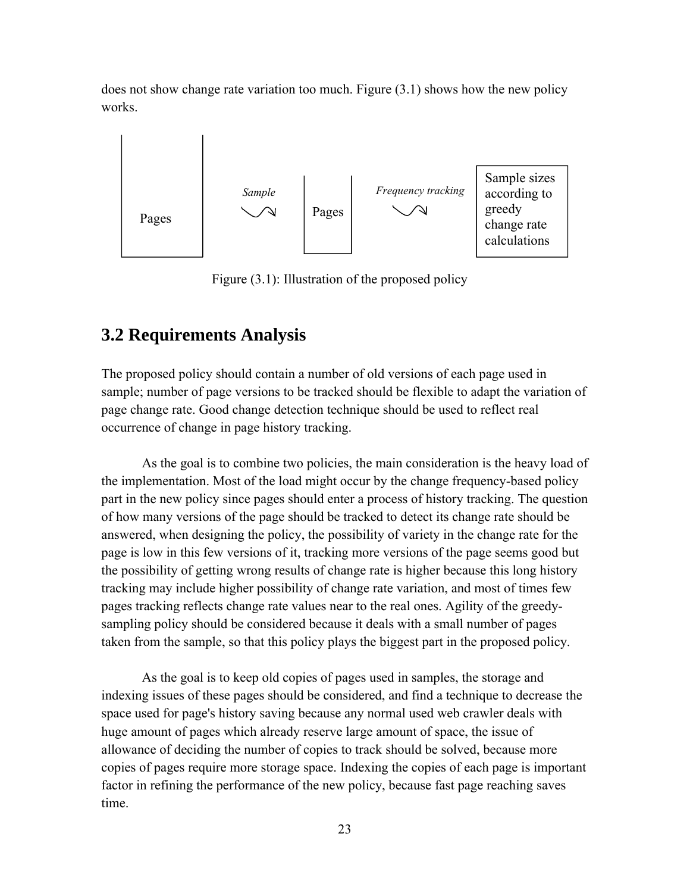does not show change rate variation too much. Figure (3.1) shows how the new policy works.

Pages → *Sample* → Pages → *Frequency tracking* → Sample sizes according to greedy change rate calculations

Figure (3.1): Illustration of the proposed policy

## 3.2 Requirements Analysis

The proposed policy should contain a number of old versions of each page used in sample; number of page versions to be tracked should be flexible to adapt the variation of page change rate. Good change detection technique should be used to reflect real occurrence of change in page history tracking.

As the goal is to combine two policies, the main consideration is the heavy load of the implementation. Most of the load might occur by the change frequency-based policy part in the new policy since pages should enter a process of history tracking. The question of how many versions of the page should be tracked to detect its change rate should be answered, when designing the policy, the possibility of variety in the change rate for the page is low in this few versions of it, tracking more versions of the page seems good but the possibility of getting wrong results of change rate is higher because this long history tracking may include higher possibility of change rate variation, and most of times few pages tracking reflects change rate values near to the real ones. Agility of the greedy-sampling policy should be considered because it deals with a small number of pages taken from the sample, so that this policy plays the biggest part in the proposed policy.

As the goal is to keep old copies of pages used in samples, the storage and indexing issues of these pages should be considered, and find a technique to decrease the space used for page's history saving because any normal used web crawler deals with huge amount of pages which already reserve large amount of space, the issue of allowance of deciding the number of copies to track should be solved, because more copies of pages require more storage space. Indexing the copies of each page is important factor in refining the performance of the new policy, because fast page reaching saves time.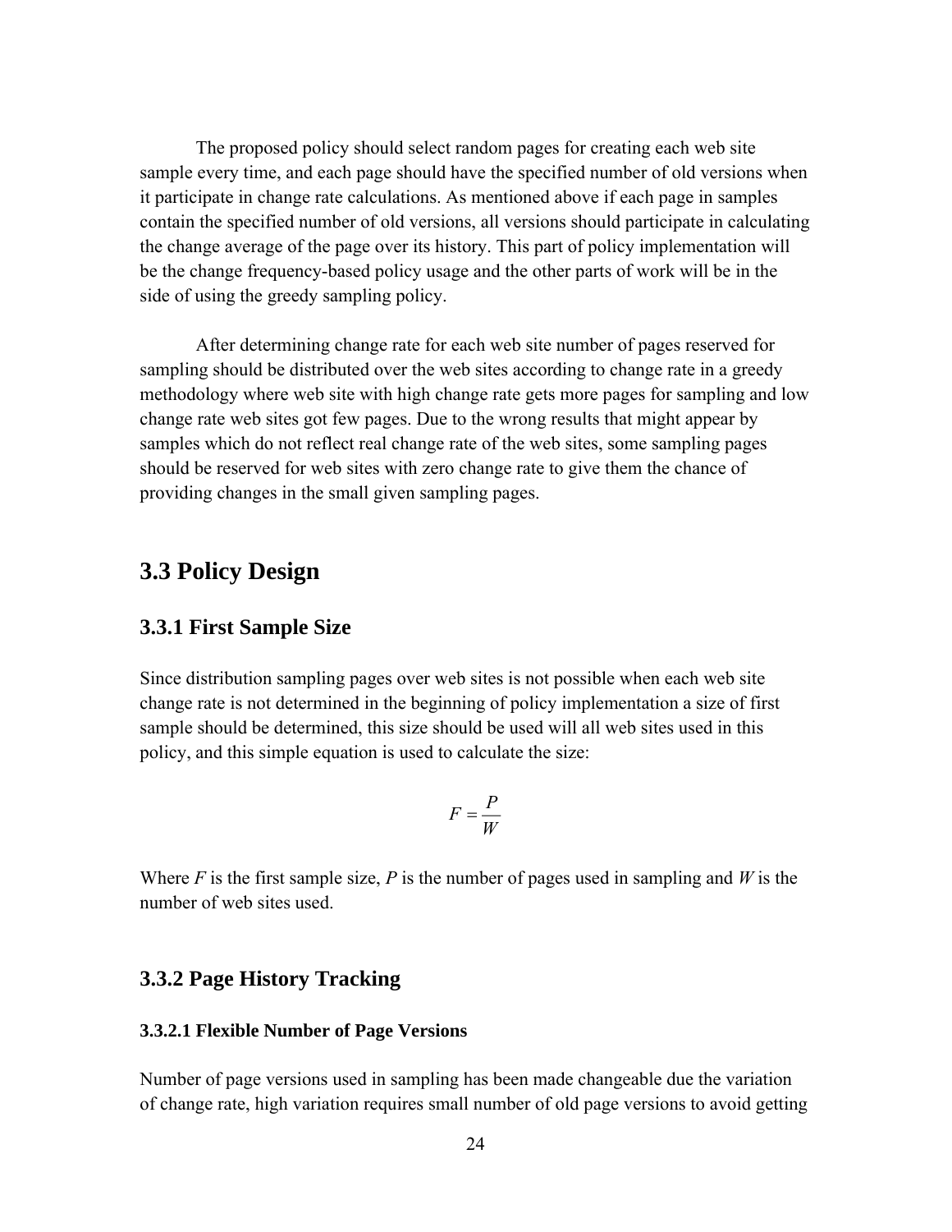The proposed policy should select random pages for creating each web site sample every time, and each page should have the specified number of old versions when it participate in change rate calculations. As mentioned above if each page in samples contain the specified number of old versions, all versions should participate in calculating the change average of the page over its history. This part of policy implementation will be the change frequency-based policy usage and the other parts of work will be in the side of using the greedy sampling policy.

After determining change rate for each web site number of pages reserved for sampling should be distributed over the web sites according to change rate in a greedy methodology where web site with high change rate gets more pages for sampling and low change rate web sites got few pages. Due to the wrong results that might appear by samples which do not reflect real change rate of the web sites, some sampling pages should be reserved for web sites with zero change rate to give them the chance of providing changes in the small given sampling pages.

## 3.3 Policy Design

### 3.3.1 First Sample Size

Since distribution sampling pages over web sites is not possible when each web site change rate is not determined in the beginning of policy implementation a size of first sample should be determined, this size should be used will all web sites used in this policy, and this simple equation is used to calculate the size:

$$F = \frac{P}{W}$$

Where $F$ is the first sample size, $P$ is the number of pages used in sampling and $W$ is the number of web sites used.

### 3.3.2 Page History Tracking

#### 3.3.2.1 Flexible Number of Page Versions

Number of page versions used in sampling has been made changeable due the variation of change rate, high variation requires small number of old page versions to avoid getting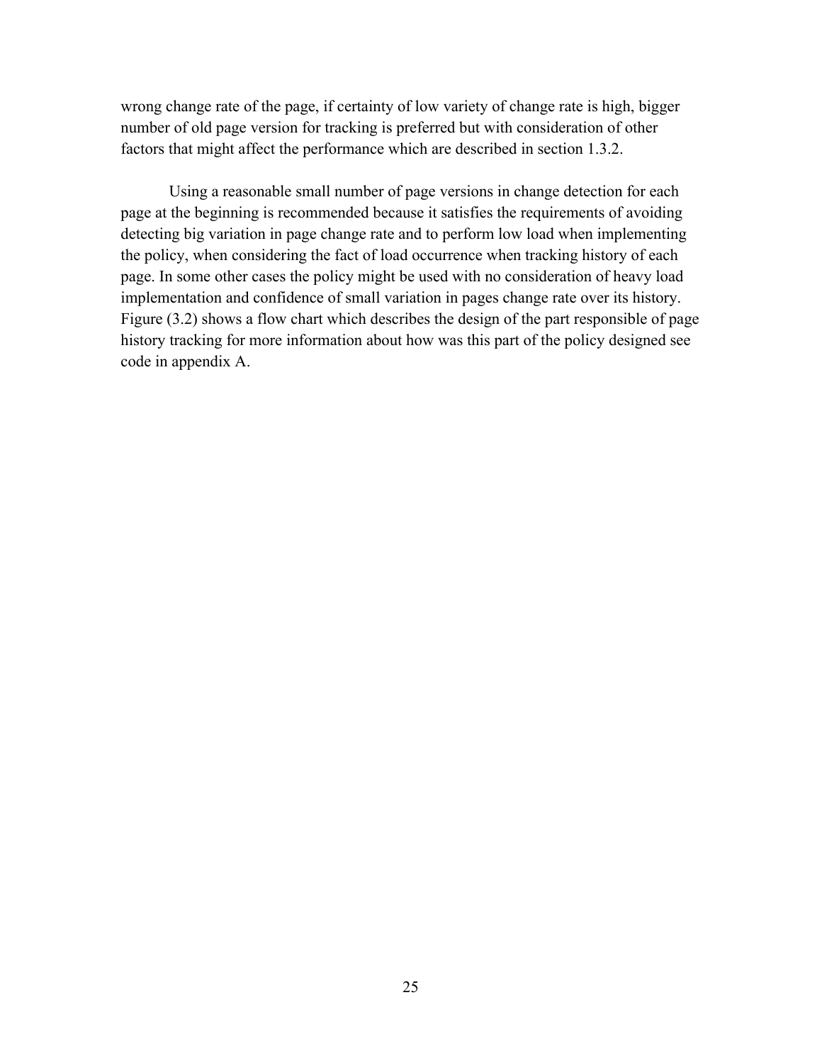wrong change rate of the page, if certainty of low variety of change rate is high, bigger number of old page version for tracking is preferred but with consideration of other factors that might affect the performance which are described in section 1.3.2.

Using a reasonable small number of page versions in change detection for each page at the beginning is recommended because it satisfies the requirements of avoiding detecting big variation in page change rate and to perform low load when implementing the policy, when considering the fact of load occurrence when tracking history of each page. In some other cases the policy might be used with no consideration of heavy load implementation and confidence of small variation in pages change rate over its history. Figure (3.2) shows a flow chart which describes the design of the part responsible of page history tracking for more information about how was this part of the policy designed see code in appendix A.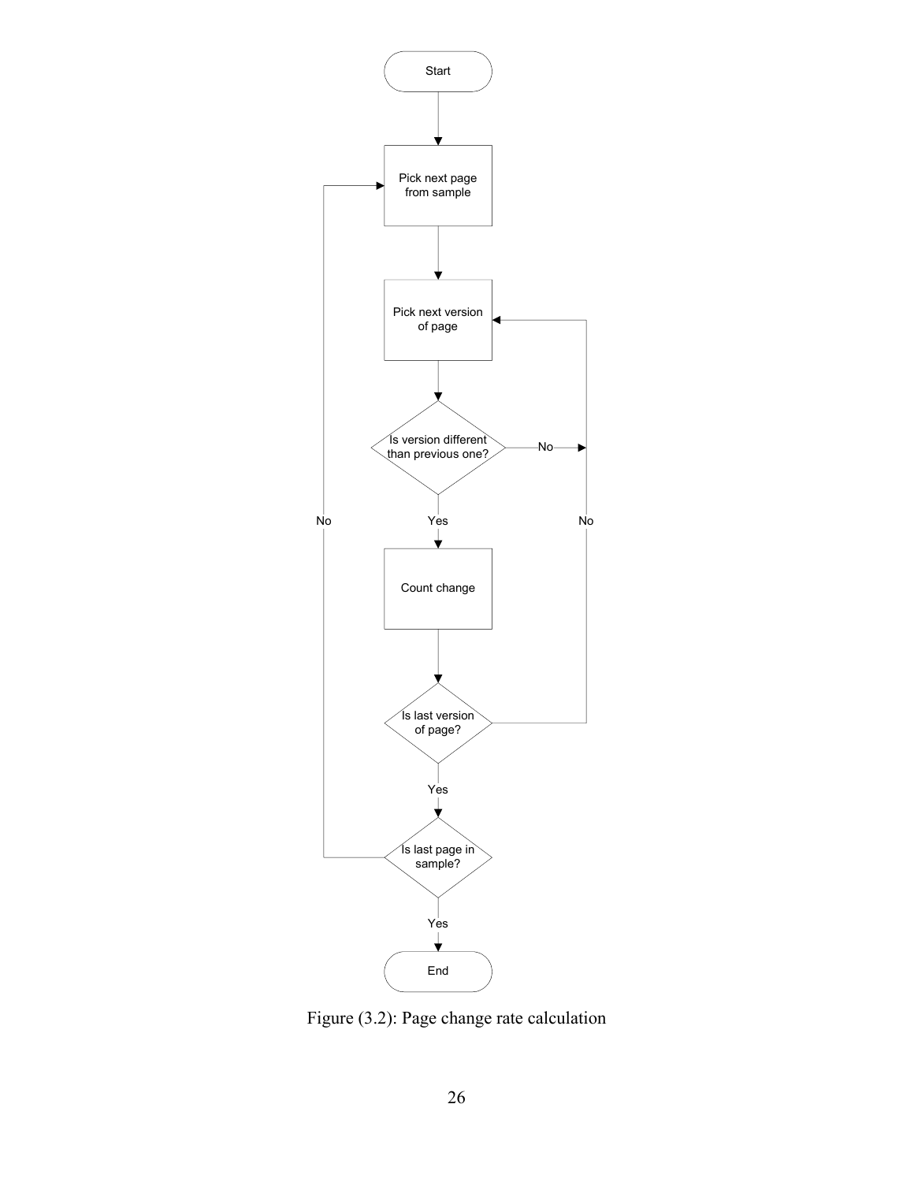Figure (3.2): Page change rate calculation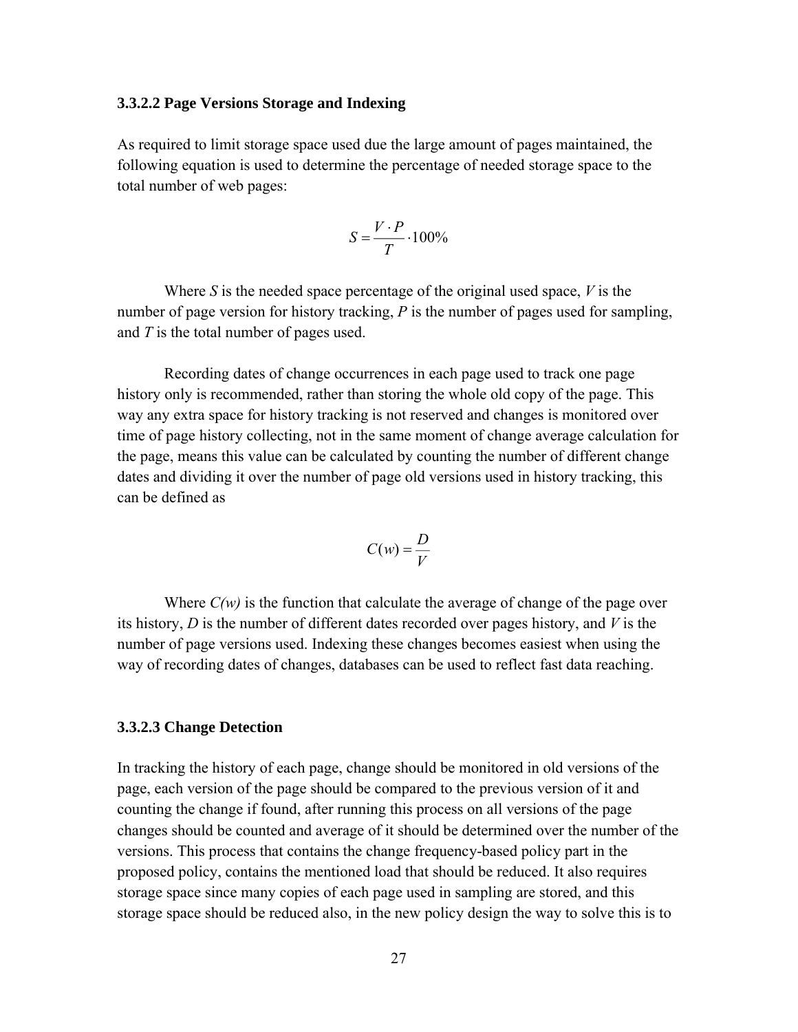#### 3.3.2.2 Page Versions Storage and Indexing

As required to limit storage space used due the large amount of pages maintained, the following equation is used to determine the percentage of needed storage space to the total number of web pages:

$$S = \frac{V \cdot P}{T} \cdot 100\%$$

Where $S$ is the needed space percentage of the original used space, $V$ is the number of page version for history tracking, $P$ is the number of pages used for sampling, and $T$ is the total number of pages used.

Recording dates of change occurrences in each page used to track one page history only is recommended, rather than storing the whole old copy of the page. This way any extra space for history tracking is not reserved and changes is monitored over time of page history collecting, not in the same moment of change average calculation for the page, means this value can be calculated by counting the number of different change dates and dividing it over the number of page old versions used in history tracking, this can be defined as

$$C(w) = \frac{D}{V}$$

Where $C(w)$ is the function that calculate the average of change of the page over its history, $D$ is the number of different dates recorded over pages history, and $V$ is the number of page versions used. Indexing these changes becomes easiest when using the way of recording dates of changes, databases can be used to reflect fast data reaching.

#### 3.3.2.3 Change Detection

In tracking the history of each page, change should be monitored in old versions of the page, each version of the page should be compared to the previous version of it and counting the change if found, after running this process on all versions of the page changes should be counted and average of it should be determined over the number of the versions. This process that contains the change frequency-based policy part in the proposed policy, contains the mentioned load that should be reduced. It also requires storage space since many copies of each page used in sampling are stored, and this storage space should be reduced also, in the new policy design the way to solve this is to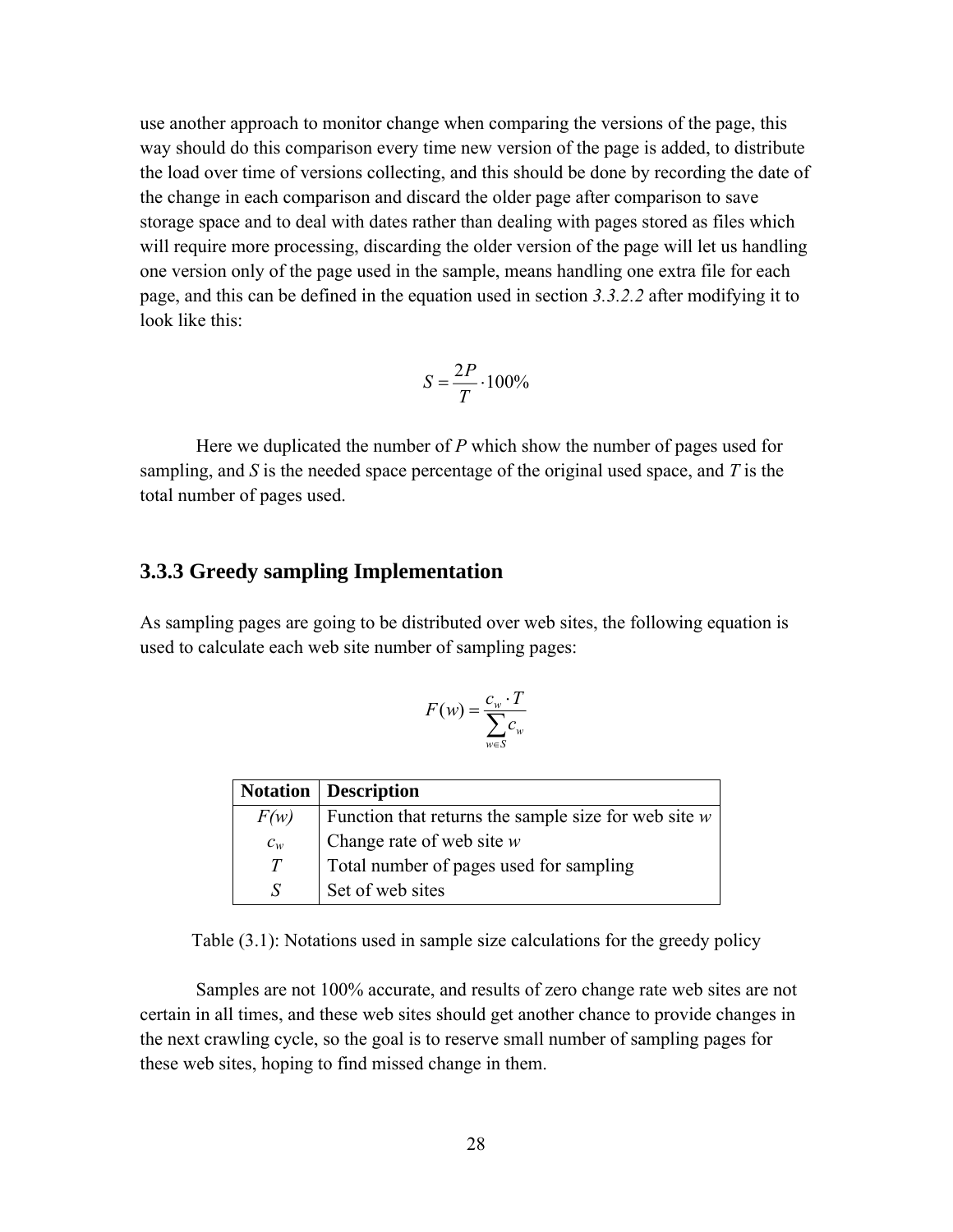use another approach to monitor change when comparing the versions of the page, this way should do this comparison every time new version of the page is added, to distribute the load over time of versions collecting, and this should be done by recording the date of the change in each comparison and discard the older page after comparison to save storage space and to deal with dates rather than dealing with pages stored as files which will require more processing, discarding the older version of the page will let us handling one version only of the page used in the sample, means handling one extra file for each page, and this can be defined in the equation used in section *3.3.2.2* after modifying it to look like this:

$$S = \frac{2P}{T} \cdot 100\%$$

Here we duplicated the number of $P$ which show the number of pages used for sampling, and $S$ is the needed space percentage of the original used space, and $T$ is the total number of pages used.

### 3.3.3 Greedy sampling Implementation

As sampling pages are going to be distributed over web sites, the following equation is used to calculate each web site number of sampling pages:

$$F(w) = \frac{c_w \cdot T}{\sum_{w \in S} c_w}$$

| Notation | Description |
|---|---|
| $F(w)$ | Function that returns the sample size for web site $w$ |
| $c_w$ | Change rate of web site $w$ |
| $T$ | Total number of pages used for sampling |
| $S$ | Set of web sites |

Table (3.1): Notations used in sample size calculations for the greedy policy

Samples are not 100% accurate, and results of zero change rate web sites are not certain in all times, and these web sites should get another chance to provide changes in the next crawling cycle, so the goal is to reserve small number of sampling pages for these web sites, hoping to find missed change in them.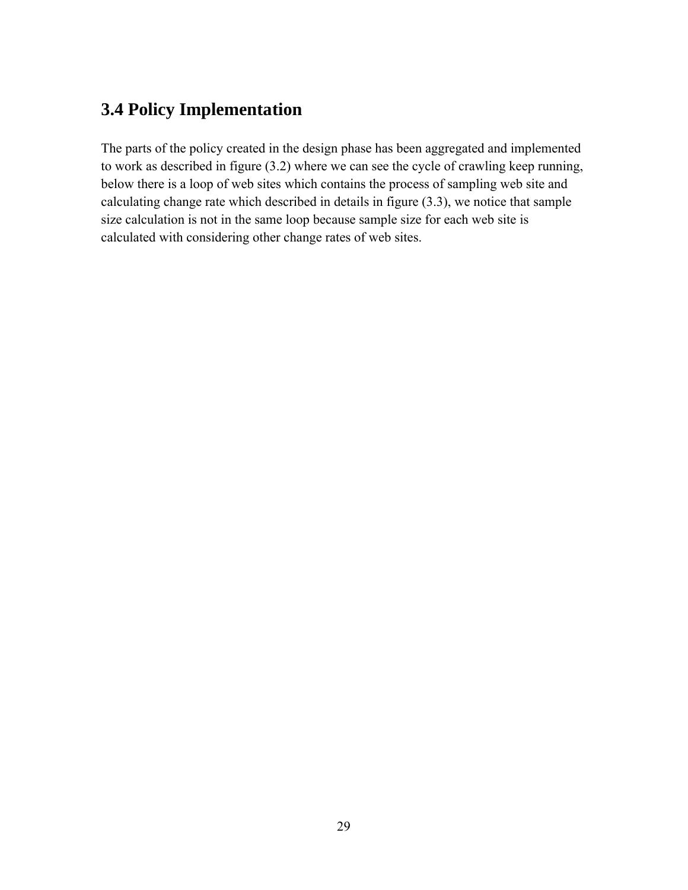## 3.4 Policy Implementation

The parts of the policy created in the design phase has been aggregated and implemented to work as described in figure (3.2) where we can see the cycle of crawling keep running, below there is a loop of web sites which contains the process of sampling web site and calculating change rate which described in details in figure (3.3), we notice that sample size calculation is not in the same loop because sample size for each web site is calculated with considering other change rates of web sites.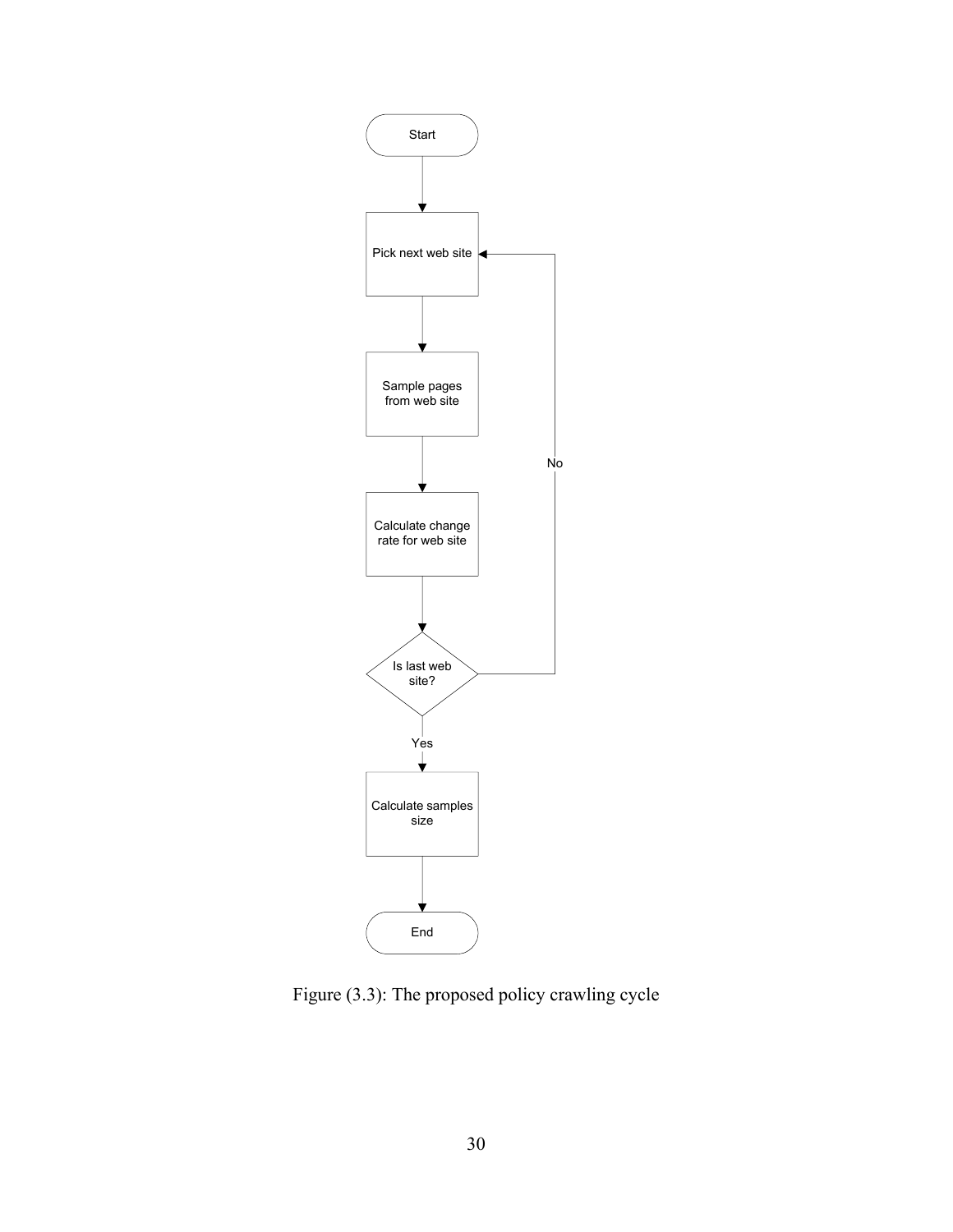Start

Pick next web site

Sample pages from web site

Calculate change rate for web site

Is last web site?

No

Yes

Calculate samples size

End

Figure (3.3): The proposed policy crawling cycle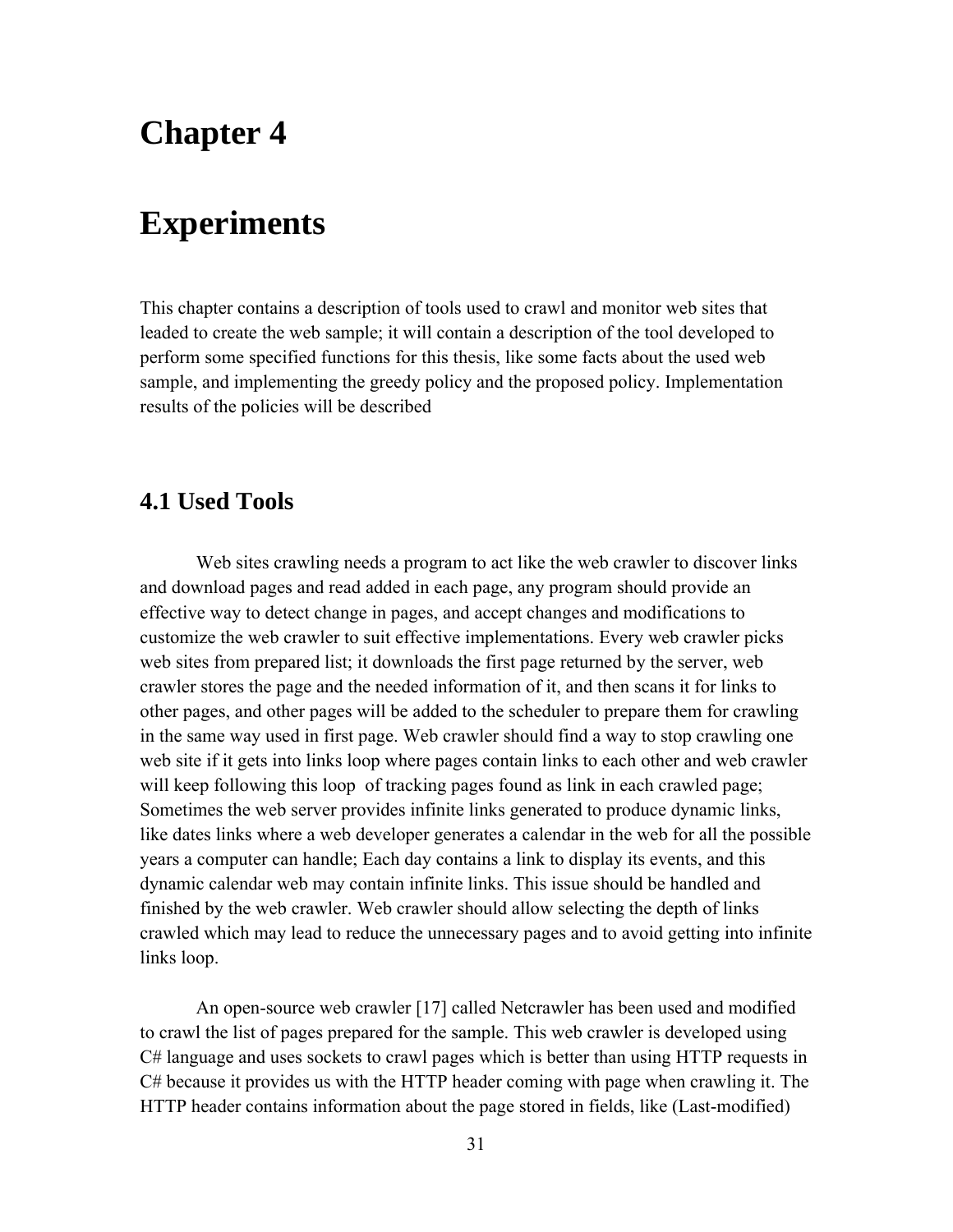# Chapter 4

# Experiments

This chapter contains a description of tools used to crawl and monitor web sites that leaded to create the web sample; it will contain a description of the tool developed to perform some specified functions for this thesis, like some facts about the used web sample, and implementing the greedy policy and the proposed policy. Implementation results of the policies will be described

## 4.1 Used Tools

Web sites crawling needs a program to act like the web crawler to discover links and download pages and read added in each page, any program should provide an effective way to detect change in pages, and accept changes and modifications to customize the web crawler to suit effective implementations. Every web crawler picks web sites from prepared list; it downloads the first page returned by the server, web crawler stores the page and the needed information of it, and then scans it for links to other pages, and other pages will be added to the scheduler to prepare them for crawling in the same way used in first page. Web crawler should find a way to stop crawling one web site if it gets into links loop where pages contain links to each other and web crawler will keep following this loop of tracking pages found as link in each crawled page; Sometimes the web server provides infinite links generated to produce dynamic links, like dates links where a web developer generates a calendar in the web for all the possible years a computer can handle; Each day contains a link to display its events, and this dynamic calendar web may contain infinite links. This issue should be handled and finished by the web crawler. Web crawler should allow selecting the depth of links crawled which may lead to reduce the unnecessary pages and to avoid getting into infinite links loop.

An open-source web crawler [17] called Netcrawler has been used and modified to crawl the list of pages prepared for the sample. This web crawler is developed using C# language and uses sockets to crawl pages which is better than using HTTP requests in C# because it provides us with the HTTP header coming with page when crawling it. The HTTP header contains information about the page stored in fields, like (Last-modified)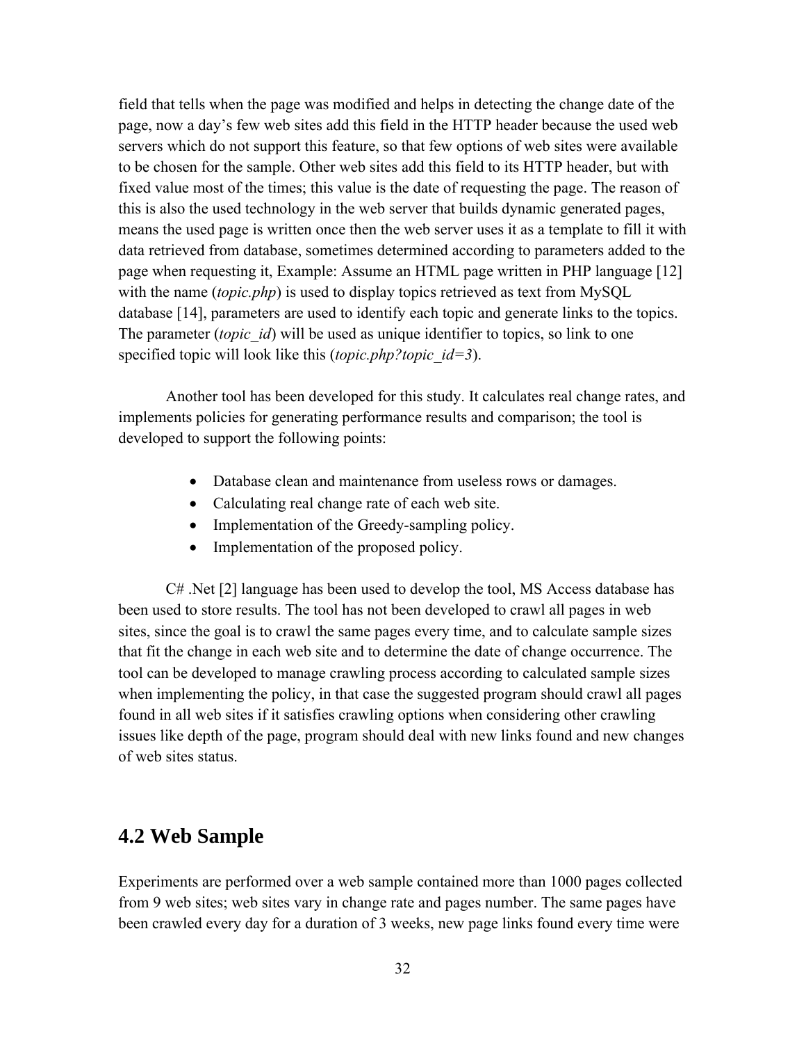field that tells when the page was modified and helps in detecting the change date of the page, now a day's few web sites add this field in the HTTP header because the used web servers which do not support this feature, so that few options of web sites were available to be chosen for the sample. Other web sites add this field to its HTTP header, but with fixed value most of the times; this value is the date of requesting the page. The reason of this is also the used technology in the web server that builds dynamic generated pages, means the used page is written once then the web server uses it as a template to fill it with data retrieved from database, sometimes determined according to parameters added to the page when requesting it, Example: Assume an HTML page written in PHP language [12] with the name (*topic.php*) is used to display topics retrieved as text from MySQL database [14], parameters are used to identify each topic and generate links to the topics. The parameter (*topic_id*) will be used as unique identifier to topics, so link to one specified topic will look like this (*topic.php?topic_id=3*).

Another tool has been developed for this study. It calculates real change rates, and implements policies for generating performance results and comparison; the tool is developed to support the following points:

- Database clean and maintenance from useless rows or damages.
- Calculating real change rate of each web site.
- Implementation of the Greedy-sampling policy.
- Implementation of the proposed policy.

C# .Net [2] language has been used to develop the tool, MS Access database has been used to store results. The tool has not been developed to crawl all pages in web sites, since the goal is to crawl the same pages every time, and to calculate sample sizes that fit the change in each web site and to determine the date of change occurrence. The tool can be developed to manage crawling process according to calculated sample sizes when implementing the policy, in that case the suggested program should crawl all pages found in all web sites if it satisfies crawling options when considering other crawling issues like depth of the page, program should deal with new links found and new changes of web sites status.

## 4.2 Web Sample

Experiments are performed over a web sample contained more than 1000 pages collected from 9 web sites; web sites vary in change rate and pages number. The same pages have been crawled every day for a duration of 3 weeks, new page links found every time were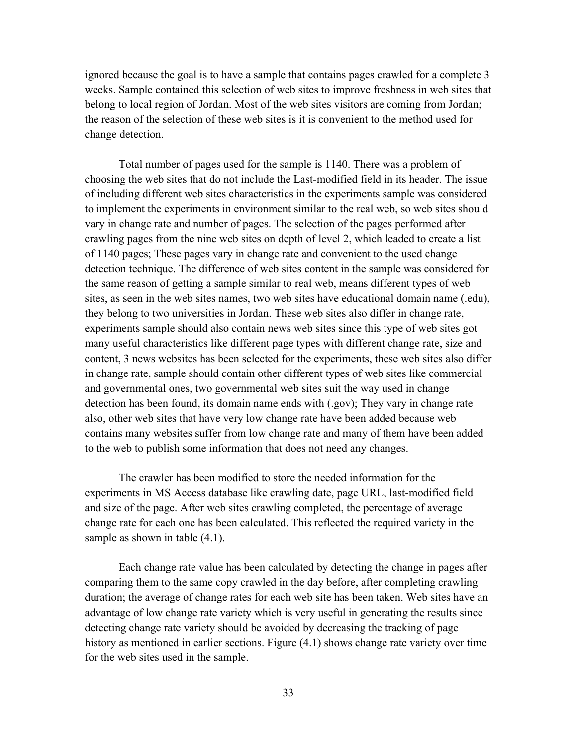ignored because the goal is to have a sample that contains pages crawled for a complete 3 weeks. Sample contained this selection of web sites to improve freshness in web sites that belong to local region of Jordan. Most of the web sites visitors are coming from Jordan; the reason of the selection of these web sites is it is convenient to the method used for change detection.

Total number of pages used for the sample is 1140. There was a problem of choosing the web sites that do not include the Last-modified field in its header. The issue of including different web sites characteristics in the experiments sample was considered to implement the experiments in environment similar to the real web, so web sites should vary in change rate and number of pages. The selection of the pages performed after crawling pages from the nine web sites on depth of level 2, which leaded to create a list of 1140 pages; These pages vary in change rate and convenient to the used change detection technique. The difference of web sites content in the sample was considered for the same reason of getting a sample similar to real web, means different types of web sites, as seen in the web sites names, two web sites have educational domain name (.edu), they belong to two universities in Jordan. These web sites also differ in change rate, experiments sample should also contain news web sites since this type of web sites got many useful characteristics like different page types with different change rate, size and content, 3 news websites has been selected for the experiments, these web sites also differ in change rate, sample should contain other different types of web sites like commercial and governmental ones, two governmental web sites suit the way used in change detection has been found, its domain name ends with (.gov); They vary in change rate also, other web sites that have very low change rate have been added because web contains many websites suffer from low change rate and many of them have been added to the web to publish some information that does not need any changes.

The crawler has been modified to store the needed information for the experiments in MS Access database like crawling date, page URL, last-modified field and size of the page. After web sites crawling completed, the percentage of average change rate for each one has been calculated. This reflected the required variety in the sample as shown in table (4.1).

Each change rate value has been calculated by detecting the change in pages after comparing them to the same copy crawled in the day before, after completing crawling duration; the average of change rates for each web site has been taken. Web sites have an advantage of low change rate variety which is very useful in generating the results since detecting change rate variety should be avoided by decreasing the tracking of page history as mentioned in earlier sections. Figure (4.1) shows change rate variety over time for the web sites used in the sample.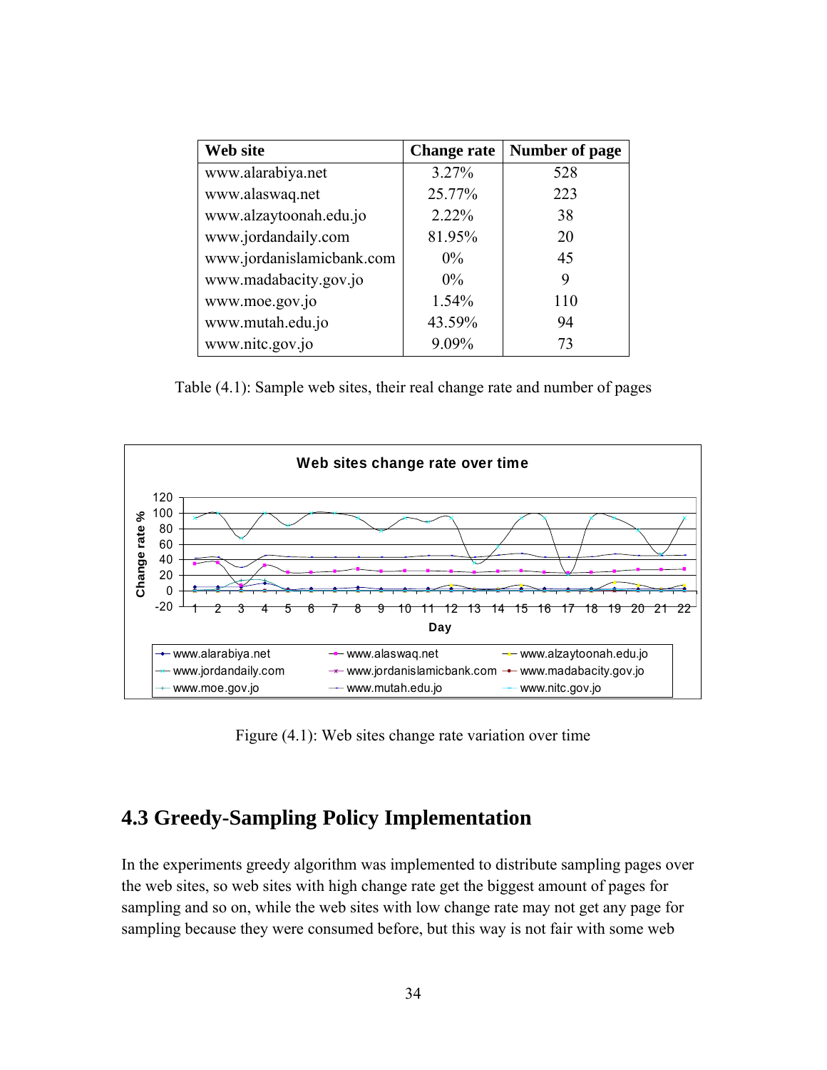| Web site | Change rate | Number of page |
|---|---|---|
| www.alarabiya.net | 3.27% | 528 |
| www.alaswaq.net | 25.77% | 223 |
| www.alzaytoonah.edu.jo | 2.22% | 38 |
| www.jordandaily.com | 81.95% | 20 |
| www.jordanislamicbank.com | 0% | 45 |
| www.madabacity.gov.jo | 0% | 9 |
| www.moe.gov.jo | 1.54% | 110 |
| www.mutah.edu.jo | 43.59% | 94 |
| www.nitc.gov.jo | 9.09% | 73 |

Table (4.1): Sample web sites, their real change rate and number of pages

Figure (4.1): Web sites change rate variation over time

## 4.3 Greedy-Sampling Policy Implementation

In the experiments greedy algorithm was implemented to distribute sampling pages over the web sites, so web sites with high change rate get the biggest amount of pages for sampling and so on, while the web sites with low change rate may not get any page for sampling because they were consumed before, but this way is not fair with some web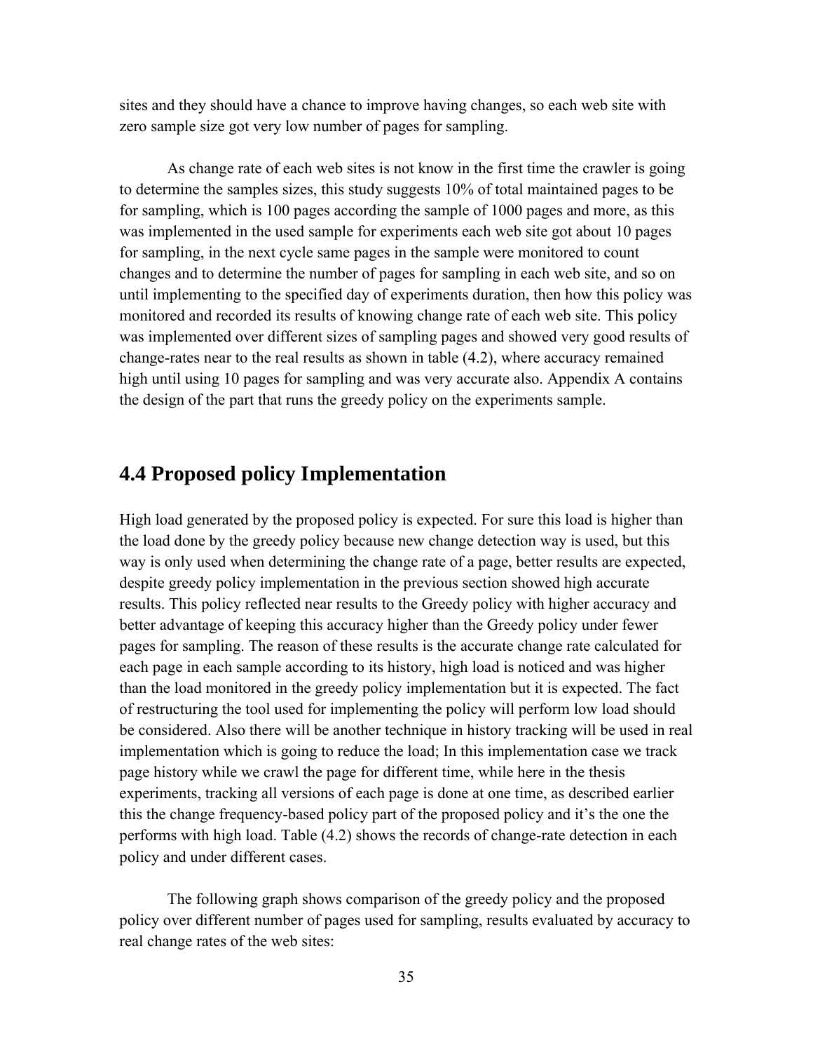sites and they should have a chance to improve having changes, so each web site with zero sample size got very low number of pages for sampling.

As change rate of each web sites is not know in the first time the crawler is going to determine the samples sizes, this study suggests 10% of total maintained pages to be for sampling, which is 100 pages according the sample of 1000 pages and more, as this was implemented in the used sample for experiments each web site got about 10 pages for sampling, in the next cycle same pages in the sample were monitored to count changes and to determine the number of pages for sampling in each web site, and so on until implementing to the specified day of experiments duration, then how this policy was monitored and recorded its results of knowing change rate of each web site. This policy was implemented over different sizes of sampling pages and showed very good results of change-rates near to the real results as shown in table (4.2), where accuracy remained high until using 10 pages for sampling and was very accurate also. Appendix A contains the design of the part that runs the greedy policy on the experiments sample.

## 4.4 Proposed policy Implementation

High load generated by the proposed policy is expected. For sure this load is higher than the load done by the greedy policy because new change detection way is used, but this way is only used when determining the change rate of a page, better results are expected, despite greedy policy implementation in the previous section showed high accurate results. This policy reflected near results to the Greedy policy with higher accuracy and better advantage of keeping this accuracy higher than the Greedy policy under fewer pages for sampling. The reason of these results is the accurate change rate calculated for each page in each sample according to its history, high load is noticed and was higher than the load monitored in the greedy policy implementation but it is expected. The fact of restructuring the tool used for implementing the policy will perform low load should be considered. Also there will be another technique in history tracking will be used in real implementation which is going to reduce the load; In this implementation case we track page history while we crawl the page for different time, while here in the thesis experiments, tracking all versions of each page is done at one time, as described earlier this the change frequency-based policy part of the proposed policy and it's the one the performs with high load. Table (4.2) shows the records of change-rate detection in each policy and under different cases.

The following graph shows comparison of the greedy policy and the proposed policy over different number of pages used for sampling, results evaluated by accuracy to real change rates of the web sites: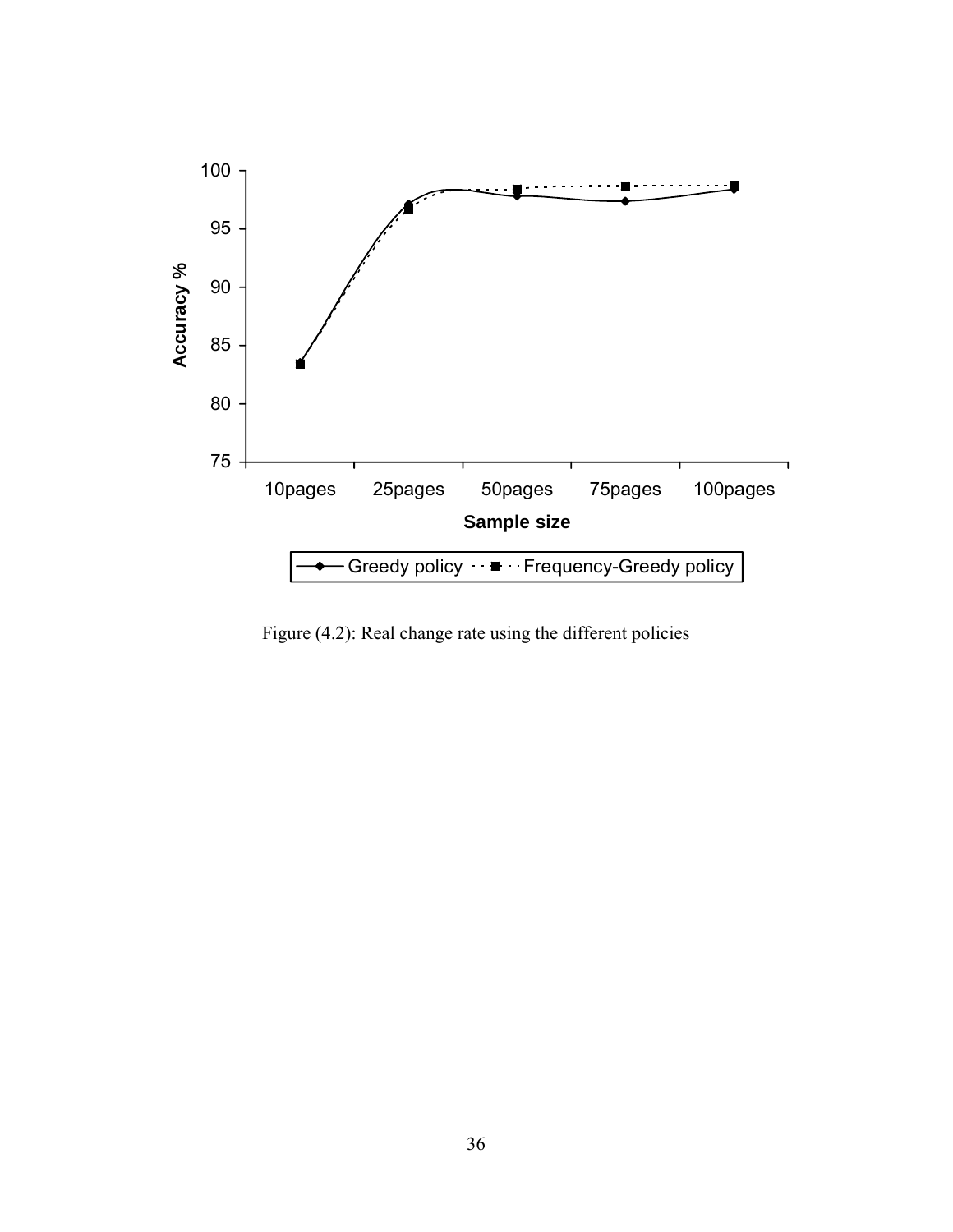Figure (4.2): Real change rate using the different policies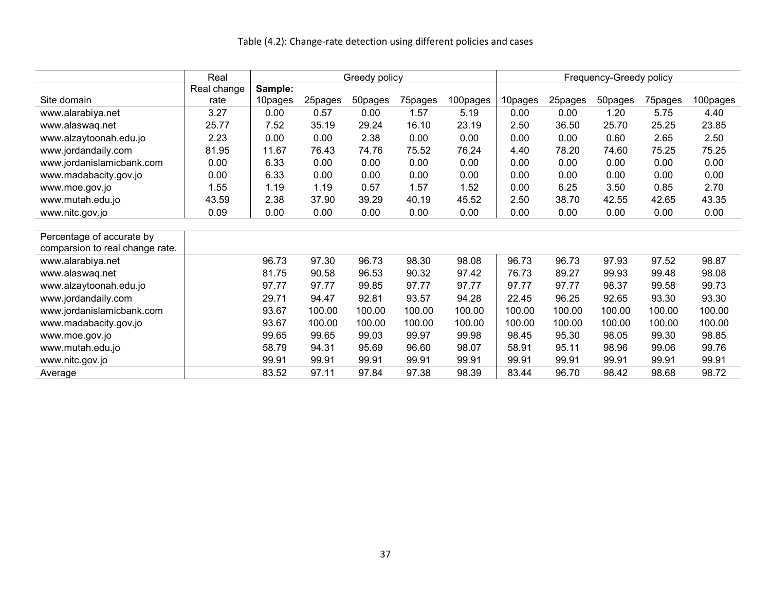Table (4.2): Change-rate detection using different policies and cases

| | Real | Greedy policy | | | | | Frequency-Greedy policy | | | | |
|---|---|---|---|---|---|---|---|---|---|---|---|
| | Real change | **Sample:** | | | | | | | | | |
| Site domain | rate | 10pages | 25pages | 50pages | 75pages | 100pages | 10pages | 25pages | 50pages | 75pages | 100pages |
| www.alarabiya.net | 3.27 | 0.00 | 0.57 | 0.00 | 1.57 | 5.19 | 0.00 | 0.00 | 1.20 | 5.75 | 4.40 |
| www.alaswaq.net | 25.77 | 7.52 | 35.19 | 29.24 | 16.10 | 23.19 | 2.50 | 36.50 | 25.70 | 25.25 | 23.85 |
| www.alzaytoonah.edu.jo | 2.23 | 0.00 | 0.00 | 2.38 | 0.00 | 0.00 | 0.00 | 0.00 | 0.60 | 2.65 | 2.50 |
| www.jordandaily.com | 81.95 | 11.67 | 76.43 | 74.76 | 75.52 | 76.24 | 4.40 | 78.20 | 74.60 | 75.25 | 75.25 |
| www.jordanislamicbank.com | 0.00 | 6.33 | 0.00 | 0.00 | 0.00 | 0.00 | 0.00 | 0.00 | 0.00 | 0.00 | 0.00 |
| www.madabacity.gov.jo | 0.00 | 6.33 | 0.00 | 0.00 | 0.00 | 0.00 | 0.00 | 0.00 | 0.00 | 0.00 | 0.00 |
| www.moe.gov.jo | 1.55 | 1.19 | 1.19 | 0.57 | 1.57 | 1.52 | 0.00 | 6.25 | 3.50 | 0.85 | 2.70 |
| www.mutah.edu.jo | 43.59 | 2.38 | 37.90 | 39.29 | 40.19 | 45.52 | 2.50 | 38.70 | 42.55 | 42.65 | 43.35 |
| www.nitc.gov.jo | 0.09 | 0.00 | 0.00 | 0.00 | 0.00 | 0.00 | 0.00 | 0.00 | 0.00 | 0.00 | 0.00 |
| | | | | | | | | | | | |
| Percentage of accurate by comparsion to real change rate. | | | | | | | | | | | |
| www.alarabiya.net | | 96.73 | 97.30 | 96.73 | 98.30 | 98.08 | 96.73 | 96.73 | 97.93 | 97.52 | 98.87 |
| www.alaswaq.net | | 81.75 | 90.58 | 96.53 | 90.32 | 97.42 | 76.73 | 89.27 | 99.93 | 99.48 | 98.08 |
| www.alzaytoonah.edu.jo | | 97.77 | 97.77 | 99.85 | 97.77 | 97.77 | 97.77 | 97.77 | 98.37 | 99.58 | 99.73 |
| www.jordandaily.com | | 29.71 | 94.47 | 92.81 | 93.57 | 94.28 | 22.45 | 96.25 | 92.65 | 93.30 | 93.30 |
| www.jordanislamicbank.com | | 93.67 | 100.00 | 100.00 | 100.00 | 100.00 | 100.00 | 100.00 | 100.00 | 100.00 | 100.00 |
| www.madabacity.gov.jo | | 93.67 | 100.00 | 100.00 | 100.00 | 100.00 | 100.00 | 100.00 | 100.00 | 100.00 | 100.00 |
| www.moe.gov.jo | | 99.65 | 99.65 | 99.03 | 99.97 | 99.98 | 98.45 | 95.30 | 98.05 | 99.30 | 98.85 |
| www.mutah.edu.jo | | 58.79 | 94.31 | 95.69 | 96.60 | 98.07 | 58.91 | 95.11 | 98.96 | 99.06 | 99.76 |
| www.nitc.gov.jo | | 99.91 | 99.91 | 99.91 | 99.91 | 99.91 | 99.91 | 99.91 | 99.91 | 99.91 | 99.91 |
| Average | | 83.52 | 97.11 | 97.84 | 97.38 | 98.39 | 83.44 | 96.70 | 98.42 | 98.68 | 98.72 |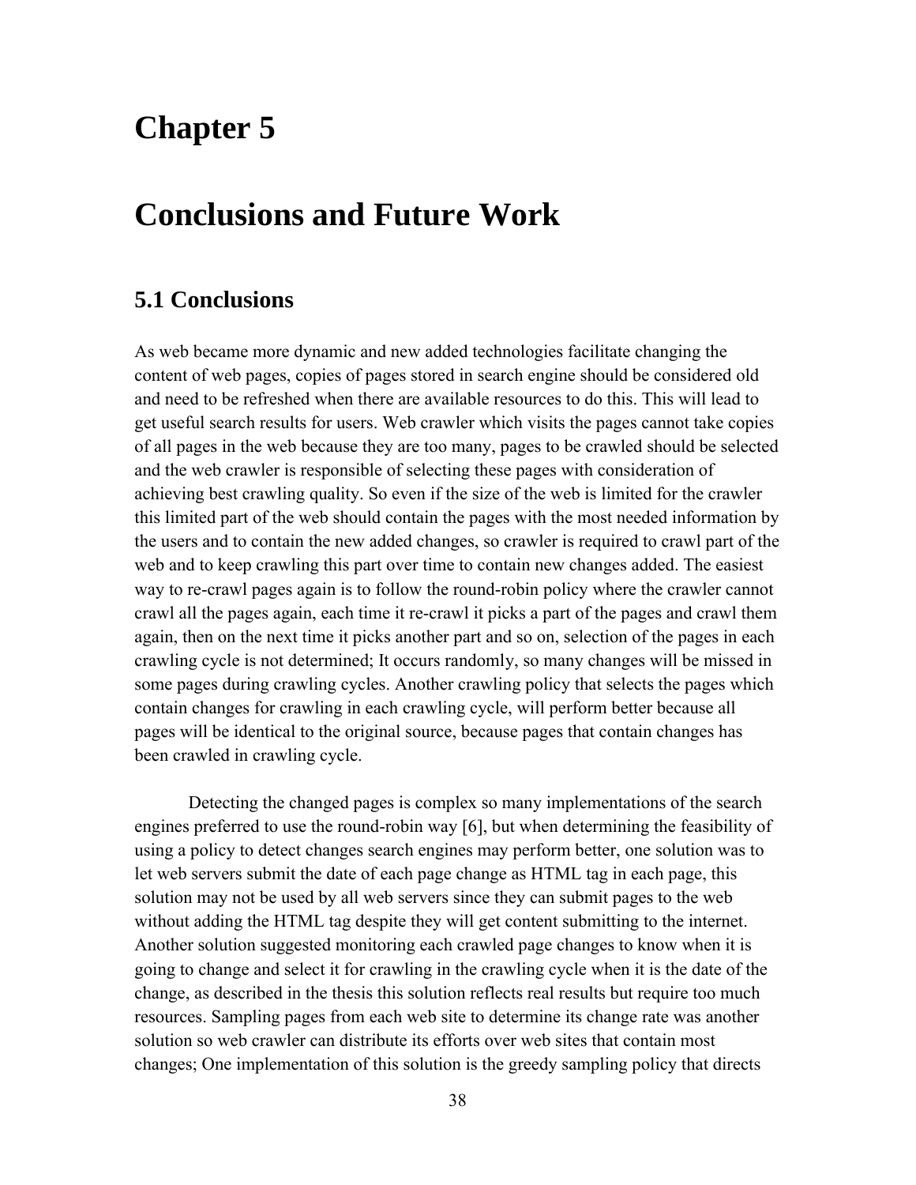# Chapter 5

# Conclusions and Future Work

## 5.1 Conclusions

As web became more dynamic and new added technologies facilitate changing the content of web pages, copies of pages stored in search engine should be considered old and need to be refreshed when there are available resources to do this. This will lead to get useful search results for users. Web crawler which visits the pages cannot take copies of all pages in the web because they are too many, pages to be crawled should be selected and the web crawler is responsible of selecting these pages with consideration of achieving best crawling quality. So even if the size of the web is limited for the crawler this limited part of the web should contain the pages with the most needed information by the users and to contain the new added changes, so crawler is required to crawl part of the web and to keep crawling this part over time to contain new changes added. The easiest way to re-crawl pages again is to follow the round-robin policy where the crawler cannot crawl all the pages again, each time it re-crawl it picks a part of the pages and crawl them again, then on the next time it picks another part and so on, selection of the pages in each crawling cycle is not determined; It occurs randomly, so many changes will be missed in some pages during crawling cycles. Another crawling policy that selects the pages which contain changes for crawling in each crawling cycle, will perform better because all pages will be identical to the original source, because pages that contain changes has been crawled in crawling cycle.

Detecting the changed pages is complex so many implementations of the search engines preferred to use the round-robin way [6], but when determining the feasibility of using a policy to detect changes search engines may perform better, one solution was to let web servers submit the date of each page change as HTML tag in each page, this solution may not be used by all web servers since they can submit pages to the web without adding the HTML tag despite they will get content submitting to the internet. Another solution suggested monitoring each crawled page changes to know when it is going to change and select it for crawling in the crawling cycle when it is the date of the change, as described in the thesis this solution reflects real results but require too much resources. Sampling pages from each web site to determine its change rate was another solution so web crawler can distribute its efforts over web sites that contain most changes; One implementation of this solution is the greedy sampling policy that directs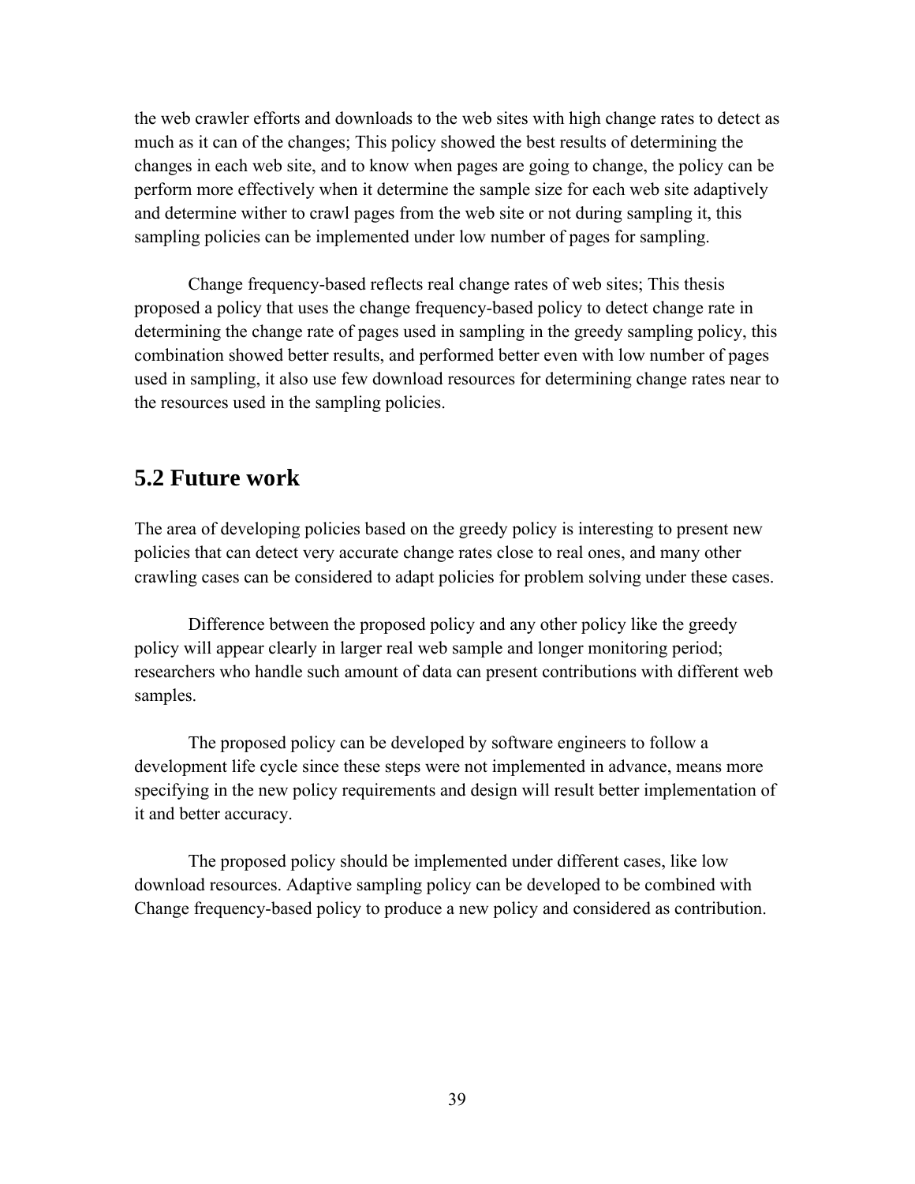the web crawler efforts and downloads to the web sites with high change rates to detect as much as it can of the changes; This policy showed the best results of determining the changes in each web site, and to know when pages are going to change, the policy can be perform more effectively when it determine the sample size for each web site adaptively and determine wither to crawl pages from the web site or not during sampling it, this sampling policies can be implemented under low number of pages for sampling.

Change frequency-based reflects real change rates of web sites; This thesis proposed a policy that uses the change frequency-based policy to detect change rate in determining the change rate of pages used in sampling in the greedy sampling policy, this combination showed better results, and performed better even with low number of pages used in sampling, it also use few download resources for determining change rates near to the resources used in the sampling policies.

## 5.2 Future work

The area of developing policies based on the greedy policy is interesting to present new policies that can detect very accurate change rates close to real ones, and many other crawling cases can be considered to adapt policies for problem solving under these cases.

Difference between the proposed policy and any other policy like the greedy policy will appear clearly in larger real web sample and longer monitoring period; researchers who handle such amount of data can present contributions with different web samples.

The proposed policy can be developed by software engineers to follow a development life cycle since these steps were not implemented in advance, means more specifying in the new policy requirements and design will result better implementation of it and better accuracy.

The proposed policy should be implemented under different cases, like low download resources. Adaptive sampling policy can be developed to be combined with Change frequency-based policy to produce a new policy and considered as contribution.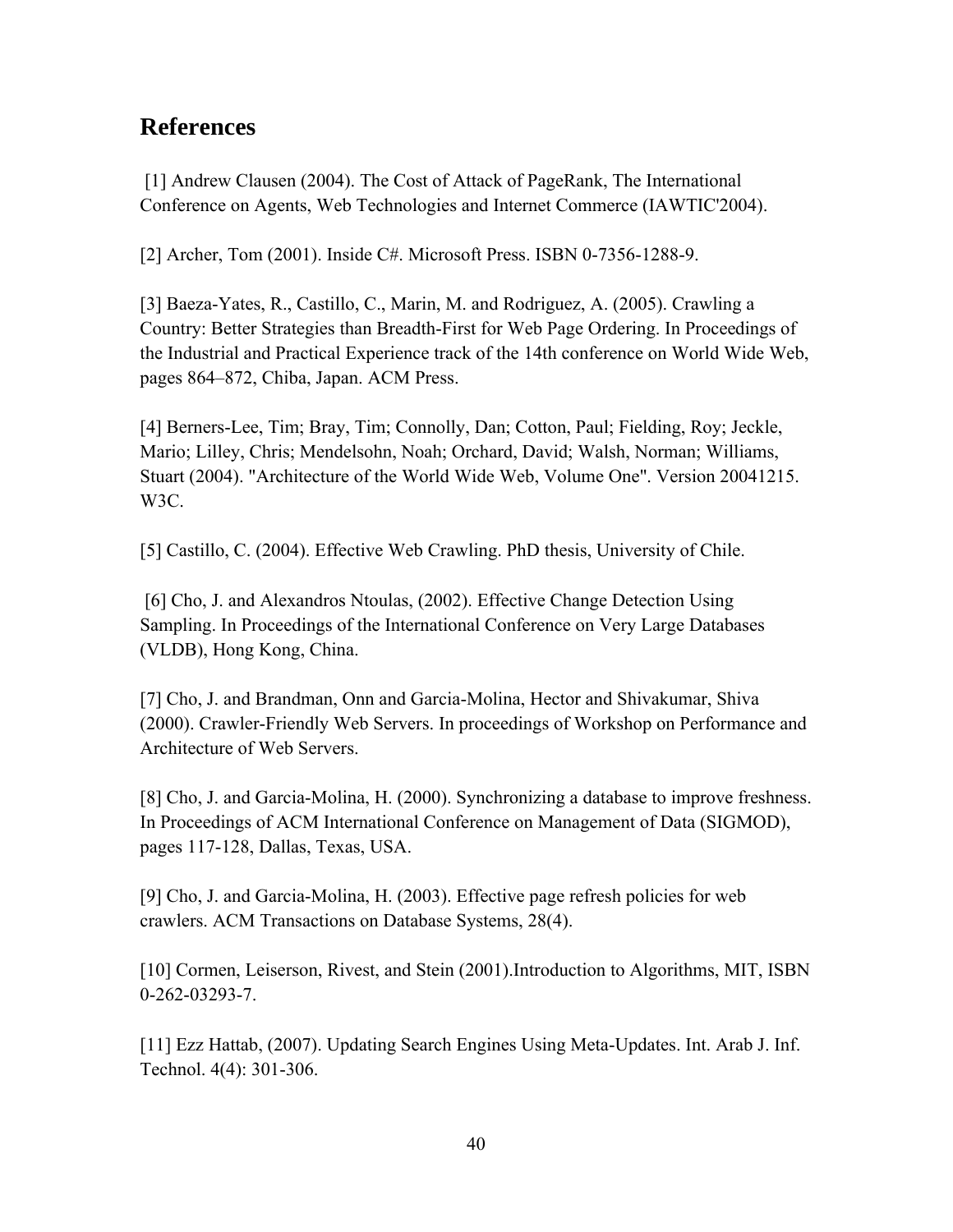## References

[1] Andrew Clausen (2004). The Cost of Attack of PageRank, The International Conference on Agents, Web Technologies and Internet Commerce (IAWTIC'2004).

[2] Archer, Tom (2001). Inside C#. Microsoft Press. ISBN 0-7356-1288-9.

[3] Baeza-Yates, R., Castillo, C., Marin, M. and Rodriguez, A. (2005). Crawling a Country: Better Strategies than Breadth-First for Web Page Ordering. In Proceedings of the Industrial and Practical Experience track of the 14th conference on World Wide Web, pages 864–872, Chiba, Japan. ACM Press.

[4] Berners-Lee, Tim; Bray, Tim; Connolly, Dan; Cotton, Paul; Fielding, Roy; Jeckle, Mario; Lilley, Chris; Mendelsohn, Noah; Orchard, David; Walsh, Norman; Williams, Stuart (2004). "Architecture of the World Wide Web, Volume One". Version 20041215. W3C.

[5] Castillo, C. (2004). Effective Web Crawling. PhD thesis, University of Chile.

[6] Cho, J. and Alexandros Ntoulas, (2002). Effective Change Detection Using Sampling. In Proceedings of the International Conference on Very Large Databases (VLDB), Hong Kong, China.

[7] Cho, J. and Brandman, Onn and Garcia-Molina, Hector and Shivakumar, Shiva (2000). Crawler-Friendly Web Servers. In proceedings of Workshop on Performance and Architecture of Web Servers.

[8] Cho, J. and Garcia-Molina, H. (2000). Synchronizing a database to improve freshness. In Proceedings of ACM International Conference on Management of Data (SIGMOD), pages 117-128, Dallas, Texas, USA.

[9] Cho, J. and Garcia-Molina, H. (2003). Effective page refresh policies for web crawlers. ACM Transactions on Database Systems, 28(4).

[10] Cormen, Leiserson, Rivest, and Stein (2001).Introduction to Algorithms, MIT, ISBN 0-262-03293-7.

[11] Ezz Hattab, (2007). Updating Search Engines Using Meta-Updates. Int. Arab J. Inf. Technol. 4(4): 301-306.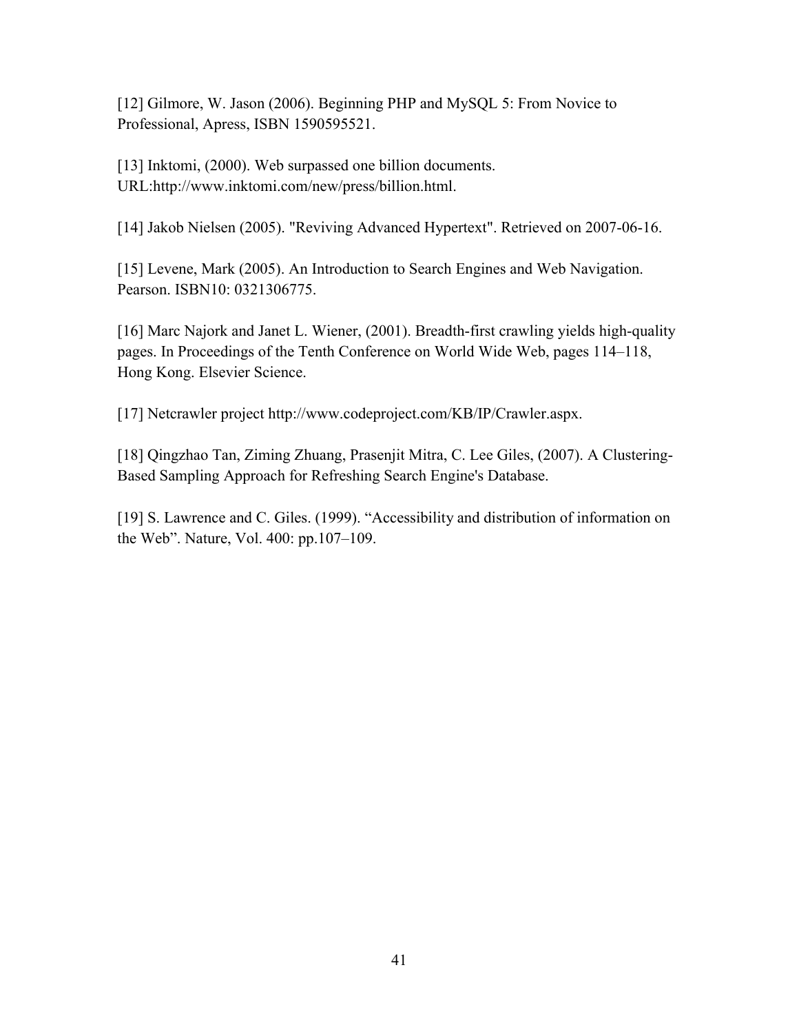[12] Gilmore, W. Jason (2006). Beginning PHP and MySQL 5: From Novice to Professional, Apress, ISBN 1590595521.

[13] Inktomi, (2000). Web surpassed one billion documents. URL:http://www.inktomi.com/new/press/billion.html.

[14] Jakob Nielsen (2005). "Reviving Advanced Hypertext". Retrieved on 2007-06-16.

[15] Levene, Mark (2005). An Introduction to Search Engines and Web Navigation. Pearson. ISBN10: 0321306775.

[16] Marc Najork and Janet L. Wiener, (2001). Breadth-first crawling yields high-quality pages. In Proceedings of the Tenth Conference on World Wide Web, pages 114–118, Hong Kong. Elsevier Science.

[17] Netcrawler project http://www.codeproject.com/KB/IP/Crawler.aspx.

[18] Qingzhao Tan, Ziming Zhuang, Prasenjit Mitra, C. Lee Giles, (2007). A Clustering-Based Sampling Approach for Refreshing Search Engine's Database.

[19] S. Lawrence and C. Giles. (1999). "Accessibility and distribution of information on the Web". Nature, Vol. 400: pp.107–109.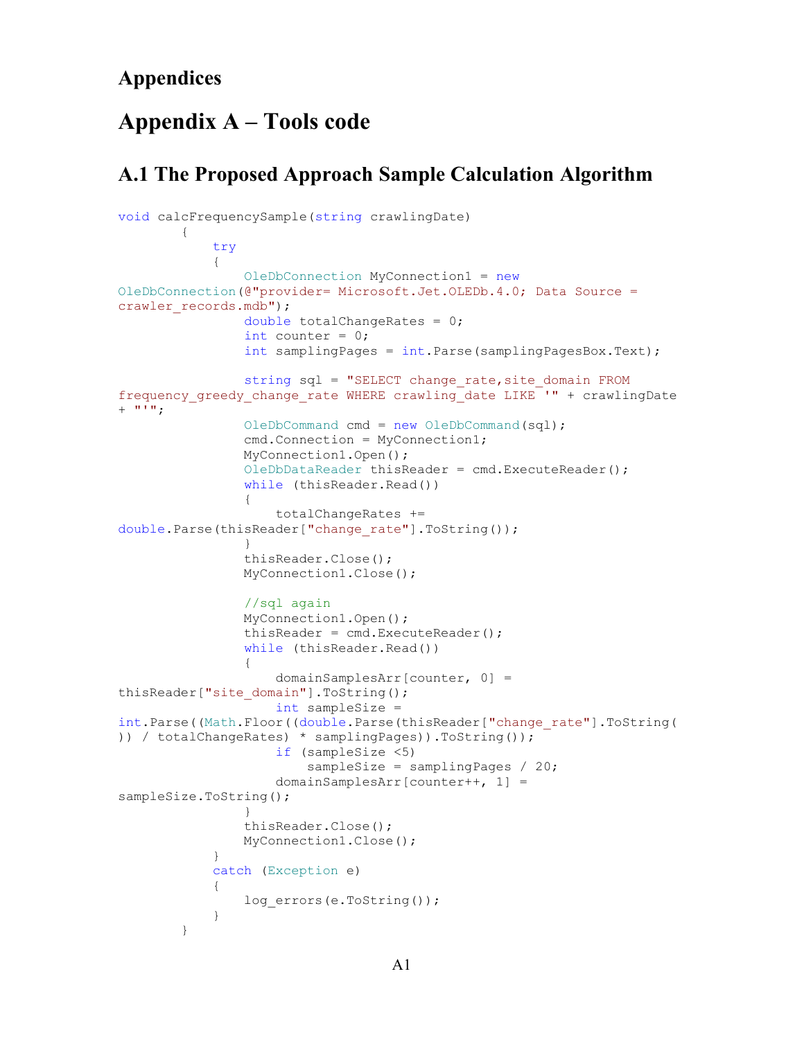# Appendices

# Appendix A – Tools code

## A.1 The Proposed Approach Sample Calculation Algorithm

```
void calcFrequencySample(string crawlingDate)
        {
            try
            {
                OleDbConnection MyConnection1 = new
OleDbConnection(@"provider= Microsoft.Jet.OLEDb.4.0; Data Source =
crawler_records.mdb");
                double totalChangeRates = 0;
                int counter = 0;
                int samplingPages = int.Parse(samplingPagesBox.Text);

                string sql = "SELECT change_rate,site_domain FROM
frequency_greedy_change_rate WHERE crawling_date LIKE '" + crawlingDate
+ "'";
                OleDbCommand cmd = new OleDbCommand(sql);
                cmd.Connection = MyConnection1;
                MyConnection1.Open();
                OleDbDataReader thisReader = cmd.ExecuteReader();
                while (thisReader.Read())
                {
                    totalChangeRates +=
double.Parse(thisReader["change_rate"].ToString());
                }
                thisReader.Close();
                MyConnection1.Close();

                //sql again
                MyConnection1.Open();
                thisReader = cmd.ExecuteReader();
                while (thisReader.Read())
                {
                    domainSamplesArr[counter, 0] =
thisReader["site_domain"].ToString();
                    int sampleSize =
int.Parse((Math.Floor((double.Parse(thisReader["change_rate"].ToString(
)) / totalChangeRates) * samplingPages)).ToString());
                    if (sampleSize <5)
                        sampleSize = samplingPages / 20;
                    domainSamplesArr[counter++, 1] =
sampleSize.ToString();
                }
                thisReader.Close();
                MyConnection1.Close();
            }
            catch (Exception e)
            {
                log_errors(e.ToString());
            }
        }
```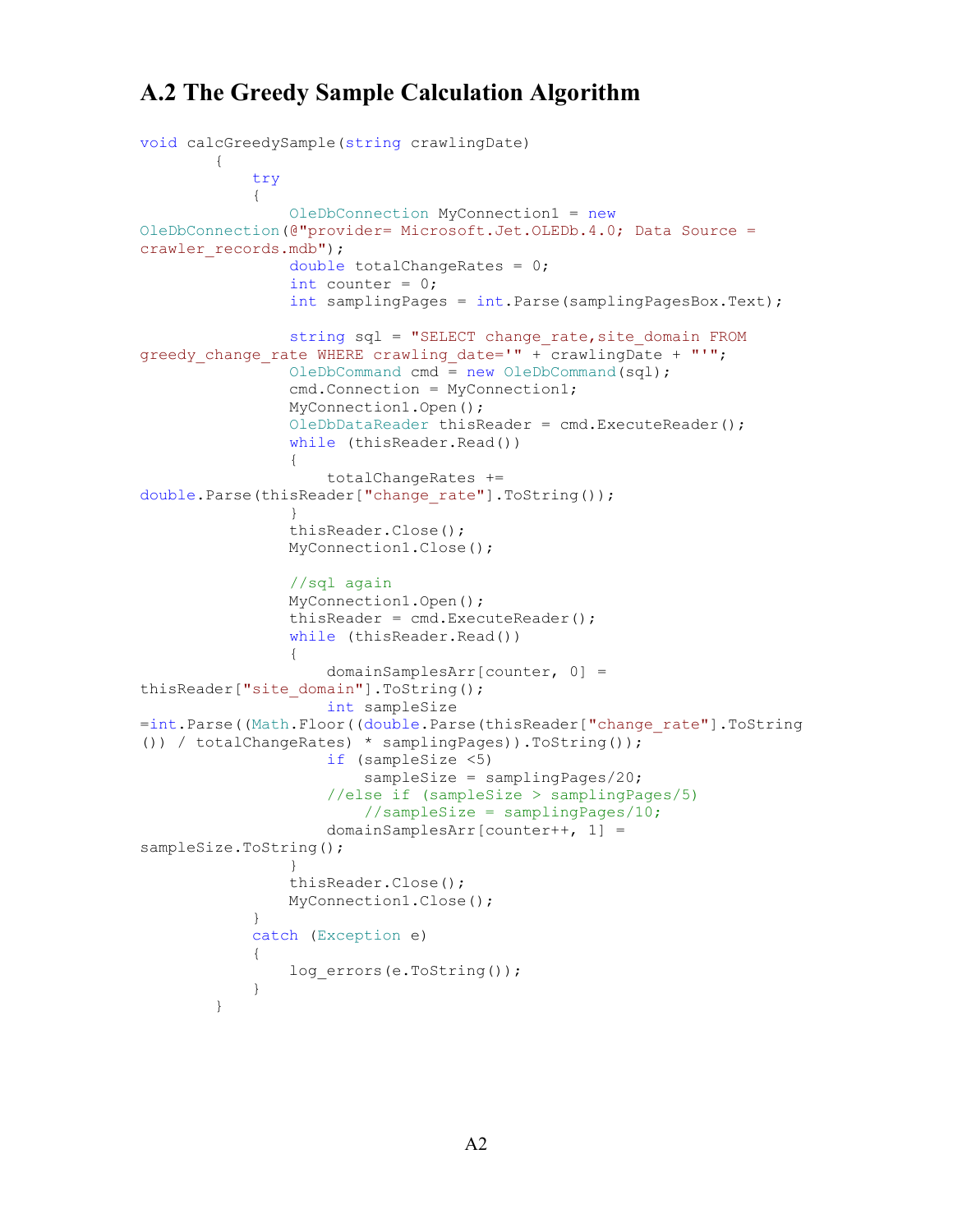## A.2 The Greedy Sample Calculation Algorithm

```
void calcGreedySample(string crawlingDate)
        {
            try
            {
                OleDbConnection MyConnection1 = new
OleDbConnection(@"provider= Microsoft.Jet.OLEDb.4.0; Data Source =
crawler_records.mdb");
                double totalChangeRates = 0;
                int counter = 0;
                int samplingPages = int.Parse(samplingPagesBox.Text);

                string sql = "SELECT change_rate,site_domain FROM
greedy_change_rate WHERE crawling_date='" + crawlingDate + "'";
                OleDbCommand cmd = new OleDbCommand(sql);
                cmd.Connection = MyConnection1;
                MyConnection1.Open();
                OleDbDataReader thisReader = cmd.ExecuteReader();
                while (thisReader.Read())
                {
                    totalChangeRates +=
double.Parse(thisReader["change_rate"].ToString());
                }
                thisReader.Close();
                MyConnection1.Close();

                //sql again
                MyConnection1.Open();
                thisReader = cmd.ExecuteReader();
                while (thisReader.Read())
                {
                    domainSamplesArr[counter, 0] =
thisReader["site_domain"].ToString();
                    int sampleSize
=int.Parse((Math.Floor((double.Parse(thisReader["change_rate"].ToString
()) / totalChangeRates) * samplingPages)).ToString());
                    if (sampleSize <5)
                        sampleSize = samplingPages/20;
                    //else if (sampleSize > samplingPages/5)
                        //sampleSize = samplingPages/10;
                    domainSamplesArr[counter++, 1] =
sampleSize.ToString();
                }
                thisReader.Close();
                MyConnection1.Close();
            }
            catch (Exception e)
            {
                log_errors(e.ToString());
            }
        }
```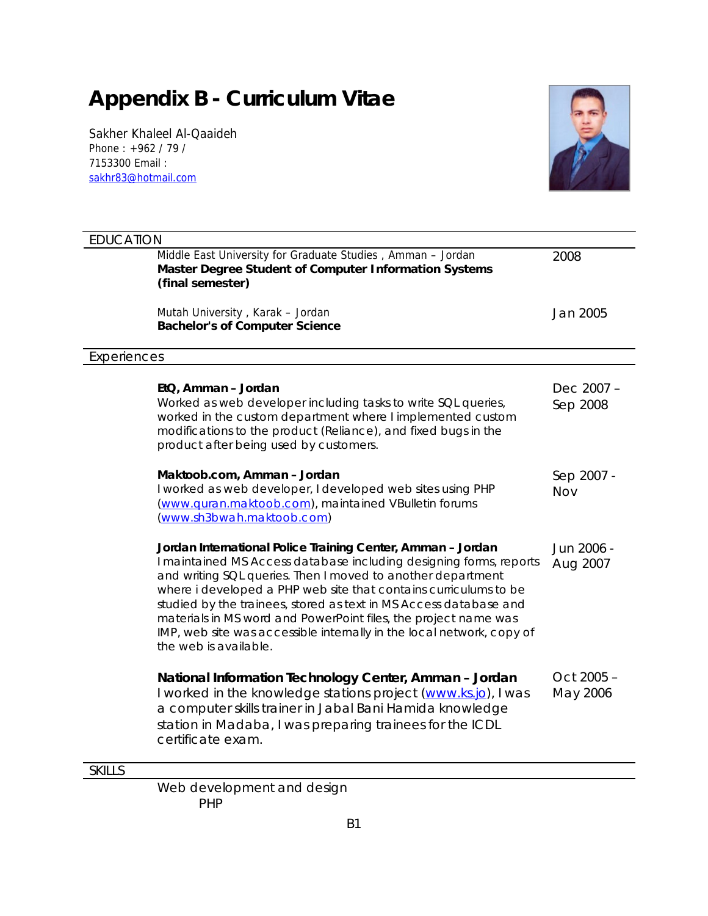# Appendix B - Curriculum Vitae

Sakher Khaleel Al-Qaaideh
Phone : +962 / 79 / 7153300 Email : sakhr83@hotmail.com

## EDUCATION

| | |
|---|---|
| Middle East University for Graduate Studies , Amman – Jordan<br>**Master Degree Student of Computer Information Systems (final semester)** | 2008 |
| Mutah University , Karak – Jordan<br>**Bachelor's of Computer Science** | Jan 2005 |

## Experiences

| | |
|---|---|
| **EtQ, Amman – Jordan**<br>Worked as web developer including tasks to write SQL queries, worked in the custom department where I implemented custom modifications to the product (Reliance), and fixed bugs in the product after being used by customers. | Dec 2007 – Sep 2008 |
| **Maktoob.com, Amman – Jordan**<br>I worked as web developer, I developed web sites using PHP (www.quran.maktoob.com), maintained VBulletin forums (www.sh3bwah.maktoob.com) | Sep 2007 - Nov |
| **Jordan International Police Training Center, Amman – Jordan**<br>I maintained MS Access database including designing forms, reports and writing SQL queries. Then I moved to another department where i developed a PHP web site that contains curriculums to be studied by the trainees, stored as text in MS Access database and materials in MS word and PowerPoint files, the project name was IMP, web site was accessible internally in the local network, copy of the web is available. | Jun 2006 - Aug 2007 |
| **National Information Technology Center, Amman – Jordan**<br>I worked in the knowledge stations project (www.ks.jo), I was a computer skills trainer in Jabal Bani Hamida knowledge station in Madaba, I was preparing trainees for the ICDL certificate exam. | Oct 2005 – May 2006 |

## SKILLS

Web development and design
- PHP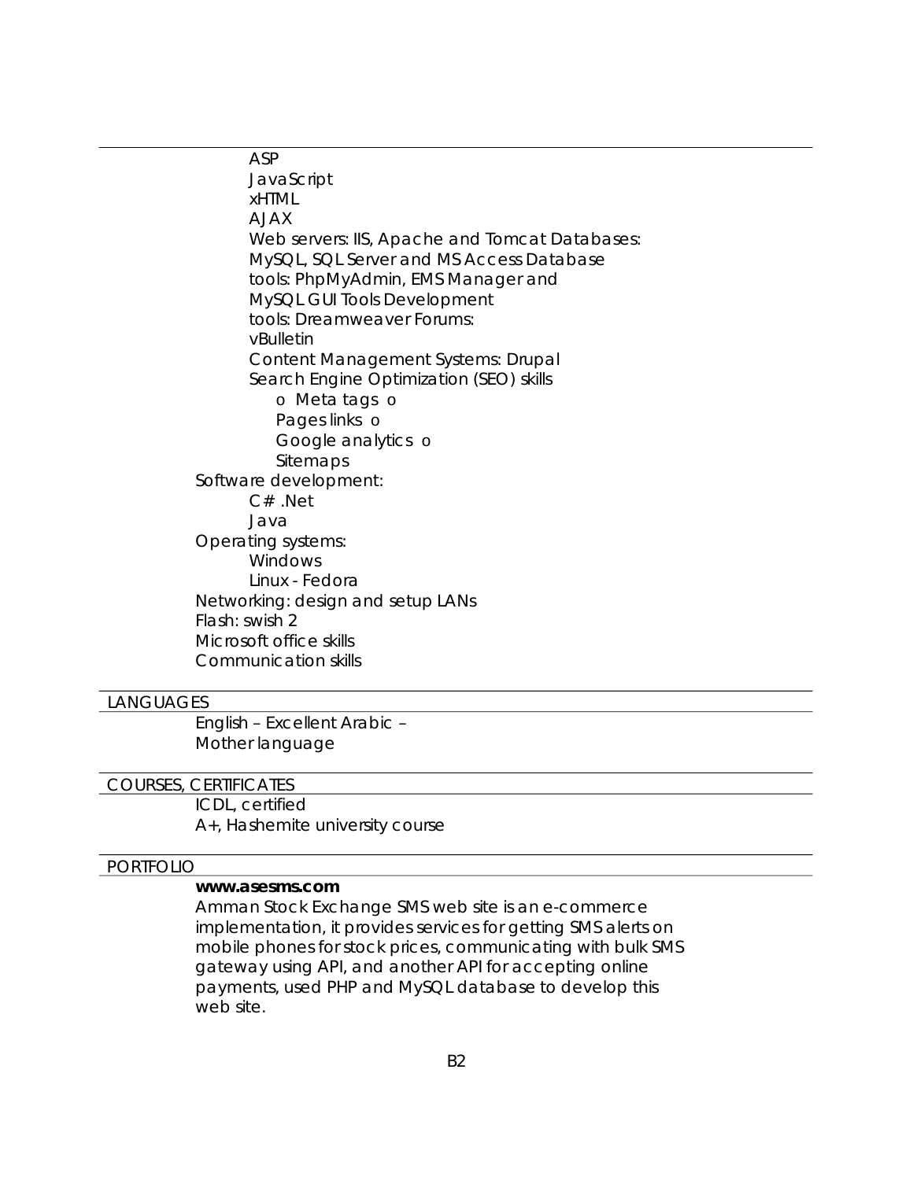- ASP
- JavaScript
- xHTML
- AJAX
- Web servers: IIS, Apache and Tomcat Databases:
- MySQL, SQL Server and MS Access Database
- tools: PhpMyAdmin, EMS Manager and
- MySQL GUI Tools Development
- tools: Dreamweaver Forums:
- vBulletin
- Content Management Systems: Drupal
- Search Engine Optimization (SEO) skills
  - o Meta tags o
  - Pages links o
  - Google analytics o
  - Sitemaps

Software development:

- C# .Net
- Java

Operating systems:

- Windows
- Linux - Fedora

Networking: design and setup LANs

Flash: swish 2

Microsoft office skills

Communication skills

## LANGUAGES

English – Excellent Arabic –
Mother language

## COURSES, CERTIFICATES

ICDL, certified

A+, Hashemite university course

## PORTFOLIO

**www.asesms.com**

Amman Stock Exchange SMS web site is an e-commerce implementation, it provides services for getting SMS alerts on mobile phones for stock prices, communicating with bulk SMS gateway using API, and another API for accepting online payments, used PHP and MySQL database to develop this web site.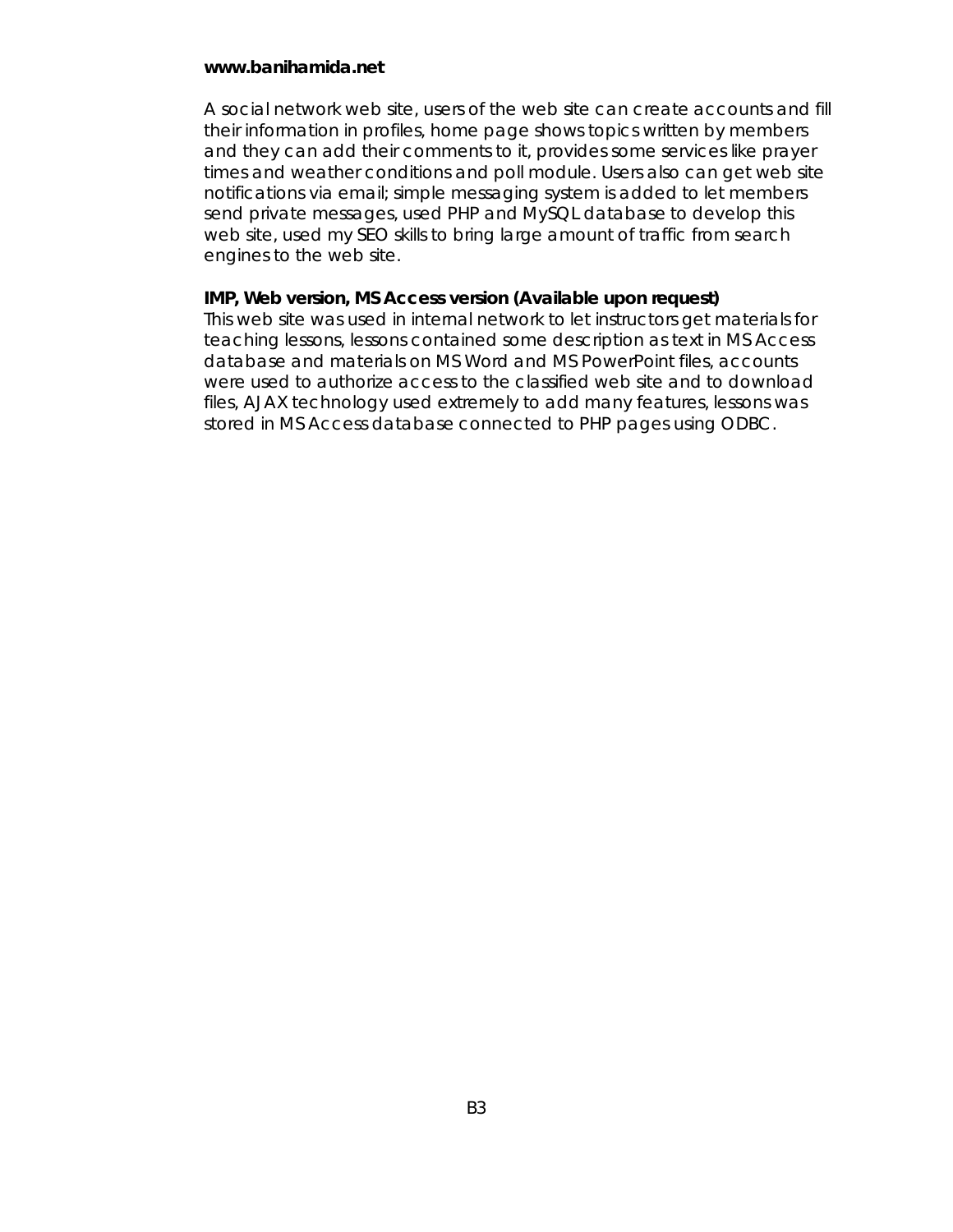**www.banihamida.net**

A social network web site, users of the web site can create accounts and fill their information in profiles, home page shows topics written by members and they can add their comments to it, provides some services like prayer times and weather conditions and poll module. Users also can get web site notifications via email; simple messaging system is added to let members send private messages, used PHP and MySQL database to develop this web site, used my SEO skills to bring large amount of traffic from search engines to the web site.

**IMP, Web version, MS Access version (Available upon request)**

This web site was used in internal network to let instructors get materials for teaching lessons, lessons contained some description as text in MS Access database and materials on MS Word and MS PowerPoint files, accounts were used to authorize access to the classified web site and to download files, AJAX technology used extremely to add many features, lessons was stored in MS Access database connected to PHP pages using ODBC.